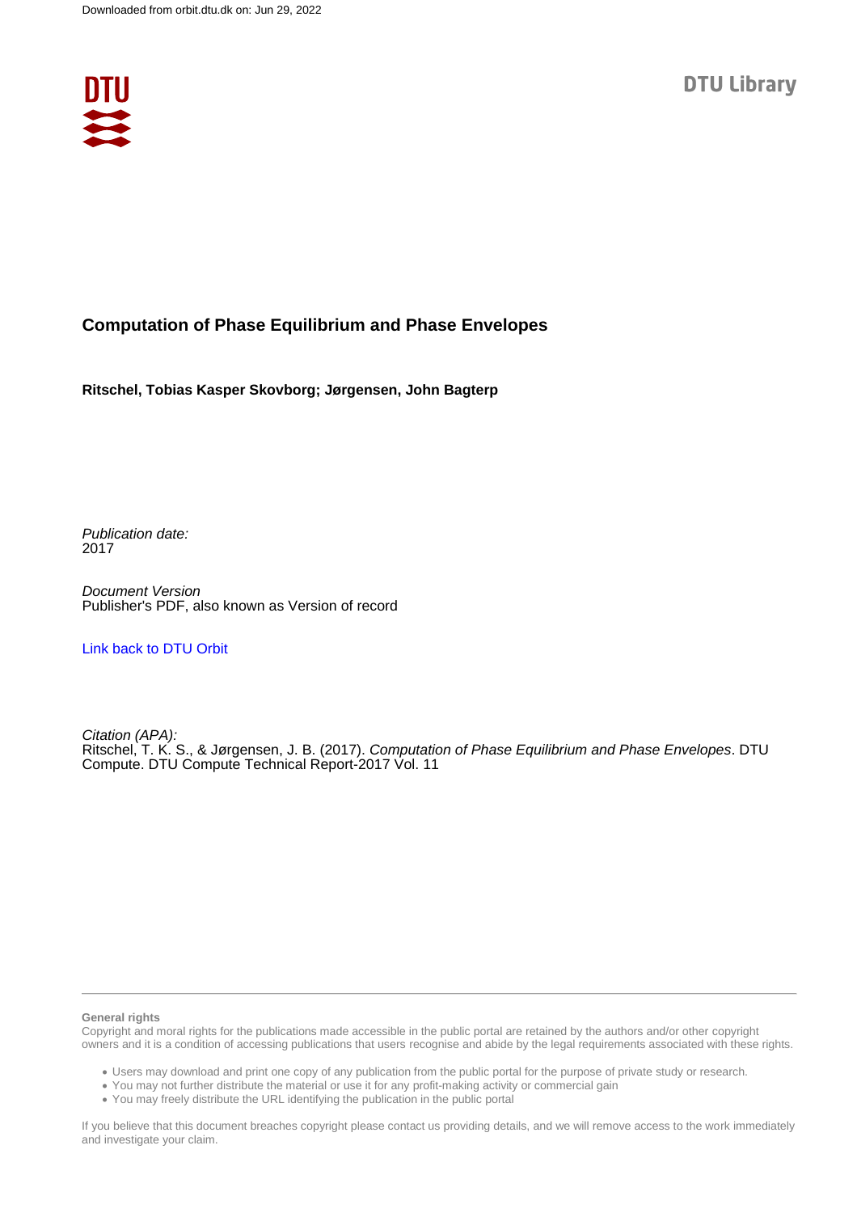# Computation of Phase Equilibrium and Phase Envelopes

**Ritschel, Tobias Kasper Skovborg; Jørgensen, John Bagterp**

*Publication date:*
2017

*Document Version*
Publisher's PDF, also known as Version of record

Link back to DTU Orbit

*Citation (APA):*
Ritschel, T. K. S., & Jørgensen, J. B. (2017). *Computation of Phase Equilibrium and Phase Envelopes*. DTU Compute. DTU Compute Technical Report-2017 Vol. 11

**General rights**
Copyright and moral rights for the publications made accessible in the public portal are retained by the authors and/or other copyright owners and it is a condition of accessing publications that users recognise and abide by the legal requirements associated with these rights.

- Users may download and print one copy of any publication from the public portal for the purpose of private study or research.
- You may not further distribute the material or use it for any profit-making activity or commercial gain
- You may freely distribute the URL identifying the publication in the public portal

If you believe that this document breaches copyright please contact us providing details, and we will remove access to the work immediately and investigate your claim.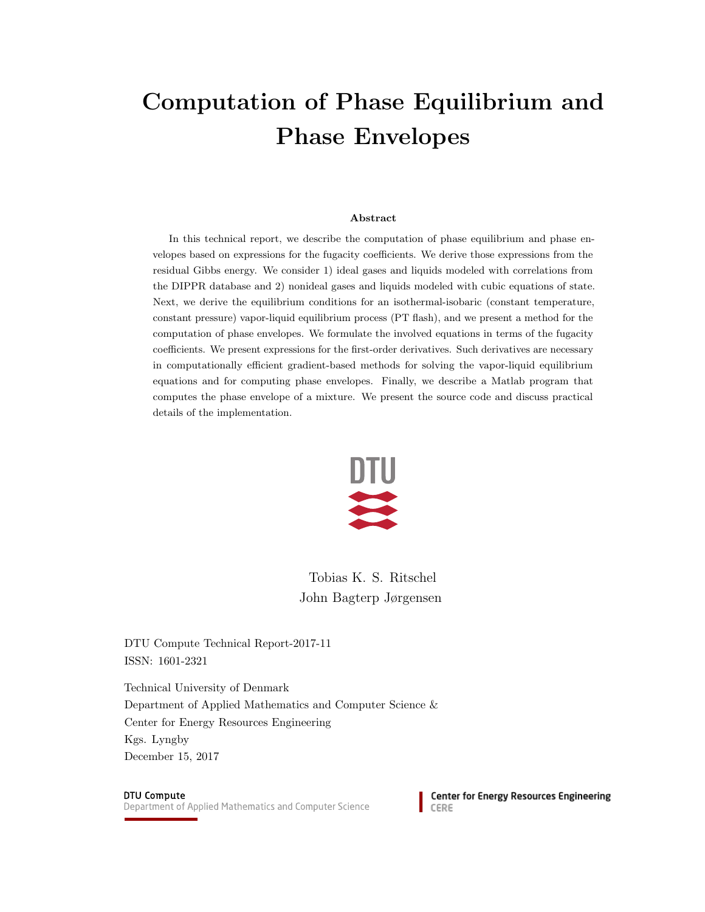# Computation of Phase Equilibrium and Phase Envelopes

**Abstract**

In this technical report, we describe the computation of phase equilibrium and phase envelopes based on expressions for the fugacity coefficients. We derive those expressions from the residual Gibbs energy. We consider 1) ideal gases and liquids modeled with correlations from the DIPPR database and 2) nonideal gases and liquids modeled with cubic equations of state. Next, we derive the equilibrium conditions for an isothermal-isobaric (constant temperature, constant pressure) vapor-liquid equilibrium process (PT flash), and we present a method for the computation of phase envelopes. We formulate the involved equations in terms of the fugacity coefficients. We present expressions for the first-order derivatives. Such derivatives are necessary in computationally efficient gradient-based methods for solving the vapor-liquid equilibrium equations and for computing phase envelopes. Finally, we describe a Matlab program that computes the phase envelope of a mixture. We present the source code and discuss practical details of the implementation.

DTU

Tobias K. S. Ritschel
John Bagterp Jørgensen

DTU Compute Technical Report-2017-11
ISSN: 1601-2321

Technical University of Denmark
Department of Applied Mathematics and Computer Science &
Center for Energy Resources Engineering
Kgs. Lyngby
December 15, 2017

DTU Compute
Department of Applied Mathematics and Computer Science

Center for Energy Resources Engineering
CERE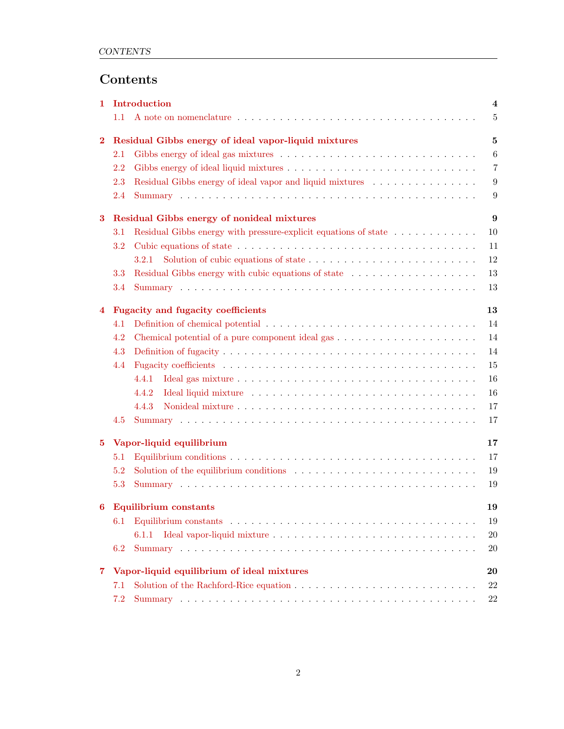# Contents

**1 Introduction** **4**
- 1.1 A note on nomenclature . . . 5

**2 Residual Gibbs energy of ideal vapor-liquid mixtures** **5**
- 2.1 Gibbs energy of ideal gas mixtures . . . 6
- 2.2 Gibbs energy of ideal liquid mixtures . . . 7
- 2.3 Residual Gibbs energy of ideal vapor and liquid mixtures . . . 9
- 2.4 Summary . . . 9

**3 Residual Gibbs energy of nonideal mixtures** **9**
- 3.1 Residual Gibbs energy with pressure-explicit equations of state . . . 10
- 3.2 Cubic equations of state . . . 11
  - 3.2.1 Solution of cubic equations of state . . . 12
- 3.3 Residual Gibbs energy with cubic equations of state . . . 13
- 3.4 Summary . . . 13

**4 Fugacity and fugacity coefficients** **13**
- 4.1 Definition of chemical potential . . . 14
- 4.2 Chemical potential of a pure component ideal gas . . . 14
- 4.3 Definition of fugacity . . . 14
- 4.4 Fugacity coefficients . . . 15
  - 4.4.1 Ideal gas mixture . . . 16
  - 4.4.2 Ideal liquid mixture . . . 16
  - 4.4.3 Nonideal mixture . . . 17
- 4.5 Summary . . . 17

**5 Vapor-liquid equilibrium** **17**
- 5.1 Equilibrium conditions . . . 17
- 5.2 Solution of the equilibrium conditions . . . 19
- 5.3 Summary . . . 19

**6 Equilibrium constants** **19**
- 6.1 Equilibrium constants . . . 19
  - 6.1.1 Ideal vapor-liquid mixture . . . 20
- 6.2 Summary . . . 20

**7 Vapor-liquid equilibrium of ideal mixtures** **20**
- 7.1 Solution of the Rachford-Rice equation . . . 22
- 7.2 Summary . . . 22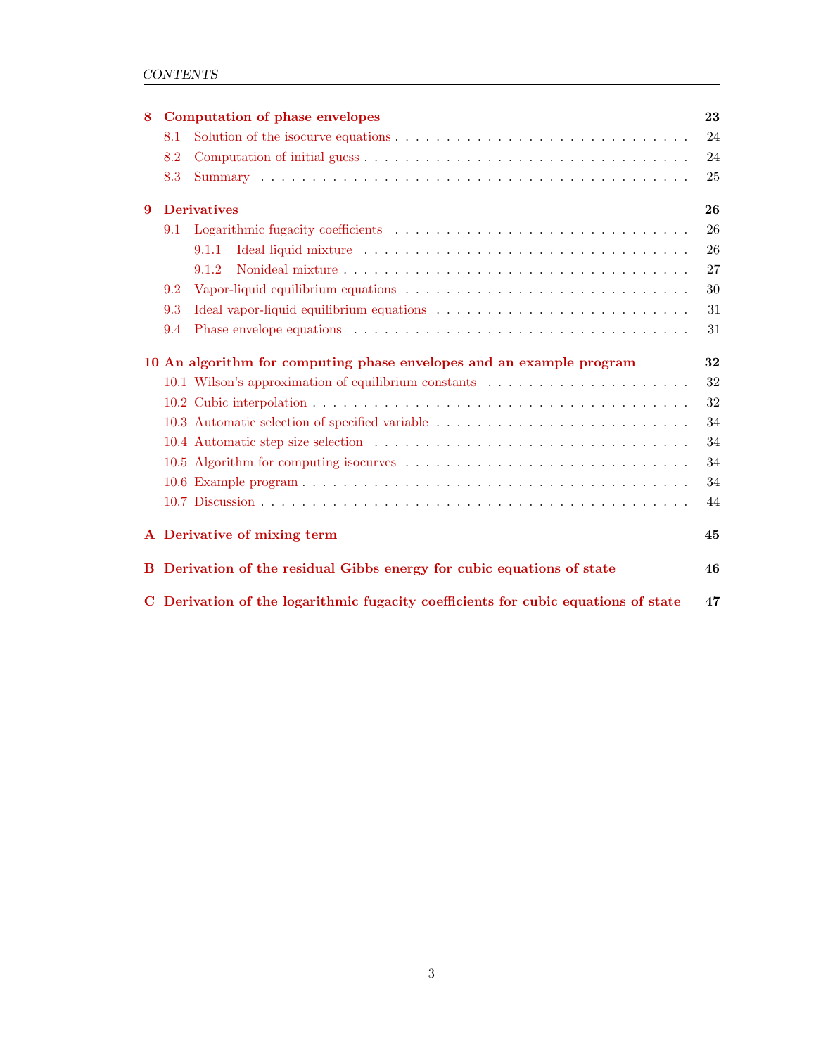| | | |
|---|---|---|
| **8** | **Computation of phase envelopes** | **23** |
| 8.1 | Solution of the isocurve equations | 24 |
| 8.2 | Computation of initial guess | 24 |
| 8.3 | Summary | 25 |
| **9** | **Derivatives** | **26** |
| 9.1 | Logarithmic fugacity coefficients | 26 |
| 9.1.1 | Ideal liquid mixture | 26 |
| 9.1.2 | Nonideal mixture | 27 |
| 9.2 | Vapor-liquid equilibrium equations | 30 |
| 9.3 | Ideal vapor-liquid equilibrium equations | 31 |
| 9.4 | Phase envelope equations | 31 |
| **10** | **An algorithm for computing phase envelopes and an example program** | **32** |
| 10.1 | Wilson's approximation of equilibrium constants | 32 |
| 10.2 | Cubic interpolation | 32 |
| 10.3 | Automatic selection of specified variable | 34 |
| 10.4 | Automatic step size selection | 34 |
| 10.5 | Algorithm for computing isocurves | 34 |
| 10.6 | Example program | 34 |
| 10.7 | Discussion | 44 |
| **A** | **Derivative of mixing term** | **45** |
| **B** | **Derivation of the residual Gibbs energy for cubic equations of state** | **46** |
| **C** | **Derivation of the logarithmic fugacity coefficients for cubic equations of state** | **47** |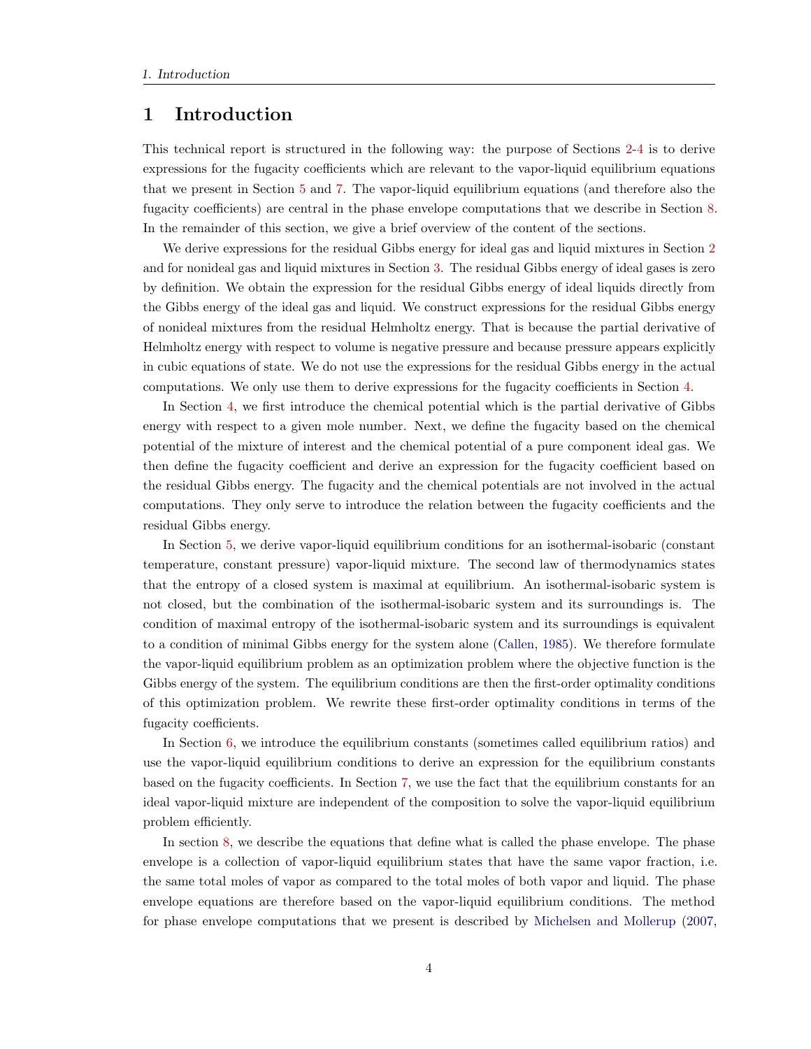# 1 Introduction

This technical report is structured in the following way: the purpose of Sections 2-4 is to derive expressions for the fugacity coefficients which are relevant to the vapor-liquid equilibrium equations that we present in Section 5 and 7. The vapor-liquid equilibrium equations (and therefore also the fugacity coefficients) are central in the phase envelope computations that we describe in Section 8. In the remainder of this section, we give a brief overview of the content of the sections.

We derive expressions for the residual Gibbs energy for ideal gas and liquid mixtures in Section 2 and for nonideal gas and liquid mixtures in Section 3. The residual Gibbs energy of ideal gases is zero by definition. We obtain the expression for the residual Gibbs energy of ideal liquids directly from the Gibbs energy of the ideal gas and liquid. We construct expressions for the residual Gibbs energy of nonideal mixtures from the residual Helmholtz energy. That is because the partial derivative of Helmholtz energy with respect to volume is negative pressure and because pressure appears explicitly in cubic equations of state. We do not use the expressions for the residual Gibbs energy in the actual computations. We only use them to derive expressions for the fugacity coefficients in Section 4.

In Section 4, we first introduce the chemical potential which is the partial derivative of Gibbs energy with respect to a given mole number. Next, we define the fugacity based on the chemical potential of the mixture of interest and the chemical potential of a pure component ideal gas. We then define the fugacity coefficient and derive an expression for the fugacity coefficient based on the residual Gibbs energy. The fugacity and the chemical potentials are not involved in the actual computations. They only serve to introduce the relation between the fugacity coefficients and the residual Gibbs energy.

In Section 5, we derive vapor-liquid equilibrium conditions for an isothermal-isobaric (constant temperature, constant pressure) vapor-liquid mixture. The second law of thermodynamics states that the entropy of a closed system is maximal at equilibrium. An isothermal-isobaric system is not closed, but the combination of the isothermal-isobaric system and its surroundings is. The condition of maximal entropy of the isothermal-isobaric system and its surroundings is equivalent to a condition of minimal Gibbs energy for the system alone (Callen, 1985). We therefore formulate the vapor-liquid equilibrium problem as an optimization problem where the objective function is the Gibbs energy of the system. The equilibrium conditions are then the first-order optimality conditions of this optimization problem. We rewrite these first-order optimality conditions in terms of the fugacity coefficients.

In Section 6, we introduce the equilibrium constants (sometimes called equilibrium ratios) and use the vapor-liquid equilibrium conditions to derive an expression for the equilibrium constants based on the fugacity coefficients. In Section 7, we use the fact that the equilibrium constants for an ideal vapor-liquid mixture are independent of the composition to solve the vapor-liquid equilibrium problem efficiently.

In section 8, we describe the equations that define what is called the phase envelope. The phase envelope is a collection of vapor-liquid equilibrium states that have the same vapor fraction, i.e. the same total moles of vapor as compared to the total moles of both vapor and liquid. The phase envelope equations are therefore based on the vapor-liquid equilibrium conditions. The method for phase envelope computations that we present is described by Michelsen and Mollerup (2007,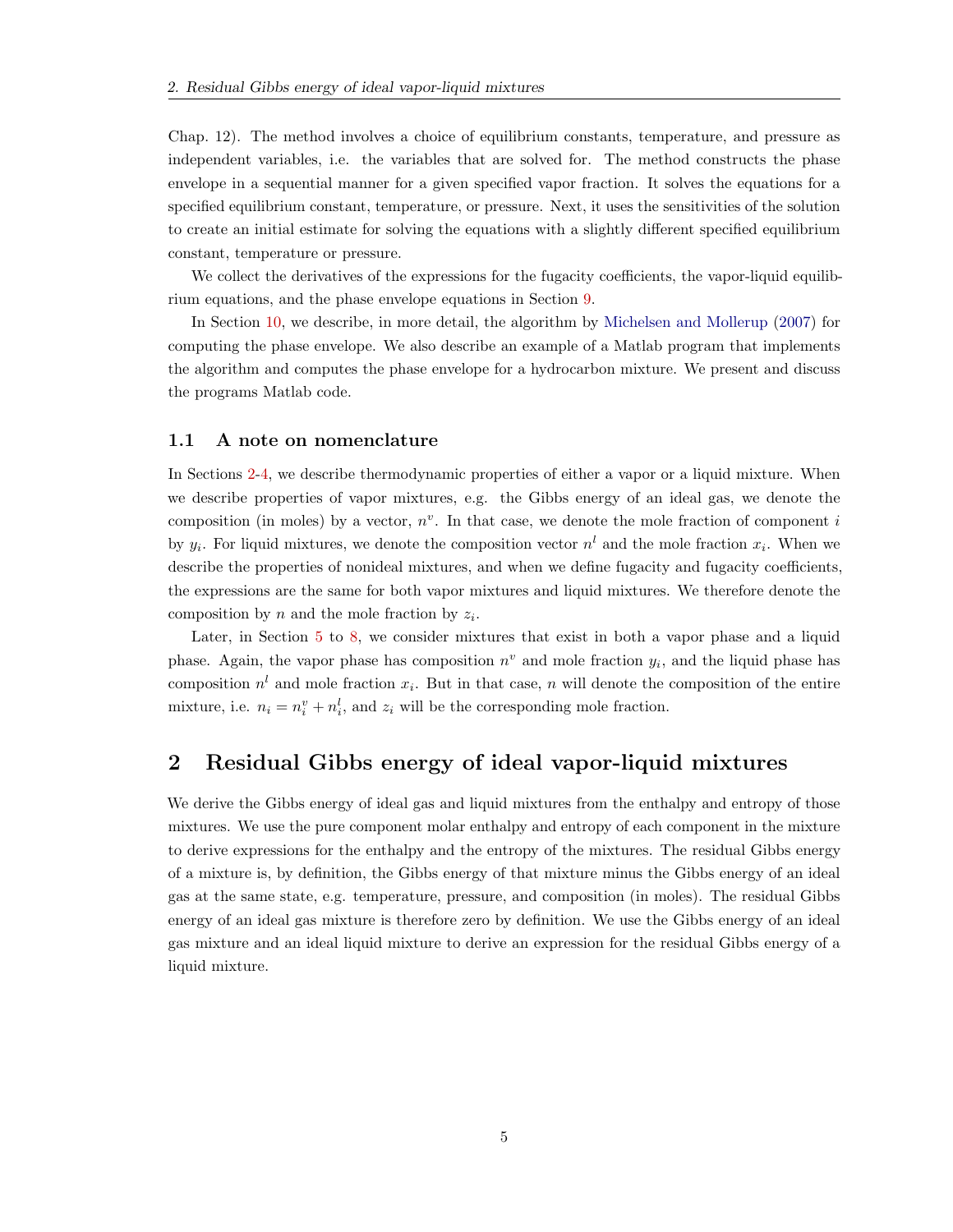Chap. 12). The method involves a choice of equilibrium constants, temperature, and pressure as independent variables, i.e. the variables that are solved for. The method constructs the phase envelope in a sequential manner for a given specified vapor fraction. It solves the equations for a specified equilibrium constant, temperature, or pressure. Next, it uses the sensitivities of the solution to create an initial estimate for solving the equations with a slightly different specified equilibrium constant, temperature or pressure.

We collect the derivatives of the expressions for the fugacity coefficients, the vapor-liquid equilibrium equations, and the phase envelope equations in Section 9.

In Section 10, we describe, in more detail, the algorithm by Michelsen and Mollerup (2007) for computing the phase envelope. We also describe an example of a Matlab program that implements the algorithm and computes the phase envelope for a hydrocarbon mixture. We present and discuss the programs Matlab code.

### 1.1 A note on nomenclature

In Sections 2-4, we describe thermodynamic properties of either a vapor or a liquid mixture. When we describe properties of vapor mixtures, e.g. the Gibbs energy of an ideal gas, we denote the composition (in moles) by a vector, $n^v$. In that case, we denote the mole fraction of component $i$ by $y_i$. For liquid mixtures, we denote the composition vector $n^l$ and the mole fraction $x_i$. When we describe the properties of nonideal mixtures, and when we define fugacity and fugacity coefficients, the expressions are the same for both vapor mixtures and liquid mixtures. We therefore denote the composition by $n$ and the mole fraction by $z_i$.

Later, in Section 5 to 8, we consider mixtures that exist in both a vapor phase and a liquid phase. Again, the vapor phase has composition $n^v$ and mole fraction $y_i$, and the liquid phase has composition $n^l$ and mole fraction $x_i$. But in that case, $n$ will denote the composition of the entire mixture, i.e. $n_i = n_i^v + n_i^l$, and $z_i$ will be the corresponding mole fraction.

## 2 Residual Gibbs energy of ideal vapor-liquid mixtures

We derive the Gibbs energy of ideal gas and liquid mixtures from the enthalpy and entropy of those mixtures. We use the pure component molar enthalpy and entropy of each component in the mixture to derive expressions for the enthalpy and the entropy of the mixtures. The residual Gibbs energy of a mixture is, by definition, the Gibbs energy of that mixture minus the Gibbs energy of an ideal gas at the same state, e.g. temperature, pressure, and composition (in moles). The residual Gibbs energy of an ideal gas mixture is therefore zero by definition. We use the Gibbs energy of an ideal gas mixture and an ideal liquid mixture to derive an expression for the residual Gibbs energy of a liquid mixture.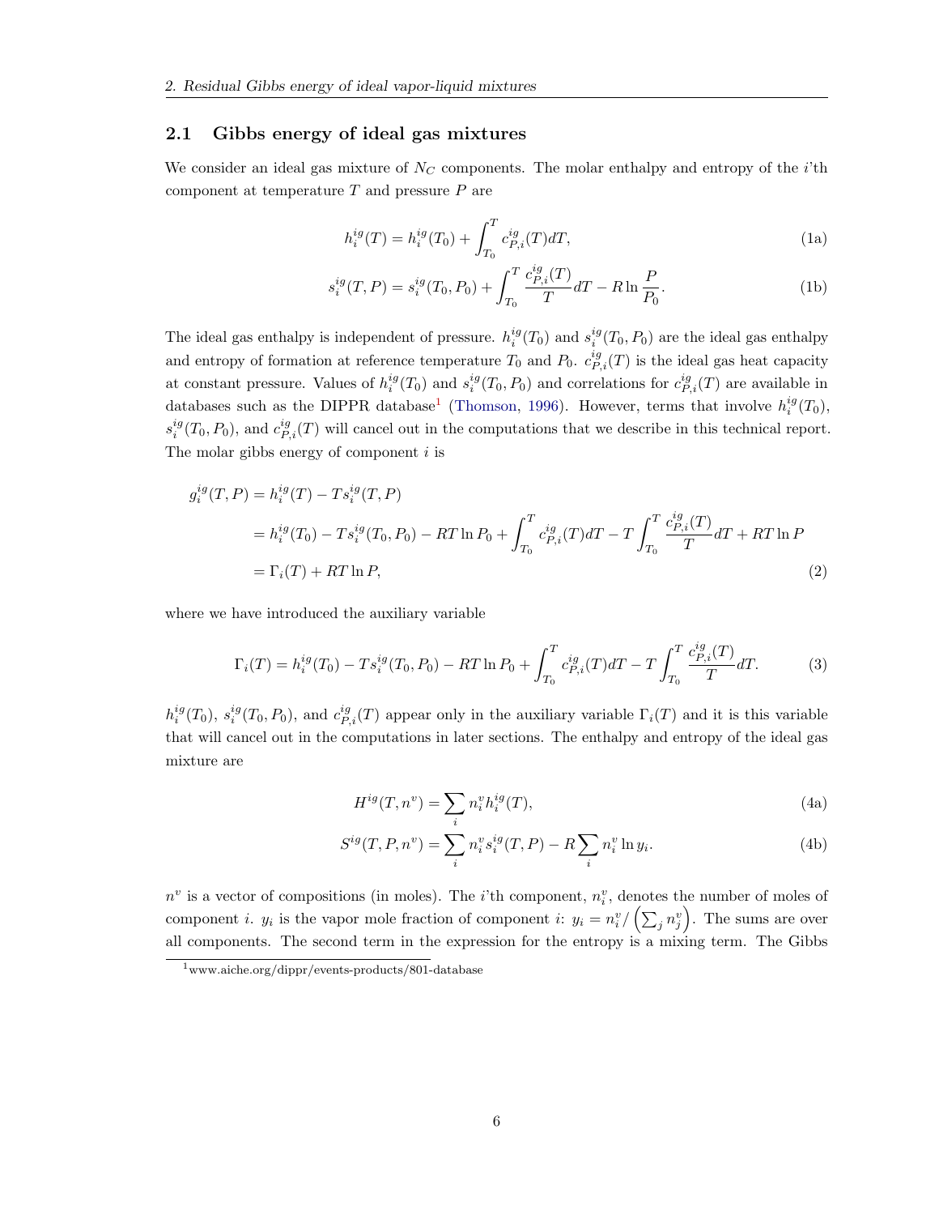## 2.1 Gibbs energy of ideal gas mixtures

We consider an ideal gas mixture of $N_C$ components. The molar enthalpy and entropy of the $i$'th component at temperature $T$ and pressure $P$ are

$$h_i^{ig}(T) = h_i^{ig}(T_0) + \int_{T_0}^{T} c_{P,i}^{ig}(T)dT, \tag{1a}$$

$$s_i^{ig}(T,P) = s_i^{ig}(T_0,P_0) + \int_{T_0}^{T} \frac{c_{P,i}^{ig}(T)}{T}dT - R\ln\frac{P}{P_0}. \tag{1b}$$

The ideal gas enthalpy is independent of pressure. $h_i^{ig}(T_0)$ and $s_i^{ig}(T_0,P_0)$ are the ideal gas enthalpy and entropy of formation at reference temperature $T_0$ and $P_0$. $c_{P,i}^{ig}(T)$ is the ideal gas heat capacity at constant pressure. Values of $h_i^{ig}(T_0)$ and $s_i^{ig}(T_0,P_0)$ and correlations for $c_{P,i}^{ig}(T)$ are available in databases such as the DIPPR database[1] (Thomson, 1996). However, terms that involve $h_i^{ig}(T_0)$, $s_i^{ig}(T_0,P_0)$, and $c_{P,i}^{ig}(T)$ will cancel out in the computations that we describe in this technical report. The molar gibbs energy of component $i$ is

$$\begin{aligned}
g_i^{ig}(T,P) &= h_i^{ig}(T) - Ts_i^{ig}(T,P) \\
&= h_i^{ig}(T_0) - Ts_i^{ig}(T_0,P_0) - RT\ln P_0 + \int_{T_0}^{T} c_{P,i}^{ig}(T)dT - T\int_{T_0}^{T} \frac{c_{P,i}^{ig}(T)}{T}dT + RT\ln P \\
&= \Gamma_i(T) + RT\ln P,
\end{aligned} \tag{2}$$

where we have introduced the auxiliary variable

$$\Gamma_i(T) = h_i^{ig}(T_0) - Ts_i^{ig}(T_0,P_0) - RT\ln P_0 + \int_{T_0}^{T} c_{P,i}^{ig}(T)dT - T\int_{T_0}^{T} \frac{c_{P,i}^{ig}(T)}{T}dT. \tag{3}$$

$h_i^{ig}(T_0)$, $s_i^{ig}(T_0,P_0)$, and $c_{P,i}^{ig}(T)$ appear only in the auxiliary variable $\Gamma_i(T)$ and it is this variable that will cancel out in the computations in later sections. The enthalpy and entropy of the ideal gas mixture are

$$H^{ig}(T,n^v) = \sum_i n_i^v h_i^{ig}(T), \tag{4a}$$

$$S^{ig}(T,P,n^v) = \sum_i n_i^v s_i^{ig}(T,P) - R\sum_i n_i^v \ln y_i. \tag{4b}$$

$n^v$ is a vector of compositions (in moles). The $i$'th component, $n_i^v$, denotes the number of moles of component $i$. $y_i$ is the vapor mole fraction of component $i$: $y_i = n_i^v / \left(\sum_j n_j^v\right)$. The sums are over all components. The second term in the expression for the entropy is a mixing term. The Gibbs

[1] www.aiche.org/dippr/events-products/801-database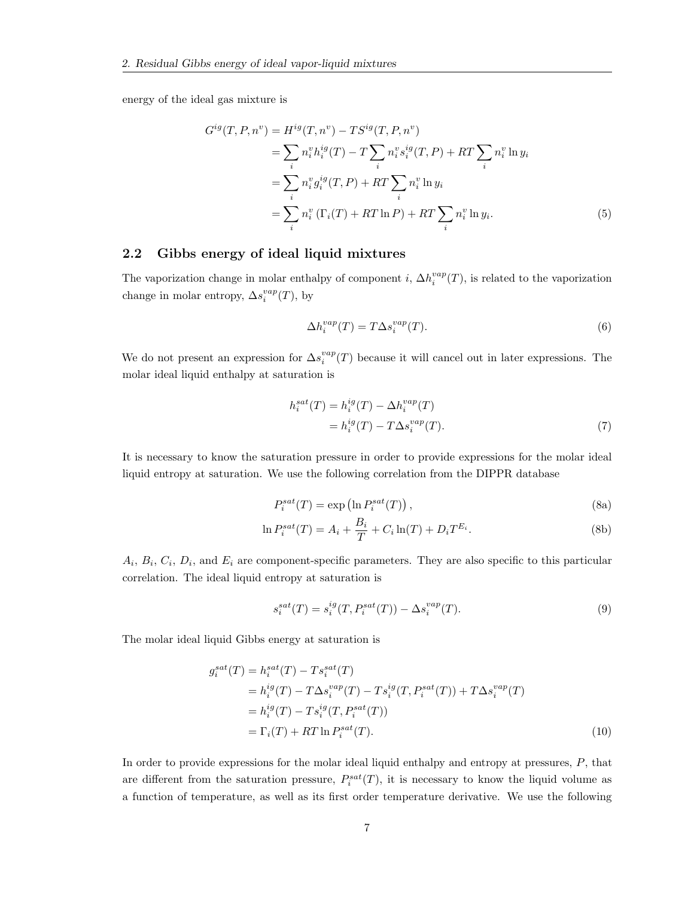energy of the ideal gas mixture is

$$
\begin{aligned}
G^{ig}(T,P,n^v) &= H^{ig}(T,n^v) - TS^{ig}(T,P,n^v) \\
&= \sum_i n_i^v h_i^{ig}(T) - T\sum_i n_i^v s_i^{ig}(T,P) + RT\sum_i n_i^v \ln y_i \\
&= \sum_i n_i^v g_i^{ig}(T,P) + RT\sum_i n_i^v \ln y_i \\
&= \sum_i n_i^v \left(\Gamma_i(T) + RT\ln P\right) + RT\sum_i n_i^v \ln y_i.
\end{aligned}
\tag{5}
$$

## 2.2 Gibbs energy of ideal liquid mixtures

The vaporization change in molar enthalpy of component $i$, $\Delta h_i^{vap}(T)$, is related to the vaporization change in molar entropy, $\Delta s_i^{vap}(T)$, by

$$
\Delta h_i^{vap}(T) = T\Delta s_i^{vap}(T). \tag{6}
$$

We do not present an expression for $\Delta s_i^{vap}(T)$ because it will cancel out in later expressions. The molar ideal liquid enthalpy at saturation is

$$
\begin{aligned}
h_i^{sat}(T) &= h_i^{ig}(T) - \Delta h_i^{vap}(T) \\
&= h_i^{ig}(T) - T\Delta s_i^{vap}(T).
\end{aligned}
\tag{7}
$$

It is necessary to know the saturation pressure in order to provide expressions for the molar ideal liquid entropy at saturation. We use the following correlation from the DIPPR database

$$
P_i^{sat}(T) = \exp\left(\ln P_i^{sat}(T)\right), \tag{8a}
$$

$$
\ln P_i^{sat}(T) = A_i + \frac{B_i}{T} + C_i\ln(T) + D_i T^{E_i}. \tag{8b}
$$

$A_i$, $B_i$, $C_i$, $D_i$, and $E_i$ are component-specific parameters. They are also specific to this particular correlation. The ideal liquid entropy at saturation is

$$
s_i^{sat}(T) = s_i^{ig}(T, P_i^{sat}(T)) - \Delta s_i^{vap}(T). \tag{9}
$$

The molar ideal liquid Gibbs energy at saturation is

$$
\begin{aligned}
g_i^{sat}(T) &= h_i^{sat}(T) - Ts_i^{sat}(T) \\
&= h_i^{ig}(T) - T\Delta s_i^{vap}(T) - Ts_i^{ig}(T, P_i^{sat}(T)) + T\Delta s_i^{vap}(T) \\
&= h_i^{ig}(T) - Ts_i^{ig}(T, P_i^{sat}(T)) \\
&= \Gamma_i(T) + RT\ln P_i^{sat}(T).
\end{aligned}
\tag{10}
$$

In order to provide expressions for the molar ideal liquid enthalpy and entropy at pressures, $P$, that are different from the saturation pressure, $P_i^{sat}(T)$, it is necessary to know the liquid volume as a function of temperature, as well as its first order temperature derivative. We use the following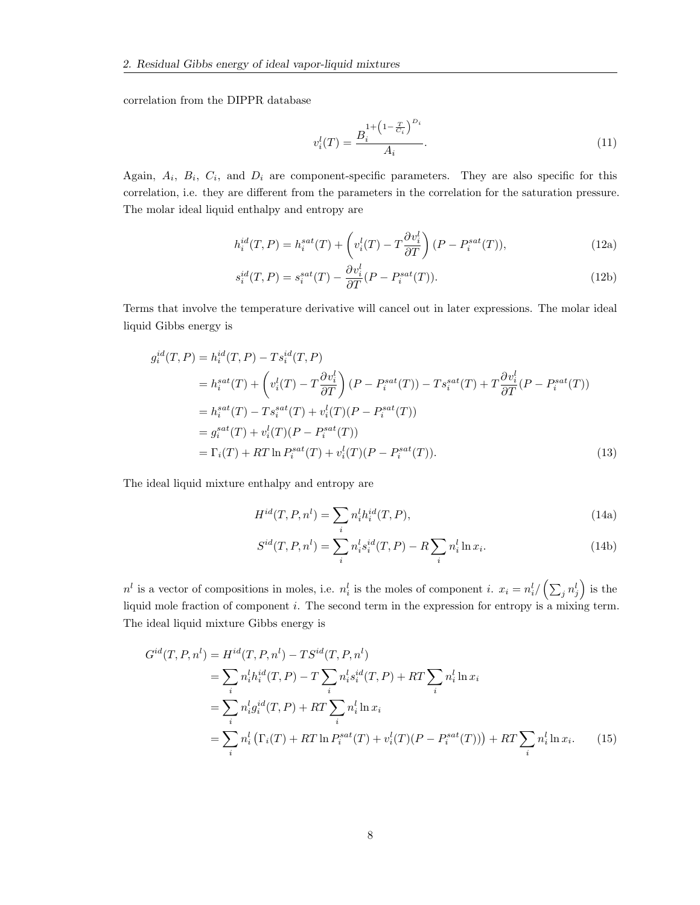correlation from the DIPPR database

$$v_i^l(T) = \frac{B_i^{1+\left(1-\frac{T}{C_i}\right)^{D_i}}}{A_i}. \tag{11}$$

Again, $A_i$, $B_i$, $C_i$, and $D_i$ are component-specific parameters. They are also specific for this correlation, i.e. they are different from the parameters in the correlation for the saturation pressure. The molar ideal liquid enthalpy and entropy are

$$h_i^{id}(T,P) = h_i^{sat}(T) + \left(v_i^l(T) - T\frac{\partial v_i^l}{\partial T}\right)(P - P_i^{sat}(T)), \tag{12a}$$

$$s_i^{id}(T,P) = s_i^{sat}(T) - \frac{\partial v_i^l}{\partial T}(P - P_i^{sat}(T)). \tag{12b}$$

Terms that involve the temperature derivative will cancel out in later expressions. The molar ideal liquid Gibbs energy is

$$\begin{aligned}
g_i^{id}(T,P) &= h_i^{id}(T,P) - Ts_i^{id}(T,P) \\
&= h_i^{sat}(T) + \left(v_i^l(T) - T\frac{\partial v_i^l}{\partial T}\right)(P - P_i^{sat}(T)) - Ts_i^{sat}(T) + T\frac{\partial v_i^l}{\partial T}(P - P_i^{sat}(T)) \\
&= h_i^{sat}(T) - Ts_i^{sat}(T) + v_i^l(T)(P - P_i^{sat}(T)) \\
&= g_i^{sat}(T) + v_i^l(T)(P - P_i^{sat}(T)) \\
&= \Gamma_i(T) + RT\ln P_i^{sat}(T) + v_i^l(T)(P - P_i^{sat}(T)).
\end{aligned} \tag{13}$$

The ideal liquid mixture enthalpy and entropy are

$$H^{id}(T,P,n^l) = \sum_i n_i^l h_i^{id}(T,P), \tag{14a}$$

$$S^{id}(T,P,n^l) = \sum_i n_i^l s_i^{id}(T,P) - R\sum_i n_i^l \ln x_i. \tag{14b}$$

$n^l$ is a vector of compositions in moles, i.e. $n_i^l$ is the moles of component $i$. $x_i = n_i^l / \left(\sum_j n_j^l\right)$ is the liquid mole fraction of component $i$. The second term in the expression for entropy is a mixing term. The ideal liquid mixture Gibbs energy is

$$\begin{aligned}
G^{id}(T,P,n^l) &= H^{id}(T,P,n^l) - TS^{id}(T,P,n^l) \\
&= \sum_i n_i^l h_i^{id}(T,P) - T\sum_i n_i^l s_i^{id}(T,P) + RT\sum_i n_i^l \ln x_i \\
&= \sum_i n_i^l g_i^{id}(T,P) + RT\sum_i n_i^l \ln x_i \\
&= \sum_i n_i^l \left(\Gamma_i(T) + RT\ln P_i^{sat}(T) + v_i^l(T)(P - P_i^{sat}(T))\right) + RT\sum_i n_i^l \ln x_i.
\end{aligned} \tag{15}$$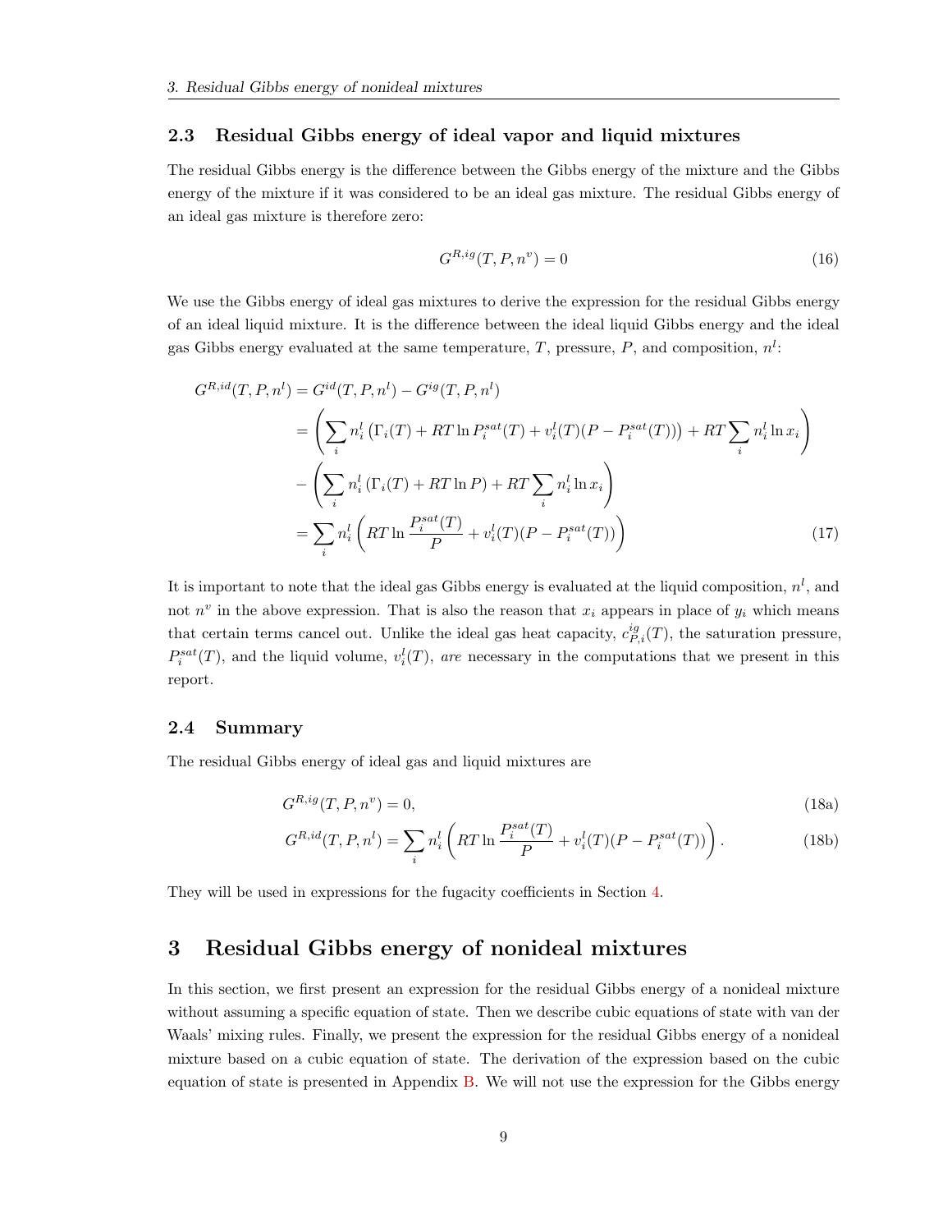### 2.3 Residual Gibbs energy of ideal vapor and liquid mixtures

The residual Gibbs energy is the difference between the Gibbs energy of the mixture and the Gibbs energy of the mixture if it was considered to be an ideal gas mixture. The residual Gibbs energy of an ideal gas mixture is therefore zero:

$$G^{R,ig}(T, P, n^v) = 0 \tag{16}$$

We use the Gibbs energy of ideal gas mixtures to derive the expression for the residual Gibbs energy of an ideal liquid mixture. It is the difference between the ideal liquid Gibbs energy and the ideal gas Gibbs energy evaluated at the same temperature, $T$, pressure, $P$, and composition, $n^l$:

$$\begin{aligned}
G^{R,id}(T, P, n^l) &= G^{id}(T, P, n^l) - G^{ig}(T, P, n^l) \\
&= \left( \sum_i n_i^l \left( \Gamma_i(T) + RT \ln P_i^{sat}(T) + v_i^l(T)(P - P_i^{sat}(T)) \right) + RT \sum_i n_i^l \ln x_i \right) \\
&\quad - \left( \sum_i n_i^l \left( \Gamma_i(T) + RT \ln P \right) + RT \sum_i n_i^l \ln x_i \right) \\
&= \sum_i n_i^l \left( RT \ln \frac{P_i^{sat}(T)}{P} + v_i^l(T)(P - P_i^{sat}(T)) \right)
\end{aligned} \tag{17}$$

It is important to note that the ideal gas Gibbs energy is evaluated at the liquid composition, $n^l$, and not $n^v$ in the above expression. That is also the reason that $x_i$ appears in place of $y_i$ which means that certain terms cancel out. Unlike the ideal gas heat capacity, $c_{P,i}^{ig}(T)$, the saturation pressure, $P_i^{sat}(T)$, and the liquid volume, $v_i^l(T)$, *are* necessary in the computations that we present in this report.

### 2.4 Summary

The residual Gibbs energy of ideal gas and liquid mixtures are

$$G^{R,ig}(T, P, n^v) = 0, \tag{18a}$$

$$G^{R,id}(T, P, n^l) = \sum_i n_i^l \left( RT \ln \frac{P_i^{sat}(T)}{P} + v_i^l(T)(P - P_i^{sat}(T)) \right). \tag{18b}$$

They will be used in expressions for the fugacity coefficients in Section 4.

## 3 Residual Gibbs energy of nonideal mixtures

In this section, we first present an expression for the residual Gibbs energy of a nonideal mixture without assuming a specific equation of state. Then we describe cubic equations of state with van der Waals' mixing rules. Finally, we present the expression for the residual Gibbs energy of a nonideal mixture based on a cubic equation of state. The derivation of the expression based on the cubic equation of state is presented in Appendix B. We will not use the expression for the Gibbs energy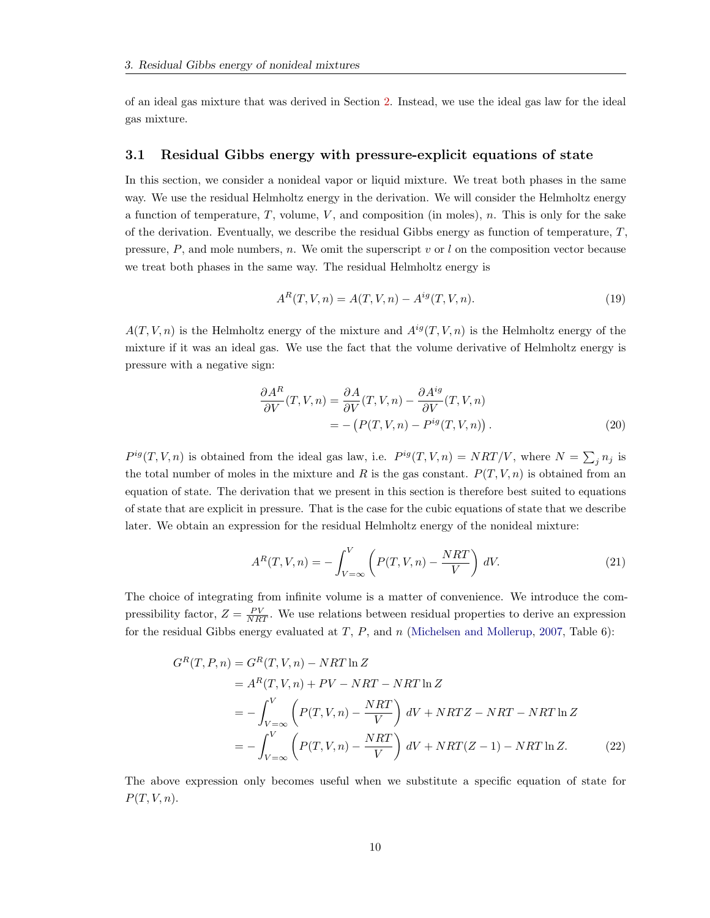of an ideal gas mixture that was derived in Section 2. Instead, we use the ideal gas law for the ideal gas mixture.

## 3.1 Residual Gibbs energy with pressure-explicit equations of state

In this section, we consider a nonideal vapor or liquid mixture. We treat both phases in the same way. We use the residual Helmholtz energy in the derivation. We will consider the Helmholtz energy a function of temperature, $T$, volume, $V$, and composition (in moles), $n$. This is only for the sake of the derivation. Eventually, we describe the residual Gibbs energy as function of temperature, $T$, pressure, $P$, and mole numbers, $n$. We omit the superscript $v$ or $l$ on the composition vector because we treat both phases in the same way. The residual Helmholtz energy is

$$A^R(T, V, n) = A(T, V, n) - A^{ig}(T, V, n). \tag{19}$$

$A(T, V, n)$ is the Helmholtz energy of the mixture and $A^{ig}(T, V, n)$ is the Helmholtz energy of the mixture if it was an ideal gas. We use the fact that the volume derivative of Helmholtz energy is pressure with a negative sign:

$$\begin{aligned}
\frac{\partial A^R}{\partial V}(T, V, n) &= \frac{\partial A}{\partial V}(T, V, n) - \frac{\partial A^{ig}}{\partial V}(T, V, n) \\
&= -\left(P(T, V, n) - P^{ig}(T, V, n)\right).
\end{aligned} \tag{20}$$

$P^{ig}(T, V, n)$ is obtained from the ideal gas law, i.e. $P^{ig}(T, V, n) = NRT/V$, where $N = \sum_j n_j$ is the total number of moles in the mixture and $R$ is the gas constant. $P(T, V, n)$ is obtained from an equation of state. The derivation that we present in this section is therefore best suited to equations of state that are explicit in pressure. That is the case for the cubic equations of state that we describe later. We obtain an expression for the residual Helmholtz energy of the nonideal mixture:

$$A^R(T, V, n) = -\int_{V=\infty}^{V} \left(P(T, V, n) - \frac{NRT}{V}\right) dV. \tag{21}$$

The choice of integrating from infinite volume is a matter of convenience. We introduce the compressibility factor, $Z = \frac{PV}{NRT}$. We use relations between residual properties to derive an expression for the residual Gibbs energy evaluated at $T$, $P$, and $n$ (Michelsen and Mollerup, 2007, Table 6):

$$\begin{aligned}
G^R(T, P, n) &= G^R(T, V, n) - NRT \ln Z \\
&= A^R(T, V, n) + PV - NRT - NRT \ln Z \\
&= -\int_{V=\infty}^{V} \left(P(T, V, n) - \frac{NRT}{V}\right) dV + NRTZ - NRT - NRT \ln Z \\
&= -\int_{V=\infty}^{V} \left(P(T, V, n) - \frac{NRT}{V}\right) dV + NRT(Z - 1) - NRT \ln Z.
\end{aligned} \tag{22}$$

The above expression only becomes useful when we substitute a specific equation of state for $P(T, V, n)$.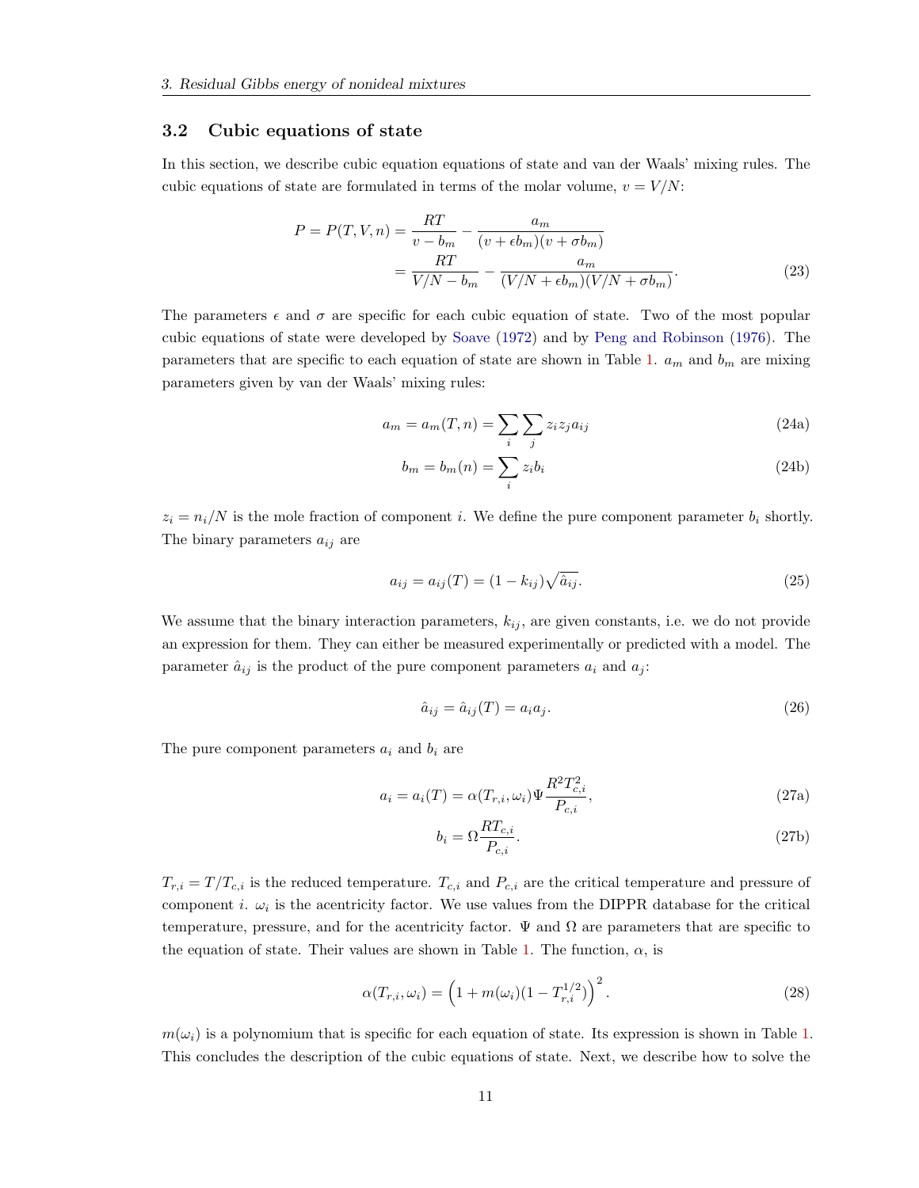## 3.2 Cubic equations of state

In this section, we describe cubic equation equations of state and van der Waals' mixing rules. The cubic equations of state are formulated in terms of the molar volume, $v = V/N$:

$$
\begin{aligned}
P = P(T, V, n) &= \frac{RT}{v - b_m} - \frac{a_m}{(v + \epsilon b_m)(v + \sigma b_m)} \\
&= \frac{RT}{V/N - b_m} - \frac{a_m}{(V/N + \epsilon b_m)(V/N + \sigma b_m)}.
\end{aligned}
\tag{23}
$$

The parameters $\epsilon$ and $\sigma$ are specific for each cubic equation of state. Two of the most popular cubic equations of state were developed by Soave (1972) and by Peng and Robinson (1976). The parameters that are specific to each equation of state are shown in Table 1. $a_m$ and $b_m$ are mixing parameters given by van der Waals' mixing rules:

$$
a_m = a_m(T, n) = \sum_i \sum_j z_i z_j a_{ij} \tag{24a}
$$

$$
b_m = b_m(n) = \sum_i z_i b_i \tag{24b}
$$

$z_i = n_i/N$ is the mole fraction of component $i$. We define the pure component parameter $b_i$ shortly. The binary parameters $a_{ij}$ are

$$
a_{ij} = a_{ij}(T) = (1 - k_{ij})\sqrt{\hat{a}_{ij}}. \tag{25}
$$

We assume that the binary interaction parameters, $k_{ij}$, are given constants, i.e. we do not provide an expression for them. They can either be measured experimentally or predicted with a model. The parameter $\hat{a}_{ij}$ is the product of the pure component parameters $a_i$ and $a_j$:

$$
\hat{a}_{ij} = \hat{a}_{ij}(T) = a_i a_j. \tag{26}
$$

The pure component parameters $a_i$ and $b_i$ are

$$
a_i = a_i(T) = \alpha(T_{r,i}, \omega_i)\Psi \frac{R^2 T_{c,i}^2}{P_{c,i}}, \tag{27a}
$$

$$
b_i = \Omega \frac{R T_{c,i}}{P_{c,i}}. \tag{27b}
$$

$T_{r,i} = T/T_{c,i}$ is the reduced temperature. $T_{c,i}$ and $P_{c,i}$ are the critical temperature and pressure of component $i$. $\omega_i$ is the acentricity factor. We use values from the DIPPR database for the critical temperature, pressure, and for the acentricity factor. $\Psi$ and $\Omega$ are parameters that are specific to the equation of state. Their values are shown in Table 1. The function, $\alpha$, is

$$
\alpha(T_{r,i}, \omega_i) = \left(1 + m(\omega_i)(1 - T_{r,i}^{1/2})\right)^2. \tag{28}
$$

$m(\omega_i)$ is a polynomium that is specific for each equation of state. Its expression is shown in Table 1. This concludes the description of the cubic equations of state. Next, we describe how to solve the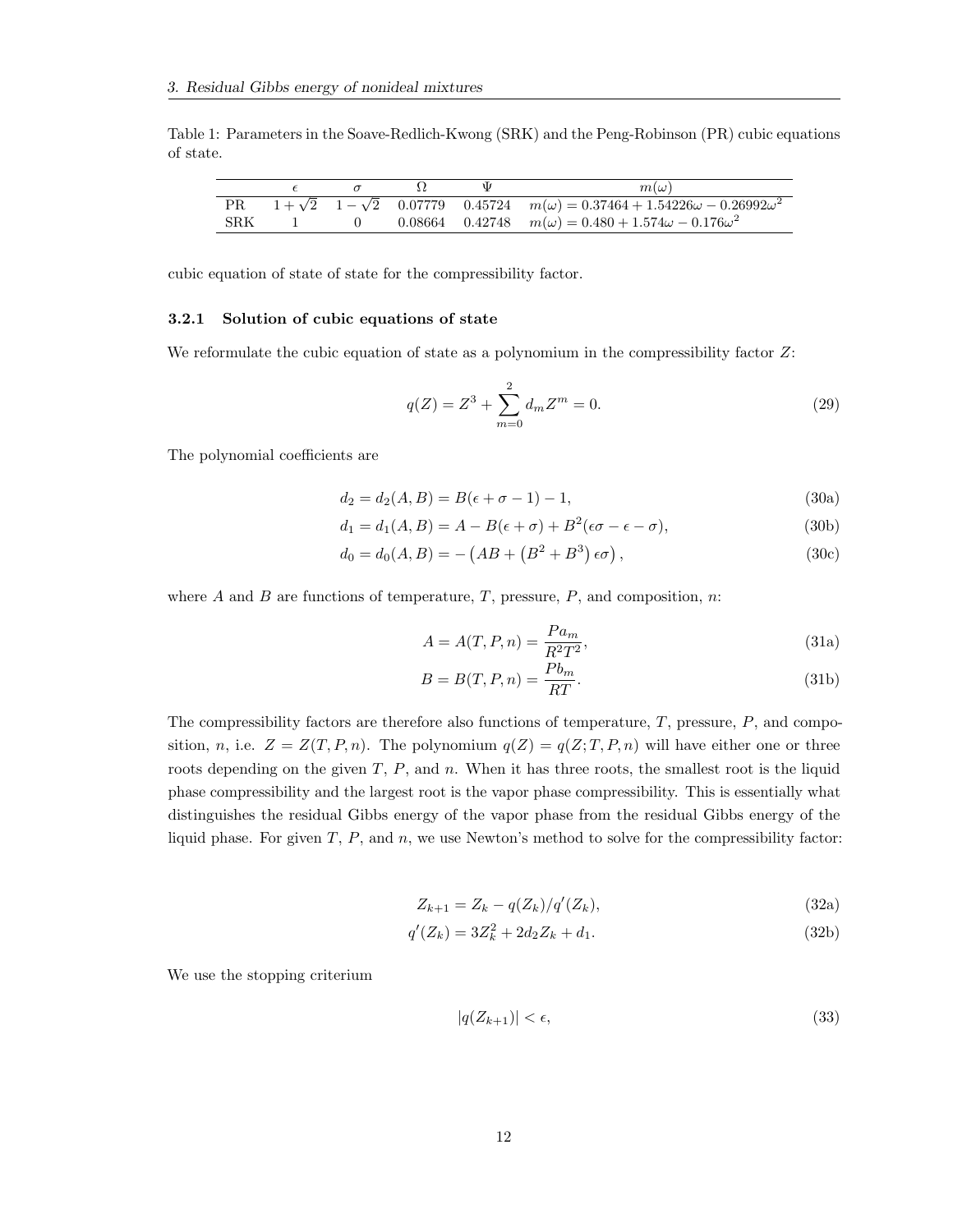Table 1: Parameters in the Soave-Redlich-Kwong (SRK) and the Peng-Robinson (PR) cubic equations of state.

| | $\epsilon$ | $\sigma$ | $\Omega$ | $\Psi$ | $m(\omega)$ |
|---|---|---|---|---|---|
| PR | $1+\sqrt{2}$ | $1-\sqrt{2}$ | 0.07779 | 0.45724 | $m(\omega) = 0.37464 + 1.54226\omega - 0.26992\omega^2$ |
| SRK | 1 | 0 | 0.08664 | 0.42748 | $m(\omega) = 0.480 + 1.574\omega - 0.176\omega^2$ |

cubic equation of state of state for the compressibility factor.

### 3.2.1 Solution of cubic equations of state

We reformulate the cubic equation of state as a polynomium in the compressibility factor $Z$:

$$q(Z) = Z^3 + \sum_{m=0}^{2} d_m Z^m = 0. \tag{29}$$

The polynomial coefficients are

$$d_2 = d_2(A, B) = B(\epsilon + \sigma - 1) - 1, \tag{30a}$$

$$d_1 = d_1(A, B) = A - B(\epsilon + \sigma) + B^2(\epsilon\sigma - \epsilon - \sigma), \tag{30b}$$

$$d_0 = d_0(A, B) = -\left(AB + \left(B^2 + B^3\right)\epsilon\sigma\right), \tag{30c}$$

where $A$ and $B$ are functions of temperature, $T$, pressure, $P$, and composition, $n$:

$$A = A(T, P, n) = \frac{P a_m}{R^2 T^2}, \tag{31a}$$

$$B = B(T, P, n) = \frac{P b_m}{RT}. \tag{31b}$$

The compressibility factors are therefore also functions of temperature, $T$, pressure, $P$, and composition, $n$, i.e. $Z = Z(T, P, n)$. The polynomium $q(Z) = q(Z; T, P, n)$ will have either one or three roots depending on the given $T$, $P$, and $n$. When it has three roots, the smallest root is the liquid phase compressibility and the largest root is the vapor phase compressibility. This is essentially what distinguishes the residual Gibbs energy of the vapor phase from the residual Gibbs energy of the liquid phase. For given $T$, $P$, and $n$, we use Newton's method to solve for the compressibility factor:

$$Z_{k+1} = Z_k - q(Z_k)/q'(Z_k), \tag{32a}$$

$$q'(Z_k) = 3Z_k^2 + 2d_2 Z_k + d_1. \tag{32b}$$

We use the stopping criterium

$$|q(Z_{k+1})| < \epsilon, \tag{33}$$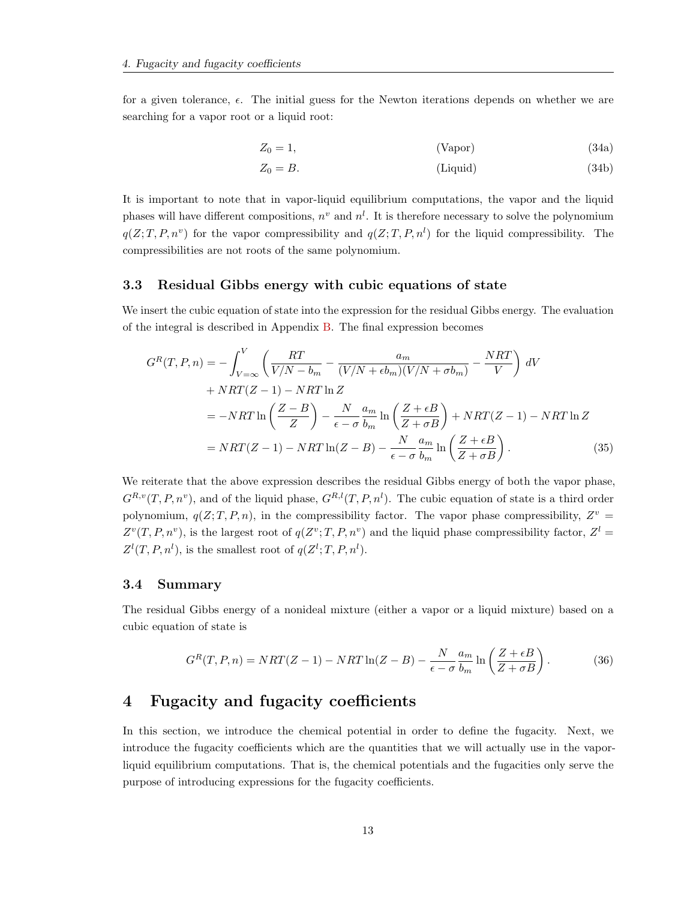for a given tolerance, $\epsilon$. The initial guess for the Newton iterations depends on whether we are searching for a vapor root or a liquid root:

$$Z_0 = 1, \qquad \text{(Vapor)} \tag{34a}$$

$$Z_0 = B. \qquad \text{(Liquid)} \tag{34b}$$

It is important to note that in vapor-liquid equilibrium computations, the vapor and the liquid phases will have different compositions, $n^v$ and $n^l$. It is therefore necessary to solve the polynomium $q(Z; T, P, n^v)$ for the vapor compressibility and $q(Z; T, P, n^l)$ for the liquid compressibility. The compressibilities are not roots of the same polynomium.

### 3.3 Residual Gibbs energy with cubic equations of state

We insert the cubic equation of state into the expression for the residual Gibbs energy. The evaluation of the integral is described in Appendix B. The final expression becomes

$$\begin{aligned}
G^R(T, P, n) &= -\int_{V=\infty}^{V} \left( \frac{RT}{V/N - b_m} - \frac{a_m}{(V/N + \epsilon b_m)(V/N + \sigma b_m)} - \frac{NRT}{V} \right) dV \\
&\quad + NRT(Z - 1) - NRT \ln Z \\
&= -NRT \ln \left( \frac{Z - B}{Z} \right) - \frac{N}{\epsilon - \sigma} \frac{a_m}{b_m} \ln \left( \frac{Z + \epsilon B}{Z + \sigma B} \right) + NRT(Z - 1) - NRT \ln Z \\
&= NRT(Z - 1) - NRT \ln(Z - B) - \frac{N}{\epsilon - \sigma} \frac{a_m}{b_m} \ln \left( \frac{Z + \epsilon B}{Z + \sigma B} \right).
\end{aligned} \tag{35}$$

We reiterate that the above expression describes the residual Gibbs energy of both the vapor phase, $G^{R,v}(T, P, n^v)$, and of the liquid phase, $G^{R,l}(T, P, n^l)$. The cubic equation of state is a third order polynomium, $q(Z; T, P, n)$, in the compressibility factor. The vapor phase compressibility, $Z^v = Z^v(T, P, n^v)$, is the largest root of $q(Z^v; T, P, n^v)$ and the liquid phase compressibility factor, $Z^l = Z^l(T, P, n^l)$, is the smallest root of $q(Z^l; T, P, n^l)$.

### 3.4 Summary

The residual Gibbs energy of a nonideal mixture (either a vapor or a liquid mixture) based on a cubic equation of state is

$$G^R(T, P, n) = NRT(Z - 1) - NRT \ln(Z - B) - \frac{N}{\epsilon - \sigma} \frac{a_m}{b_m} \ln \left( \frac{Z + \epsilon B}{Z + \sigma B} \right). \tag{36}$$

## 4 Fugacity and fugacity coefficients

In this section, we introduce the chemical potential in order to define the fugacity. Next, we introduce the fugacity coefficients which are the quantities that we will actually use in the vapor-liquid equilibrium computations. That is, the chemical potentials and the fugacities only serve the purpose of introducing expressions for the fugacity coefficients.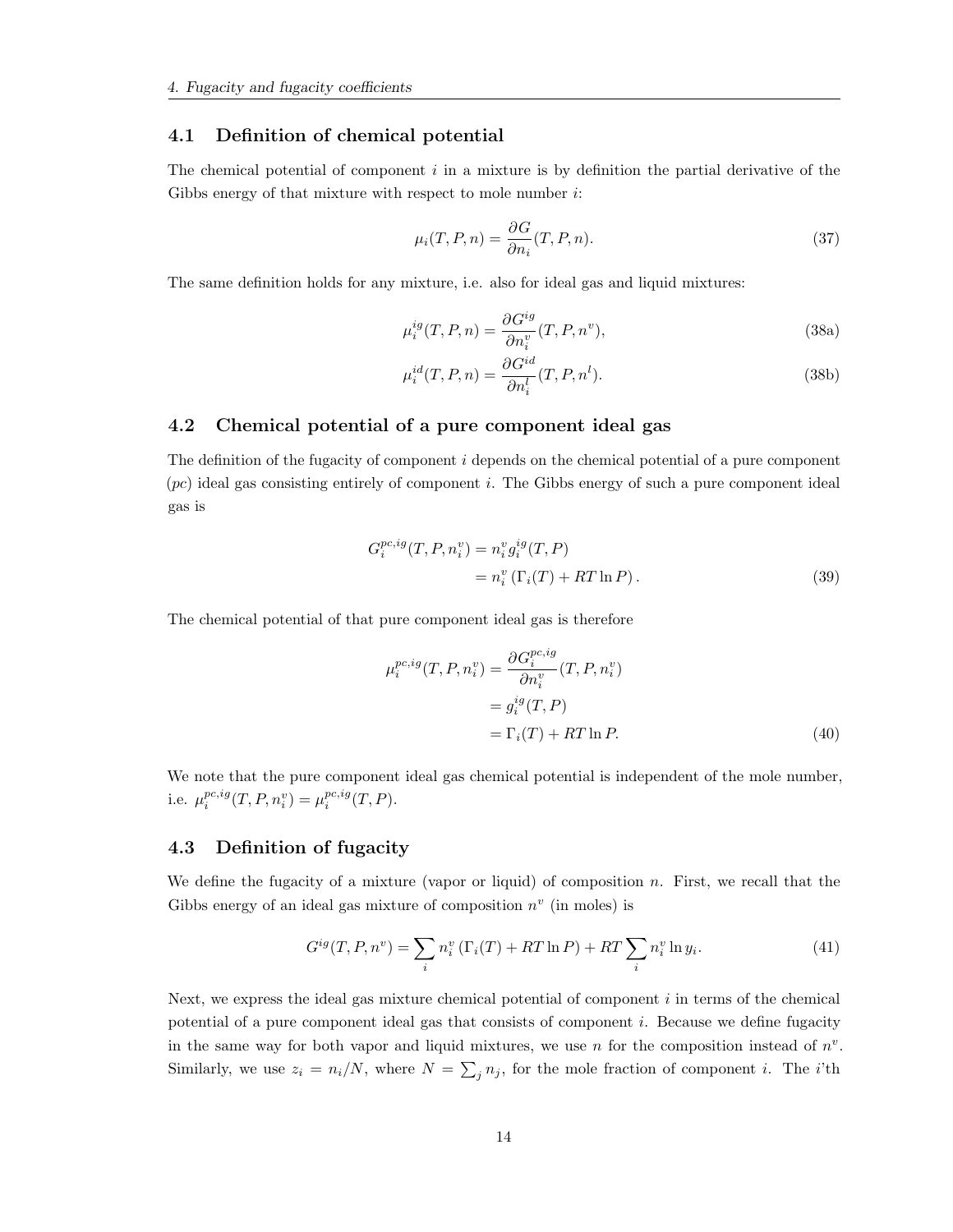## 4.1 Definition of chemical potential

The chemical potential of component $i$ in a mixture is by definition the partial derivative of the Gibbs energy of that mixture with respect to mole number $i$:

$$\mu_i(T, P, n) = \frac{\partial G}{\partial n_i}(T, P, n). \tag{37}$$

The same definition holds for any mixture, i.e. also for ideal gas and liquid mixtures:

$$\mu_i^{ig}(T, P, n) = \frac{\partial G^{ig}}{\partial n_i^v}(T, P, n^v), \tag{38a}$$

$$\mu_i^{id}(T, P, n) = \frac{\partial G^{id}}{\partial n_i^l}(T, P, n^l). \tag{38b}$$

## 4.2 Chemical potential of a pure component ideal gas

The definition of the fugacity of component $i$ depends on the chemical potential of a pure component ($pc$) ideal gas consisting entirely of component $i$. The Gibbs energy of such a pure component ideal gas is

$$\begin{aligned} G_i^{pc,ig}(T, P, n_i^v) &= n_i^v g_i^{ig}(T, P) \\ &= n_i^v \left(\Gamma_i(T) + RT \ln P\right). \end{aligned} \tag{39}$$

The chemical potential of that pure component ideal gas is therefore

$$\begin{aligned} \mu_i^{pc,ig}(T, P, n_i^v) &= \frac{\partial G_i^{pc,ig}}{\partial n_i^v}(T, P, n_i^v) \\ &= g_i^{ig}(T, P) \\ &= \Gamma_i(T) + RT \ln P. \end{aligned} \tag{40}$$

We note that the pure component ideal gas chemical potential is independent of the mole number, i.e. $\mu_i^{pc,ig}(T, P, n_i^v) = \mu_i^{pc,ig}(T, P)$.

## 4.3 Definition of fugacity

We define the fugacity of a mixture (vapor or liquid) of composition $n$. First, we recall that the Gibbs energy of an ideal gas mixture of composition $n^v$ (in moles) is

$$G^{ig}(T, P, n^v) = \sum_i n_i^v \left(\Gamma_i(T) + RT \ln P\right) + RT \sum_i n_i^v \ln y_i. \tag{41}$$

Next, we express the ideal gas mixture chemical potential of component $i$ in terms of the chemical potential of a pure component ideal gas that consists of component $i$. Because we define fugacity in the same way for both vapor and liquid mixtures, we use $n$ for the composition instead of $n^v$. Similarly, we use $z_i = n_i/N$, where $N = \sum_j n_j$, for the mole fraction of component $i$. The $i$'th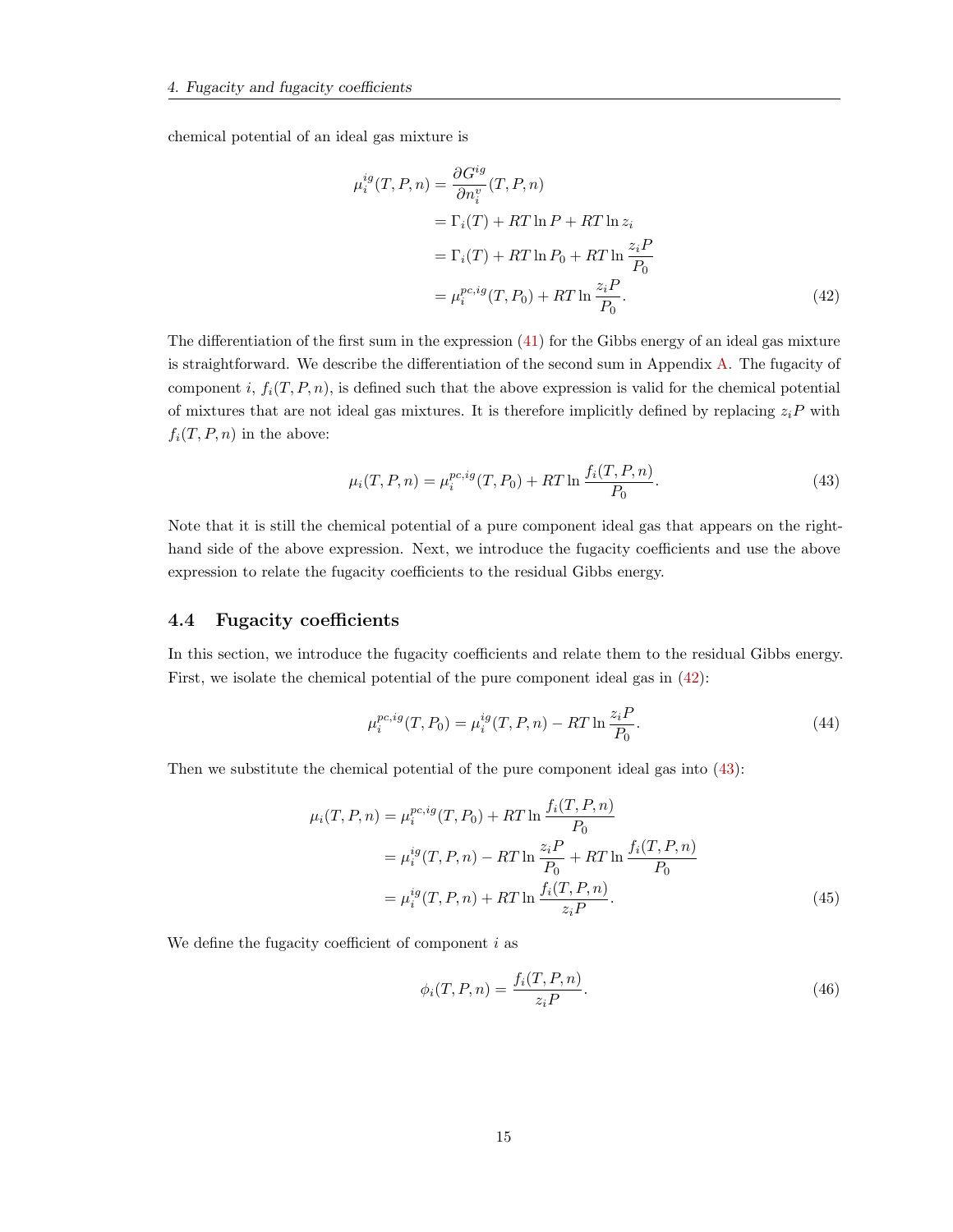chemical potential of an ideal gas mixture is

$$
\begin{aligned}
\mu_i^{ig}(T,P,n) &= \frac{\partial G^{ig}}{\partial n_i^v}(T,P,n) \\
&= \Gamma_i(T) + RT\ln P + RT\ln z_i \\
&= \Gamma_i(T) + RT\ln P_0 + RT\ln \frac{z_i P}{P_0} \\
&= \mu_i^{pc,ig}(T,P_0) + RT\ln \frac{z_i P}{P_0}. 
\end{aligned} \tag{42}
$$

The differentiation of the first sum in the expression (41) for the Gibbs energy of an ideal gas mixture is straightforward. We describe the differentiation of the second sum in Appendix A. The fugacity of component $i$, $f_i(T,P,n)$, is defined such that the above expression is valid for the chemical potential of mixtures that are not ideal gas mixtures. It is therefore implicitly defined by replacing $z_i P$ with $f_i(T,P,n)$ in the above:

$$
\mu_i(T,P,n) = \mu_i^{pc,ig}(T,P_0) + RT\ln \frac{f_i(T,P,n)}{P_0}. \tag{43}
$$

Note that it is still the chemical potential of a pure component ideal gas that appears on the right-hand side of the above expression. Next, we introduce the fugacity coefficients and use the above expression to relate the fugacity coefficients to the residual Gibbs energy.

### 4.4 Fugacity coefficients

In this section, we introduce the fugacity coefficients and relate them to the residual Gibbs energy. First, we isolate the chemical potential of the pure component ideal gas in (42):

$$
\mu_i^{pc,ig}(T,P_0) = \mu_i^{ig}(T,P,n) - RT\ln \frac{z_i P}{P_0}. \tag{44}
$$

Then we substitute the chemical potential of the pure component ideal gas into (43):

$$
\begin{aligned}
\mu_i(T,P,n) &= \mu_i^{pc,ig}(T,P_0) + RT\ln \frac{f_i(T,P,n)}{P_0} \\
&= \mu_i^{ig}(T,P,n) - RT\ln \frac{z_i P}{P_0} + RT\ln \frac{f_i(T,P,n)}{P_0} \\
&= \mu_i^{ig}(T,P,n) + RT\ln \frac{f_i(T,P,n)}{z_i P}.
\end{aligned} \tag{45}
$$

We define the fugacity coefficient of component $i$ as

$$
\phi_i(T,P,n) = \frac{f_i(T,P,n)}{z_i P}. \tag{46}
$$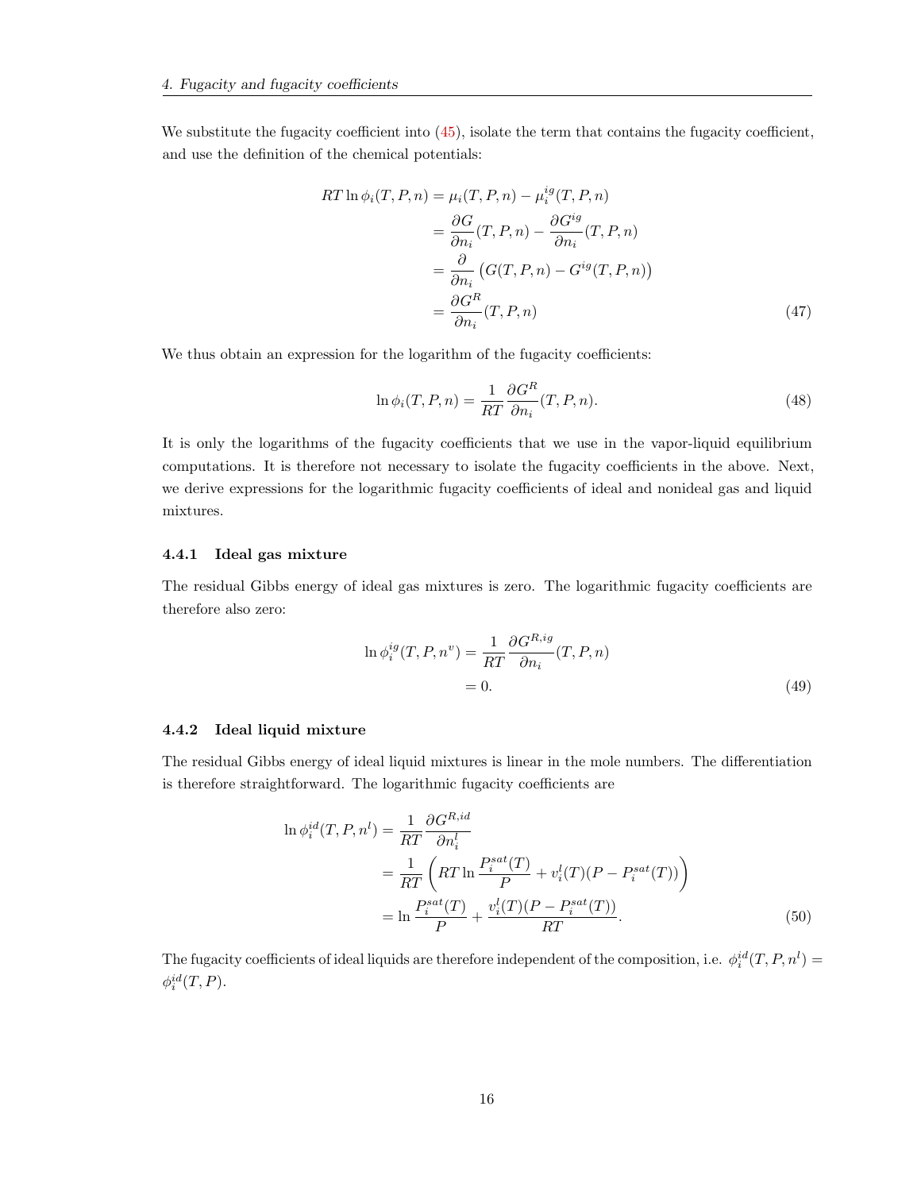We substitute the fugacity coefficient into (45), isolate the term that contains the fugacity coefficient, and use the definition of the chemical potentials:

$$
\begin{aligned}
RT \ln \phi_i(T,P,n) &= \mu_i(T,P,n) - \mu_i^{ig}(T,P,n) \\
&= \frac{\partial G}{\partial n_i}(T,P,n) - \frac{\partial G^{ig}}{\partial n_i}(T,P,n) \\
&= \frac{\partial}{\partial n_i}\big(G(T,P,n) - G^{ig}(T,P,n)\big) \\
&= \frac{\partial G^R}{\partial n_i}(T,P,n)
\end{aligned} \tag{47}
$$

We thus obtain an expression for the logarithm of the fugacity coefficients:

$$
\ln \phi_i(T,P,n) = \frac{1}{RT}\frac{\partial G^R}{\partial n_i}(T,P,n). \tag{48}
$$

It is only the logarithms of the fugacity coefficients that we use in the vapor-liquid equilibrium computations. It is therefore not necessary to isolate the fugacity coefficients in the above. Next, we derive expressions for the logarithmic fugacity coefficients of ideal and nonideal gas and liquid mixtures.

### 4.4.1 Ideal gas mixture

The residual Gibbs energy of ideal gas mixtures is zero. The logarithmic fugacity coefficients are therefore also zero:

$$
\begin{aligned}
\ln \phi_i^{ig}(T,P,n^v) &= \frac{1}{RT}\frac{\partial G^{R,ig}}{\partial n_i}(T,P,n) \\
&= 0.
\end{aligned} \tag{49}
$$

### 4.4.2 Ideal liquid mixture

The residual Gibbs energy of ideal liquid mixtures is linear in the mole numbers. The differentiation is therefore straightforward. The logarithmic fugacity coefficients are

$$
\begin{aligned}
\ln \phi_i^{id}(T,P,n^l) &= \frac{1}{RT}\frac{\partial G^{R,id}}{\partial n_i^l} \\
&= \frac{1}{RT}\left(RT \ln \frac{P_i^{sat}(T)}{P} + v_i^l(T)(P - P_i^{sat}(T))\right) \\
&= \ln \frac{P_i^{sat}(T)}{P} + \frac{v_i^l(T)(P - P_i^{sat}(T))}{RT}.
\end{aligned} \tag{50}
$$

The fugacity coefficients of ideal liquids are therefore independent of the composition, i.e. $\phi_i^{id}(T,P,n^l) = \phi_i^{id}(T,P)$.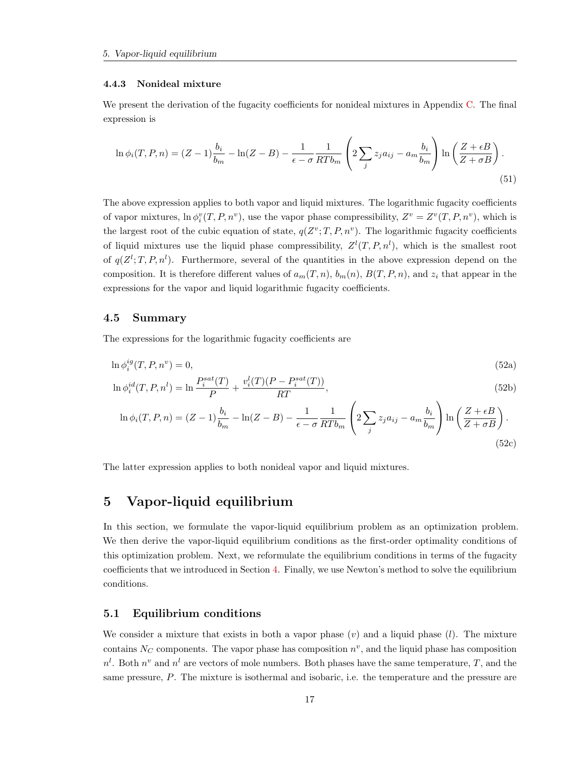### 4.4.3 Nonideal mixture

We present the derivation of the fugacity coefficients for nonideal mixtures in Appendix C. The final expression is

$$\ln \phi_i(T, P, n) = (Z-1)\frac{b_i}{b_m} - \ln(Z - B) - \frac{1}{\epsilon - \sigma}\frac{1}{RTb_m}\left(2\sum_j z_j a_{ij} - a_m \frac{b_i}{b_m}\right)\ln\left(\frac{Z+\epsilon B}{Z+\sigma B}\right). \tag{51}$$

The above expression applies to both vapor and liquid mixtures. The logarithmic fugacity coefficients of vapor mixtures, $\ln \phi_i^v(T, P, n^v)$, use the vapor phase compressibility, $Z^v = Z^v(T, P, n^v)$, which is the largest root of the cubic equation of state, $q(Z^v; T, P, n^v)$. The logarithmic fugacity coefficients of liquid mixtures use the liquid phase compressibility, $Z^l(T, P, n^l)$, which is the smallest root of $q(Z^l; T, P, n^l)$. Furthermore, several of the quantities in the above expression depend on the composition. It is therefore different values of $a_m(T, n)$, $b_m(n)$, $B(T, P, n)$, and $z_i$ that appear in the expressions for the vapor and liquid logarithmic fugacity coefficients.

## 4.5 Summary

The expressions for the logarithmic fugacity coefficients are

$$\ln \phi_i^{ig}(T, P, n^v) = 0, \tag{52a}$$

$$\ln \phi_i^{id}(T, P, n^l) = \ln \frac{P_i^{sat}(T)}{P} + \frac{v_i^l(T)(P - P_i^{sat}(T))}{RT}, \tag{52b}$$

$$\ln \phi_i(T, P, n) = (Z-1)\frac{b_i}{b_m} - \ln(Z - B) - \frac{1}{\epsilon - \sigma}\frac{1}{RTb_m}\left(2\sum_j z_j a_{ij} - a_m \frac{b_i}{b_m}\right)\ln\left(\frac{Z+\epsilon B}{Z+\sigma B}\right). \tag{52c}$$

The latter expression applies to both nonideal vapor and liquid mixtures.

# 5 Vapor-liquid equilibrium

In this section, we formulate the vapor-liquid equilibrium problem as an optimization problem. We then derive the vapor-liquid equilibrium conditions as the first-order optimality conditions of this optimization problem. Next, we reformulate the equilibrium conditions in terms of the fugacity coefficients that we introduced in Section 4. Finally, we use Newton's method to solve the equilibrium conditions.

## 5.1 Equilibrium conditions

We consider a mixture that exists in both a vapor phase ($v$) and a liquid phase ($l$). The mixture contains $N_C$ components. The vapor phase has composition $n^v$, and the liquid phase has composition $n^l$. Both $n^v$ and $n^l$ are vectors of mole numbers. Both phases have the same temperature, $T$, and the same pressure, $P$. The mixture is isothermal and isobaric, i.e. the temperature and the pressure are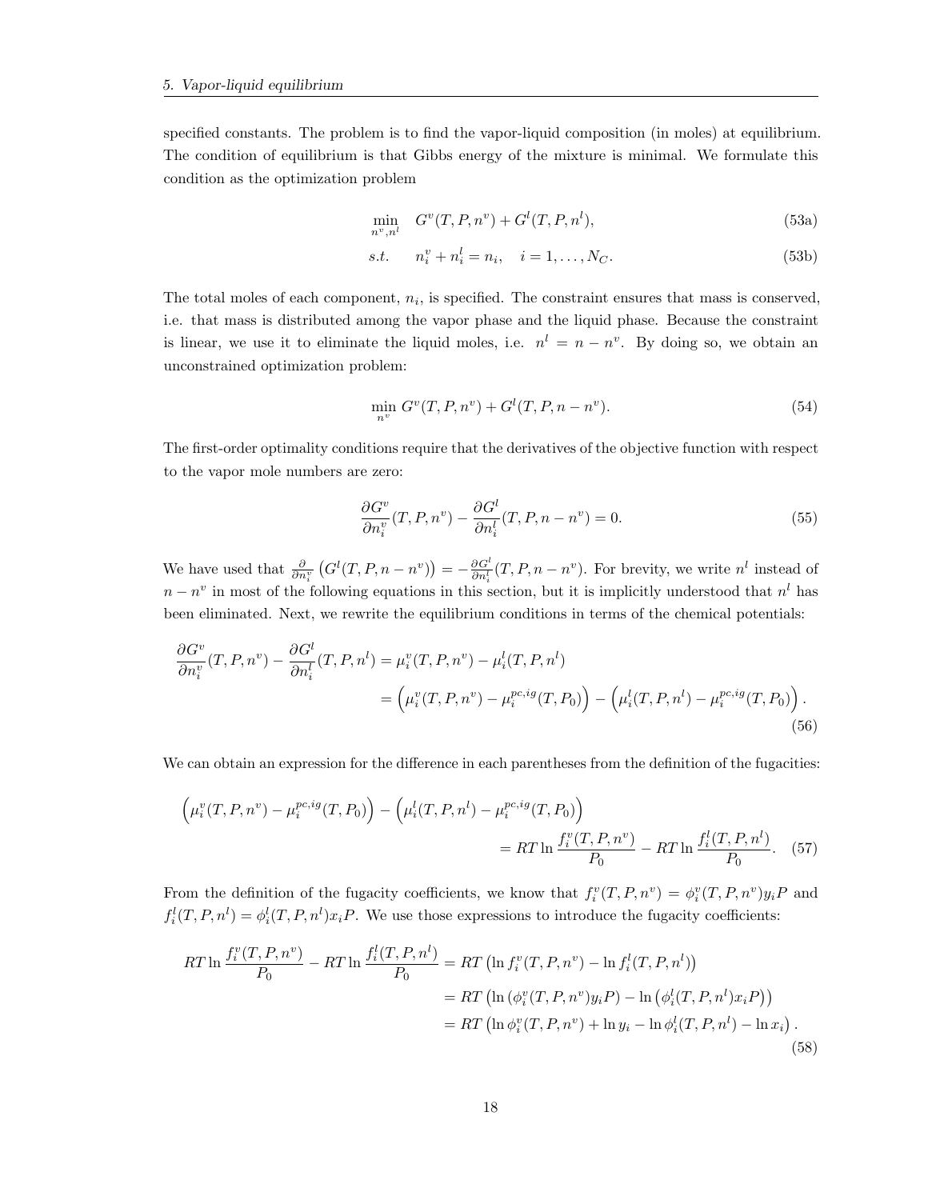specified constants. The problem is to find the vapor-liquid composition (in moles) at equilibrium. The condition of equilibrium is that Gibbs energy of the mixture is minimal. We formulate this condition as the optimization problem

$$\min_{n^v, n^l} \quad G^v(T, P, n^v) + G^l(T, P, n^l), \tag{53a}$$

$$s.t. \quad n_i^v + n_i^l = n_i, \quad i = 1, \ldots, N_C. \tag{53b}$$

The total moles of each component, $n_i$, is specified. The constraint ensures that mass is conserved, i.e. that mass is distributed among the vapor phase and the liquid phase. Because the constraint is linear, we use it to eliminate the liquid moles, i.e. $n^l = n - n^v$. By doing so, we obtain an unconstrained optimization problem:

$$\min_{n^v} G^v(T, P, n^v) + G^l(T, P, n - n^v). \tag{54}$$

The first-order optimality conditions require that the derivatives of the objective function with respect to the vapor mole numbers are zero:

$$\frac{\partial G^v}{\partial n_i^v}(T, P, n^v) - \frac{\partial G^l}{\partial n_i^l}(T, P, n - n^v) = 0. \tag{55}$$

We have used that $\frac{\partial}{\partial n_i^v}\left(G^l(T, P, n - n^v)\right) = -\frac{\partial G^l}{\partial n_i^l}(T, P, n - n^v)$. For brevity, we write $n^l$ instead of $n - n^v$ in most of the following equations in this section, but it is implicitly understood that $n^l$ has been eliminated. Next, we rewrite the equilibrium conditions in terms of the chemical potentials:

$$\begin{aligned}
\frac{\partial G^v}{\partial n_i^v}(T, P, n^v) - \frac{\partial G^l}{\partial n_i^l}(T, P, n^l) &= \mu_i^v(T, P, n^v) - \mu_i^l(T, P, n^l) \\
&= \left(\mu_i^v(T, P, n^v) - \mu_i^{pc,ig}(T, P_0)\right) - \left(\mu_i^l(T, P, n^l) - \mu_i^{pc,ig}(T, P_0)\right).
\end{aligned} \tag{56}$$

We can obtain an expression for the difference in each parentheses from the definition of the fugacities:

$$\begin{aligned}
&\left(\mu_i^v(T, P, n^v) - \mu_i^{pc,ig}(T, P_0)\right) - \left(\mu_i^l(T, P, n^l) - \mu_i^{pc,ig}(T, P_0)\right) \\
&\qquad = RT \ln \frac{f_i^v(T, P, n^v)}{P_0} - RT \ln \frac{f_i^l(T, P, n^l)}{P_0}.
\end{aligned} \tag{57}$$

From the definition of the fugacity coefficients, we know that $f_i^v(T, P, n^v) = \phi_i^v(T, P, n^v) y_i P$ and $f_i^l(T, P, n^l) = \phi_i^l(T, P, n^l) x_i P$. We use those expressions to introduce the fugacity coefficients:

$$\begin{aligned}
RT \ln \frac{f_i^v(T, P, n^v)}{P_0} - RT \ln \frac{f_i^l(T, P, n^l)}{P_0} &= RT \left(\ln f_i^v(T, P, n^v) - \ln f_i^l(T, P, n^l)\right) \\
&= RT \left(\ln\left(\phi_i^v(T, P, n^v) y_i P\right) - \ln\left(\phi_i^l(T, P, n^l) x_i P\right)\right) \\
&= RT \left(\ln \phi_i^v(T, P, n^v) + \ln y_i - \ln \phi_i^l(T, P, n^l) - \ln x_i\right).
\end{aligned} \tag{58}$$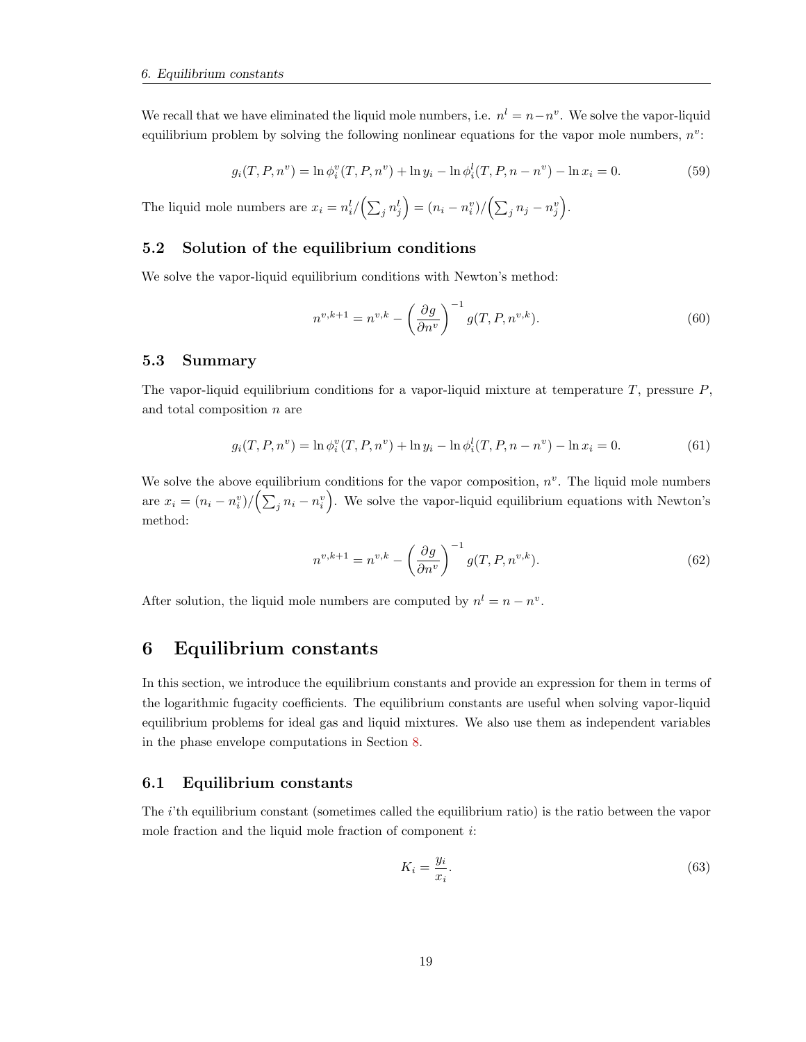We recall that we have eliminated the liquid mole numbers, i.e. $n^l = n - n^v$. We solve the vapor-liquid equilibrium problem by solving the following nonlinear equations for the vapor mole numbers, $n^v$:

$$g_i(T, P, n^v) = \ln \phi_i^v(T, P, n^v) + \ln y_i - \ln \phi_i^l(T, P, n - n^v) - \ln x_i = 0. \tag{59}$$

The liquid mole numbers are $x_i = n_i^l / \left(\sum_j n_j^l\right) = (n_i - n_i^v) / \left(\sum_j n_j - n_j^v\right)$.

### 5.2 Solution of the equilibrium conditions

We solve the vapor-liquid equilibrium conditions with Newton's method:

$$n^{v,k+1} = n^{v,k} - \left(\frac{\partial g}{\partial n^v}\right)^{-1} g(T, P, n^{v,k}). \tag{60}$$

### 5.3 Summary

The vapor-liquid equilibrium conditions for a vapor-liquid mixture at temperature $T$, pressure $P$, and total composition $n$ are

$$g_i(T, P, n^v) = \ln \phi_i^v(T, P, n^v) + \ln y_i - \ln \phi_i^l(T, P, n - n^v) - \ln x_i = 0. \tag{61}$$

We solve the above equilibrium conditions for the vapor composition, $n^v$. The liquid mole numbers are $x_i = (n_i - n_i^v) / \left(\sum_j n_i - n_i^v\right)$. We solve the vapor-liquid equilibrium equations with Newton's method:

$$n^{v,k+1} = n^{v,k} - \left(\frac{\partial g}{\partial n^v}\right)^{-1} g(T, P, n^{v,k}). \tag{62}$$

After solution, the liquid mole numbers are computed by $n^l = n - n^v$.

## 6 Equilibrium constants

In this section, we introduce the equilibrium constants and provide an expression for them in terms of the logarithmic fugacity coefficients. The equilibrium constants are useful when solving vapor-liquid equilibrium problems for ideal gas and liquid mixtures. We also use them as independent variables in the phase envelope computations in Section 8.

### 6.1 Equilibrium constants

The $i$'th equilibrium constant (sometimes called the equilibrium ratio) is the ratio between the vapor mole fraction and the liquid mole fraction of component $i$:

$$K_i = \frac{y_i}{x_i}. \tag{63}$$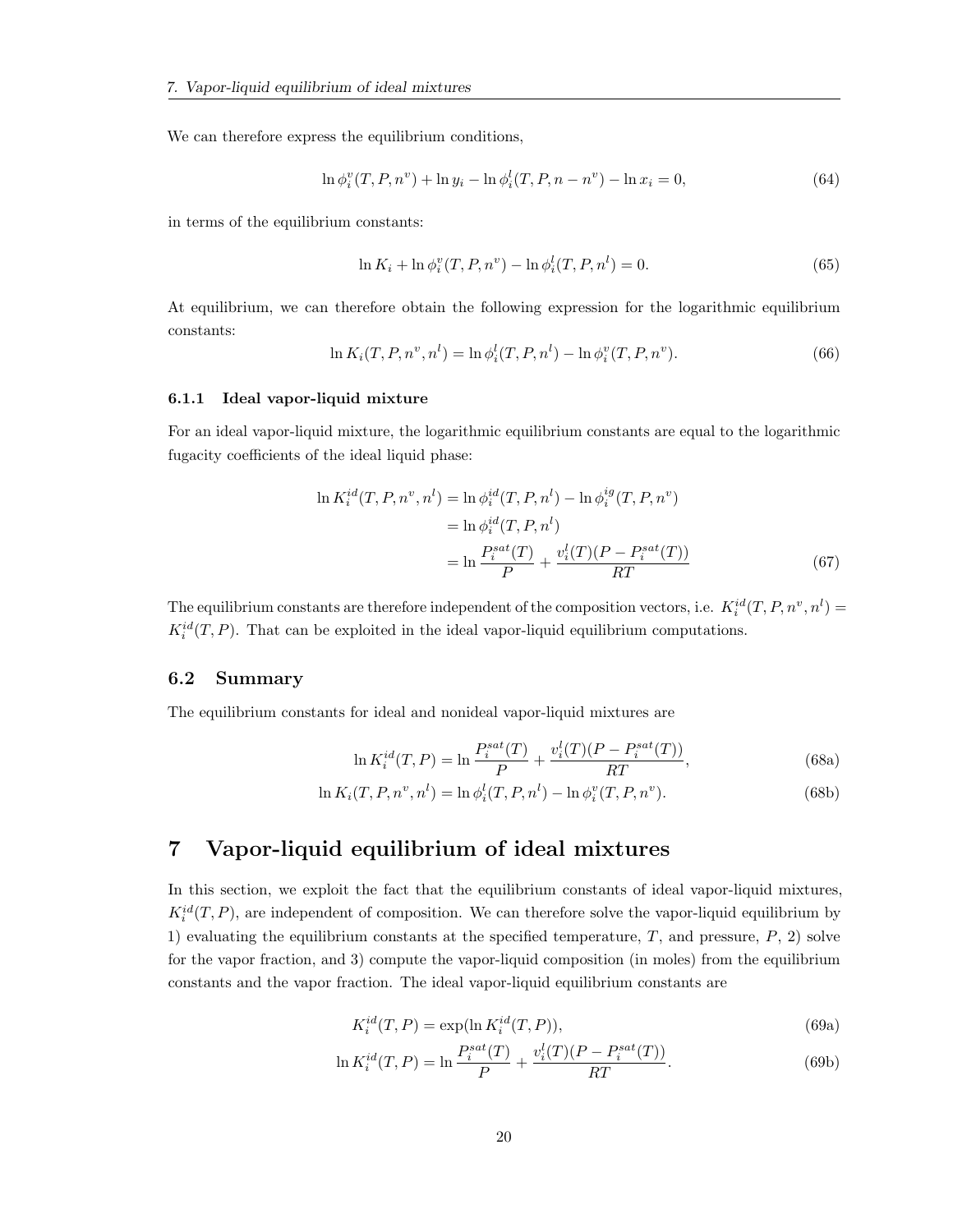We can therefore express the equilibrium conditions,

$$\ln \phi_i^v(T, P, n^v) + \ln y_i - \ln \phi_i^l(T, P, n - n^v) - \ln x_i = 0, \tag{64}$$

in terms of the equilibrium constants:

$$\ln K_i + \ln \phi_i^v(T, P, n^v) - \ln \phi_i^l(T, P, n^l) = 0. \tag{65}$$

At equilibrium, we can therefore obtain the following expression for the logarithmic equilibrium constants:

$$\ln K_i(T, P, n^v, n^l) = \ln \phi_i^l(T, P, n^l) - \ln \phi_i^v(T, P, n^v). \tag{66}$$

#### 6.1.1 Ideal vapor-liquid mixture

For an ideal vapor-liquid mixture, the logarithmic equilibrium constants are equal to the logarithmic fugacity coefficients of the ideal liquid phase:

$$\begin{aligned}
\ln K_i^{id}(T, P, n^v, n^l) &= \ln \phi_i^{id}(T, P, n^l) - \ln \phi_i^{ig}(T, P, n^v) \\
&= \ln \phi_i^{id}(T, P, n^l) \\
&= \ln \frac{P_i^{sat}(T)}{P} + \frac{v_i^l(T)(P - P_i^{sat}(T))}{RT}
\end{aligned} \tag{67}$$

The equilibrium constants are therefore independent of the composition vectors, i.e. $K_i^{id}(T, P, n^v, n^l) = K_i^{id}(T, P)$. That can be exploited in the ideal vapor-liquid equilibrium computations.

### 6.2 Summary

The equilibrium constants for ideal and nonideal vapor-liquid mixtures are

$$\ln K_i^{id}(T, P) = \ln \frac{P_i^{sat}(T)}{P} + \frac{v_i^l(T)(P - P_i^{sat}(T))}{RT}, \tag{68a}$$

$$\ln K_i(T, P, n^v, n^l) = \ln \phi_i^l(T, P, n^l) - \ln \phi_i^v(T, P, n^v). \tag{68b}$$

## 7 Vapor-liquid equilibrium of ideal mixtures

In this section, we exploit the fact that the equilibrium constants of ideal vapor-liquid mixtures, $K_i^{id}(T, P)$, are independent of composition. We can therefore solve the vapor-liquid equilibrium by 1) evaluating the equilibrium constants at the specified temperature, $T$, and pressure, $P$, 2) solve for the vapor fraction, and 3) compute the vapor-liquid composition (in moles) from the equilibrium constants and the vapor fraction. The ideal vapor-liquid equilibrium constants are

$$K_i^{id}(T, P) = \exp(\ln K_i^{id}(T, P)), \tag{69a}$$

$$\ln K_i^{id}(T, P) = \ln \frac{P_i^{sat}(T)}{P} + \frac{v_i^l(T)(P - P_i^{sat}(T))}{RT}. \tag{69b}$$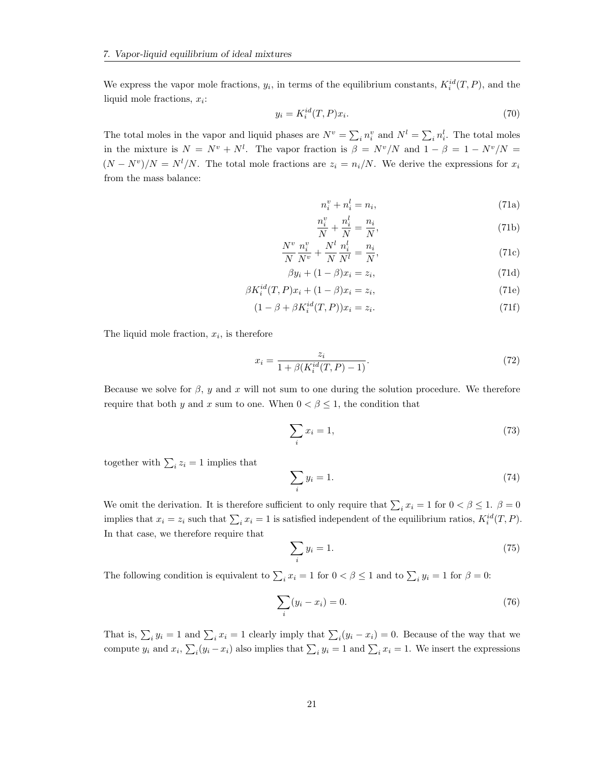We express the vapor mole fractions, $y_i$, in terms of the equilibrium constants, $K_i^{id}(T, P)$, and the liquid mole fractions, $x_i$:

$$y_i = K_i^{id}(T, P)x_i. \tag{70}$$

The total moles in the vapor and liquid phases are $N^v = \sum_i n_i^v$ and $N^l = \sum_i n_i^l$. The total moles in the mixture is $N = N^v + N^l$. The vapor fraction is $\beta = N^v/N$ and $1 - \beta = 1 - N^v/N = (N - N^v)/N = N^l/N$. The total mole fractions are $z_i = n_i/N$. We derive the expressions for $x_i$ from the mass balance:

$$n_i^v + n_i^l = n_i, \tag{71a}$$

$$\frac{n_i^v}{N} + \frac{n_i^l}{N} = \frac{n_i}{N}, \tag{71b}$$

$$\frac{N^v}{N}\frac{n_i^v}{N^v} + \frac{N^l}{N}\frac{n_i^l}{N^l} = \frac{n_i}{N}, \tag{71c}$$

$$\beta y_i + (1 - \beta)x_i = z_i, \tag{71d}$$

$$\beta K_i^{id}(T, P)x_i + (1 - \beta)x_i = z_i, \tag{71e}$$

$$(1 - \beta + \beta K_i^{id}(T, P))x_i = z_i. \tag{71f}$$

The liquid mole fraction, $x_i$, is therefore

$$x_i = \frac{z_i}{1 + \beta(K_i^{id}(T, P) - 1)}. \tag{72}$$

Because we solve for $\beta$, $y$ and $x$ will not sum to one during the solution procedure. We therefore require that both $y$ and $x$ sum to one. When $0 < \beta \leq 1$, the condition that

$$\sum_i x_i = 1, \tag{73}$$

together with $\sum_i z_i = 1$ implies that

$$\sum_i y_i = 1. \tag{74}$$

We omit the derivation. It is therefore sufficient to only require that $\sum_i x_i = 1$ for $0 < \beta \leq 1$. $\beta = 0$ implies that $x_i = z_i$ such that $\sum_i x_i = 1$ is satisfied independent of the equilibrium ratios, $K_i^{id}(T, P)$. In that case, we therefore require that

$$\sum_i y_i = 1. \tag{75}$$

The following condition is equivalent to $\sum_i x_i = 1$ for $0 < \beta \leq 1$ and to $\sum_i y_i = 1$ for $\beta = 0$:

$$\sum_i (y_i - x_i) = 0. \tag{76}$$

That is, $\sum_i y_i = 1$ and $\sum_i x_i = 1$ clearly imply that $\sum_i (y_i - x_i) = 0$. Because of the way that we compute $y_i$ and $x_i$, $\sum_i (y_i - x_i)$ also implies that $\sum_i y_i = 1$ and $\sum_i x_i = 1$. We insert the expressions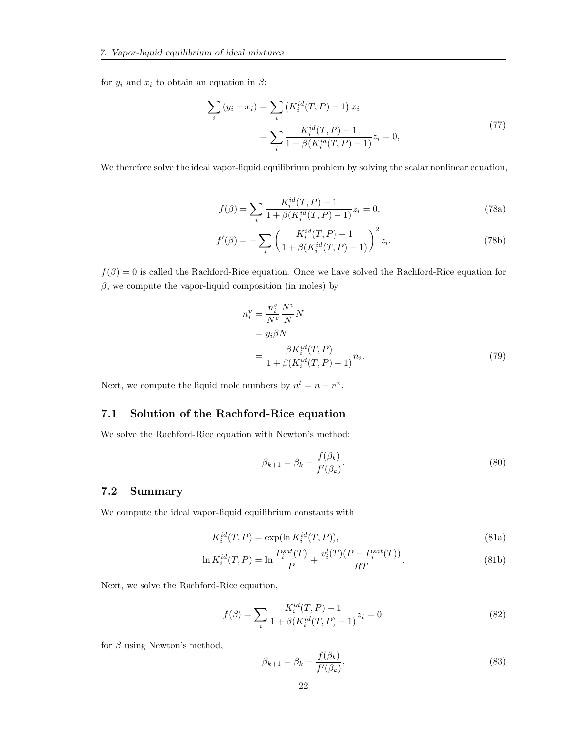for $y_i$ and $x_i$ to obtain an equation in $\beta$:

$$
\begin{aligned}
\sum_i (y_i - x_i) &= \sum_i \left(K_i^{id}(T,P) - 1\right) x_i \\
&= \sum_i \frac{K_i^{id}(T,P) - 1}{1 + \beta(K_i^{id}(T,P) - 1)} z_i = 0,
\end{aligned} \tag{77}
$$

We therefore solve the ideal vapor-liquid equilibrium problem by solving the scalar nonlinear equation,

$$
f(\beta) = \sum_i \frac{K_i^{id}(T,P) - 1}{1 + \beta(K_i^{id}(T,P) - 1)} z_i = 0, \tag{78a}
$$

$$
f'(\beta) = -\sum_i \left( \frac{K_i^{id}(T,P) - 1}{1 + \beta(K_i^{id}(T,P) - 1)} \right)^2 z_i. \tag{78b}
$$

$f(\beta) = 0$ is called the Rachford-Rice equation. Once we have solved the Rachford-Rice equation for $\beta$, we compute the vapor-liquid composition (in moles) by

$$
\begin{aligned}
n_i^v &= \frac{n_i^v}{N^v} \frac{N^v}{N} N \\
&= y_i \beta N \\
&= \frac{\beta K_i^{id}(T,P)}{1 + \beta(K_i^{id}(T,P) - 1)} n_i.
\end{aligned} \tag{79}
$$

Next, we compute the liquid mole numbers by $n^l = n - n^v$.

## 7.1 Solution of the Rachford-Rice equation

We solve the Rachford-Rice equation with Newton's method:

$$
\beta_{k+1} = \beta_k - \frac{f(\beta_k)}{f'(\beta_k)}. \tag{80}
$$

## 7.2 Summary

We compute the ideal vapor-liquid equilibrium constants with

$$
K_i^{id}(T,P) = \exp(\ln K_i^{id}(T,P)), \tag{81a}
$$

$$
\ln K_i^{id}(T,P) = \ln \frac{P_i^{sat}(T)}{P} + \frac{v_i^l(T)(P - P_i^{sat}(T))}{RT}. \tag{81b}
$$

Next, we solve the Rachford-Rice equation,

$$
f(\beta) = \sum_i \frac{K_i^{id}(T,P) - 1}{1 + \beta(K_i^{id}(T,P) - 1)} z_i = 0, \tag{82}
$$

for $\beta$ using Newton's method,

$$
\beta_{k+1} = \beta_k - \frac{f(\beta_k)}{f'(\beta_k)}, \tag{83}
$$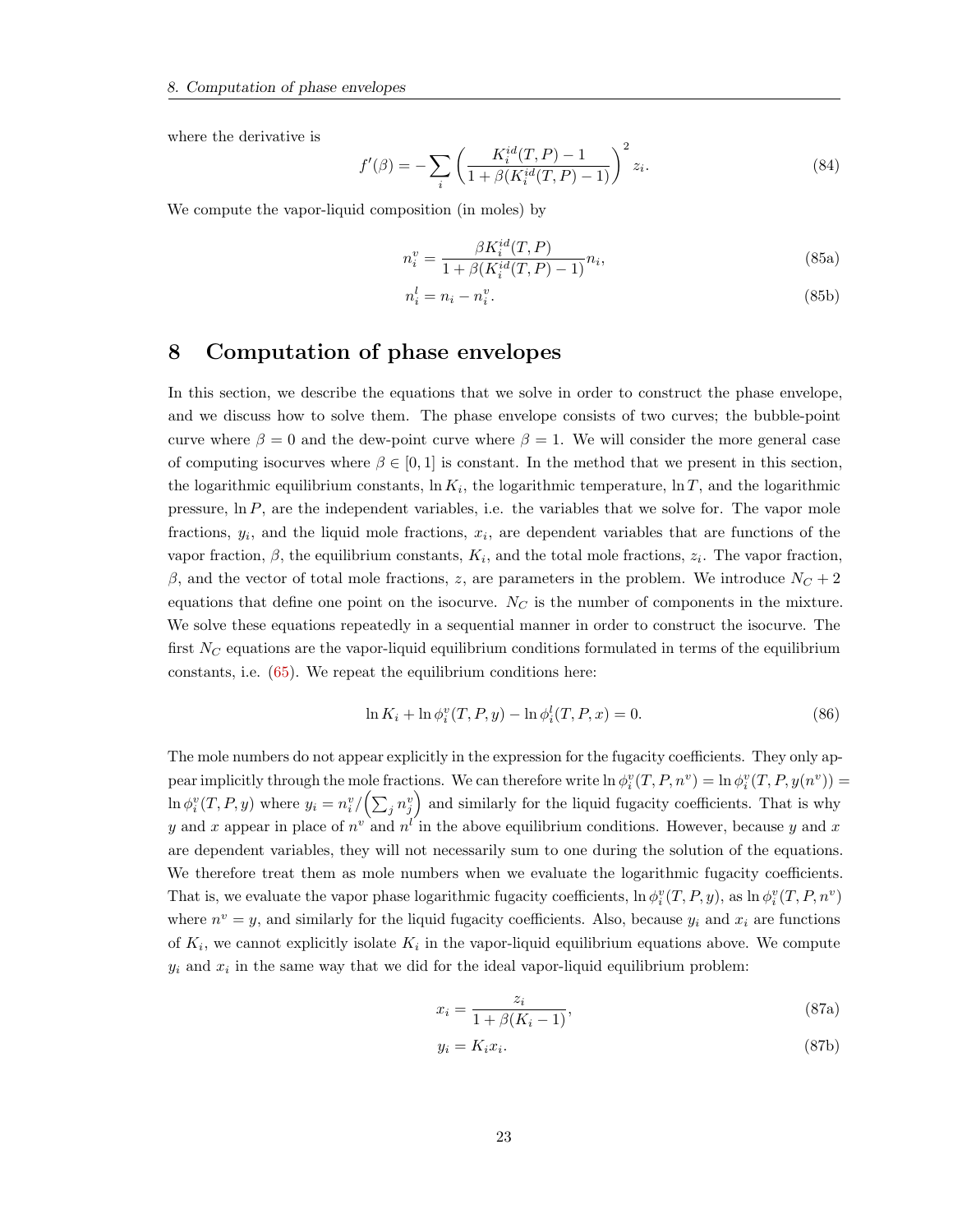where the derivative is

$$f'(\beta) = -\sum_i \left( \frac{K_i^{id}(T,P) - 1}{1 + \beta(K_i^{id}(T,P) - 1)} \right)^2 z_i. \tag{84}$$

We compute the vapor-liquid composition (in moles) by

$$n_i^v = \frac{\beta K_i^{id}(T,P)}{1 + \beta(K_i^{id}(T,P) - 1)} n_i, \tag{85a}$$

$$n_i^l = n_i - n_i^v. \tag{85b}$$

# 8 Computation of phase envelopes

In this section, we describe the equations that we solve in order to construct the phase envelope, and we discuss how to solve them. The phase envelope consists of two curves; the bubble-point curve where $\beta = 0$ and the dew-point curve where $\beta = 1$. We will consider the more general case of computing isocurves where $\beta \in [0, 1]$ is constant. In the method that we present in this section, the logarithmic equilibrium constants, $\ln K_i$, the logarithmic temperature, $\ln T$, and the logarithmic pressure, $\ln P$, are the independent variables, i.e. the variables that we solve for. The vapor mole fractions, $y_i$, and the liquid mole fractions, $x_i$, are dependent variables that are functions of the vapor fraction, $\beta$, the equilibrium constants, $K_i$, and the total mole fractions, $z_i$. The vapor fraction, $\beta$, and the vector of total mole fractions, $z$, are parameters in the problem. We introduce $N_C + 2$ equations that define one point on the isocurve. $N_C$ is the number of components in the mixture. We solve these equations repeatedly in a sequential manner in order to construct the isocurve. The first $N_C$ equations are the vapor-liquid equilibrium conditions formulated in terms of the equilibrium constants, i.e. (65). We repeat the equilibrium conditions here:

$$\ln K_i + \ln \phi_i^v(T, P, y) - \ln \phi_i^l(T, P, x) = 0. \tag{86}$$

The mole numbers do not appear explicitly in the expression for the fugacity coefficients. They only appear implicitly through the mole fractions. We can therefore write $\ln \phi_i^v(T, P, n^v) = \ln \phi_i^v(T, P, y(n^v)) = \ln \phi_i^v(T, P, y)$ where $y_i = n_i^v / \left( \sum_j n_j^v \right)$ and similarly for the liquid fugacity coefficients. That is why $y$ and $x$ appear in place of $n^v$ and $n^l$ in the above equilibrium conditions. However, because $y$ and $x$ are dependent variables, they will not necessarily sum to one during the solution of the equations. We therefore treat them as mole numbers when we evaluate the logarithmic fugacity coefficients. That is, we evaluate the vapor phase logarithmic fugacity coefficients, $\ln \phi_i^v(T, P, y)$, as $\ln \phi_i^v(T, P, n^v)$ where $n^v = y$, and similarly for the liquid fugacity coefficients. Also, because $y_i$ and $x_i$ are functions of $K_i$, we cannot explicitly isolate $K_i$ in the vapor-liquid equilibrium equations above. We compute $y_i$ and $x_i$ in the same way that we did for the ideal vapor-liquid equilibrium problem:

$$x_i = \frac{z_i}{1 + \beta(K_i - 1)}, \tag{87a}$$

$$y_i = K_i x_i. \tag{87b}$$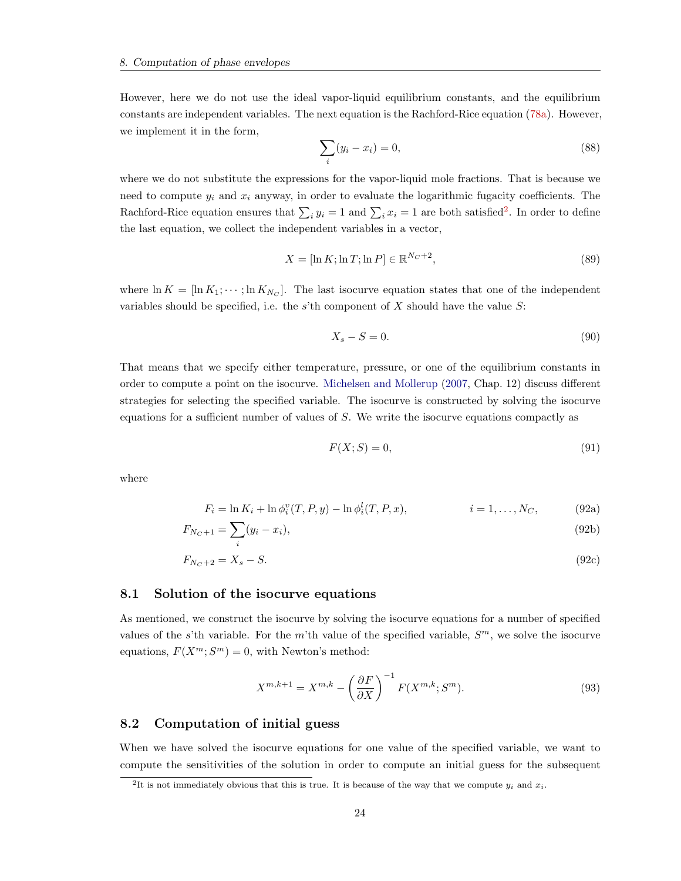However, here we do not use the ideal vapor-liquid equilibrium constants, and the equilibrium constants are independent variables. The next equation is the Rachford-Rice equation (78a). However, we implement it in the form,

$$\sum_i (y_i - x_i) = 0, \tag{88}$$

where we do not substitute the expressions for the vapor-liquid mole fractions. That is because we need to compute $y_i$ and $x_i$ anyway, in order to evaluate the logarithmic fugacity coefficients. The Rachford-Rice equation ensures that $\sum_i y_i = 1$ and $\sum_i x_i = 1$ are both satisfied[2]. In order to define the last equation, we collect the independent variables in a vector,

$$X = [\ln K; \ln T; \ln P] \in \mathbb{R}^{N_C+2}, \tag{89}$$

where $\ln K = [\ln K_1; \cdots; \ln K_{N_C}]$. The last isocurve equation states that one of the independent variables should be specified, i.e. the $s$'th component of $X$ should have the value $S$:

$$X_s - S = 0. \tag{90}$$

That means that we specify either temperature, pressure, or one of the equilibrium constants in order to compute a point on the isocurve. Michelsen and Mollerup (2007, Chap. 12) discuss different strategies for selecting the specified variable. The isocurve is constructed by solving the isocurve equations for a sufficient number of values of $S$. We write the isocurve equations compactly as

$$F(X; S) = 0, \tag{91}$$

where

$$F_i = \ln K_i + \ln \phi_i^v(T, P, y) - \ln \phi_i^l(T, P, x), \qquad i = 1, \ldots, N_C, \tag{92a}$$

$$F_{N_C+1} = \sum_i (y_i - x_i), \tag{92b}$$

$$F_{N_C+2} = X_s - S. \tag{92c}$$

## 8.1 Solution of the isocurve equations

As mentioned, we construct the isocurve by solving the isocurve equations for a number of specified values of the $s$'th variable. For the $m$'th value of the specified variable, $S^m$, we solve the isocurve equations, $F(X^m; S^m) = 0$, with Newton's method:

$$X^{m,k+1} = X^{m,k} - \left(\frac{\partial F}{\partial X}\right)^{-1} F(X^{m,k}; S^m). \tag{93}$$

## 8.2 Computation of initial guess

When we have solved the isocurve equations for one value of the specified variable, we want to compute the sensitivities of the solution in order to compute an initial guess for the subsequent

[2] It is not immediately obvious that this is true. It is because of the way that we compute $y_i$ and $x_i$.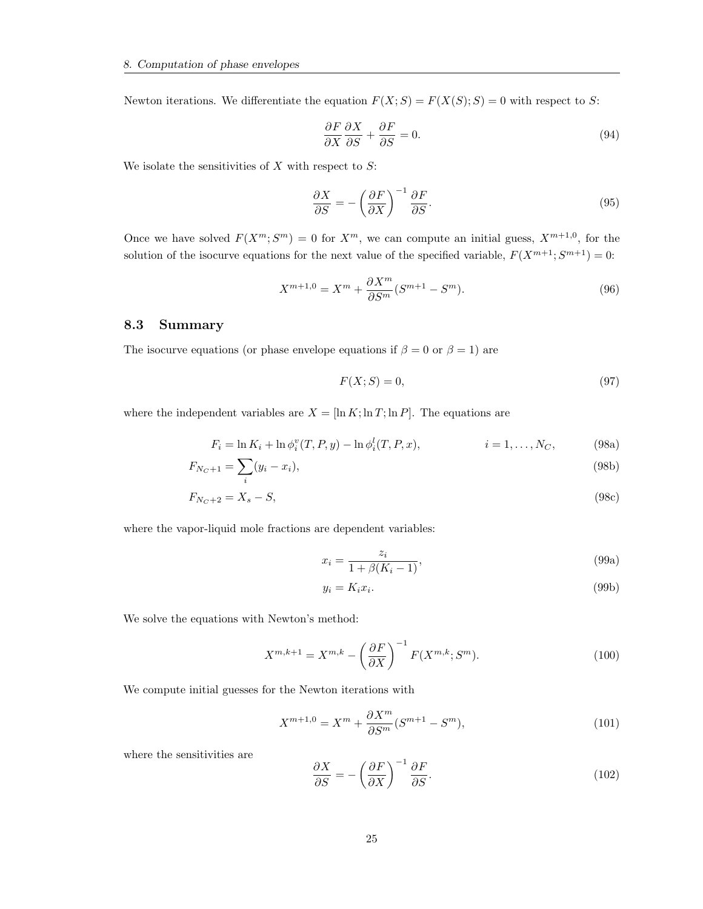Newton iterations. We differentiate the equation $F(X;S) = F(X(S);S) = 0$ with respect to $S$:

$$\frac{\partial F}{\partial X}\frac{\partial X}{\partial S} + \frac{\partial F}{\partial S} = 0. \tag{94}$$

We isolate the sensitivities of $X$ with respect to $S$:

$$\frac{\partial X}{\partial S} = -\left(\frac{\partial F}{\partial X}\right)^{-1}\frac{\partial F}{\partial S}. \tag{95}$$

Once we have solved $F(X^m;S^m) = 0$ for $X^m$, we can compute an initial guess, $X^{m+1,0}$, for the solution of the isocurve equations for the next value of the specified variable, $F(X^{m+1};S^{m+1}) = 0$:

$$X^{m+1,0} = X^m + \frac{\partial X^m}{\partial S^m}(S^{m+1} - S^m). \tag{96}$$

## 8.3 Summary

The isocurve equations (or phase envelope equations if $\beta = 0$ or $\beta = 1$) are

$$F(X;S) = 0, \tag{97}$$

where the independent variables are $X = [\ln K; \ln T; \ln P]$. The equations are

$$F_i = \ln K_i + \ln \phi_i^v(T,P,y) - \ln \phi_i^l(T,P,x), \qquad i = 1,\dots,N_C, \tag{98a}$$

$$F_{N_C+1} = \sum_i (y_i - x_i), \tag{98b}$$

$$F_{N_C+2} = X_s - S, \tag{98c}$$

where the vapor-liquid mole fractions are dependent variables:

$$x_i = \frac{z_i}{1 + \beta(K_i - 1)}, \tag{99a}$$

$$y_i = K_i x_i. \tag{99b}$$

We solve the equations with Newton's method:

$$X^{m,k+1} = X^{m,k} - \left(\frac{\partial F}{\partial X}\right)^{-1} F(X^{m,k};S^m). \tag{100}$$

We compute initial guesses for the Newton iterations with

$$X^{m+1,0} = X^m + \frac{\partial X^m}{\partial S^m}(S^{m+1} - S^m), \tag{101}$$

where the sensitivities are

$$\frac{\partial X}{\partial S} = -\left(\frac{\partial F}{\partial X}\right)^{-1}\frac{\partial F}{\partial S}. \tag{102}$$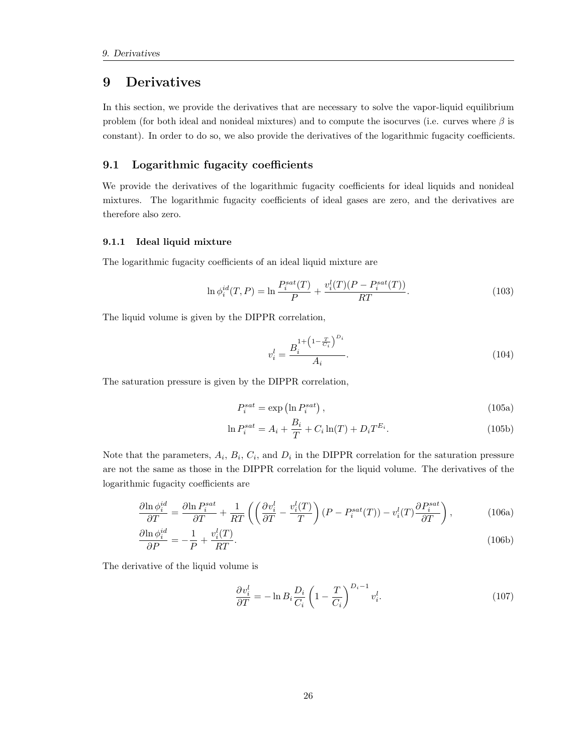# 9 Derivatives

In this section, we provide the derivatives that are necessary to solve the vapor-liquid equilibrium problem (for both ideal and nonideal mixtures) and to compute the isocurves (i.e. curves where $\beta$ is constant). In order to do so, we also provide the derivatives of the logarithmic fugacity coefficients.

## 9.1 Logarithmic fugacity coefficients

We provide the derivatives of the logarithmic fugacity coefficients for ideal liquids and nonideal mixtures. The logarithmic fugacity coefficients of ideal gases are zero, and the derivatives are therefore also zero.

### 9.1.1 Ideal liquid mixture

The logarithmic fugacity coefficients of an ideal liquid mixture are

$$\ln \phi_i^{id}(T, P) = \ln \frac{P_i^{sat}(T)}{P} + \frac{v_i^l(T)(P - P_i^{sat}(T))}{RT}. \tag{103}$$

The liquid volume is given by the DIPPR correlation,

$$v_i^l = \frac{B_i^{1+\left(1-\frac{T}{C_i}\right)^{D_i}}}{A_i}. \tag{104}$$

The saturation pressure is given by the DIPPR correlation,

$$P_i^{sat} = \exp\left(\ln P_i^{sat}\right), \tag{105a}$$

$$\ln P_i^{sat} = A_i + \frac{B_i}{T} + C_i \ln(T) + D_i T^{E_i}. \tag{105b}$$

Note that the parameters, $A_i$, $B_i$, $C_i$, and $D_i$ in the DIPPR correlation for the saturation pressure are not the same as those in the DIPPR correlation for the liquid volume. The derivatives of the logarithmic fugacity coefficients are

$$\frac{\partial \ln \phi_i^{id}}{\partial T} = \frac{\partial \ln P_i^{sat}}{\partial T} + \frac{1}{RT}\left(\left(\frac{\partial v_i^l}{\partial T} - \frac{v_i^l(T)}{T}\right)(P - P_i^{sat}(T)) - v_i^l(T)\frac{\partial P_i^{sat}}{\partial T}\right), \tag{106a}$$

$$\frac{\partial \ln \phi_i^{id}}{\partial P} = -\frac{1}{P} + \frac{v_i^l(T)}{RT}. \tag{106b}$$

The derivative of the liquid volume is

$$\frac{\partial v_i^l}{\partial T} = -\ln B_i \frac{D_i}{C_i}\left(1 - \frac{T}{C_i}\right)^{D_i - 1} v_i^l. \tag{107}$$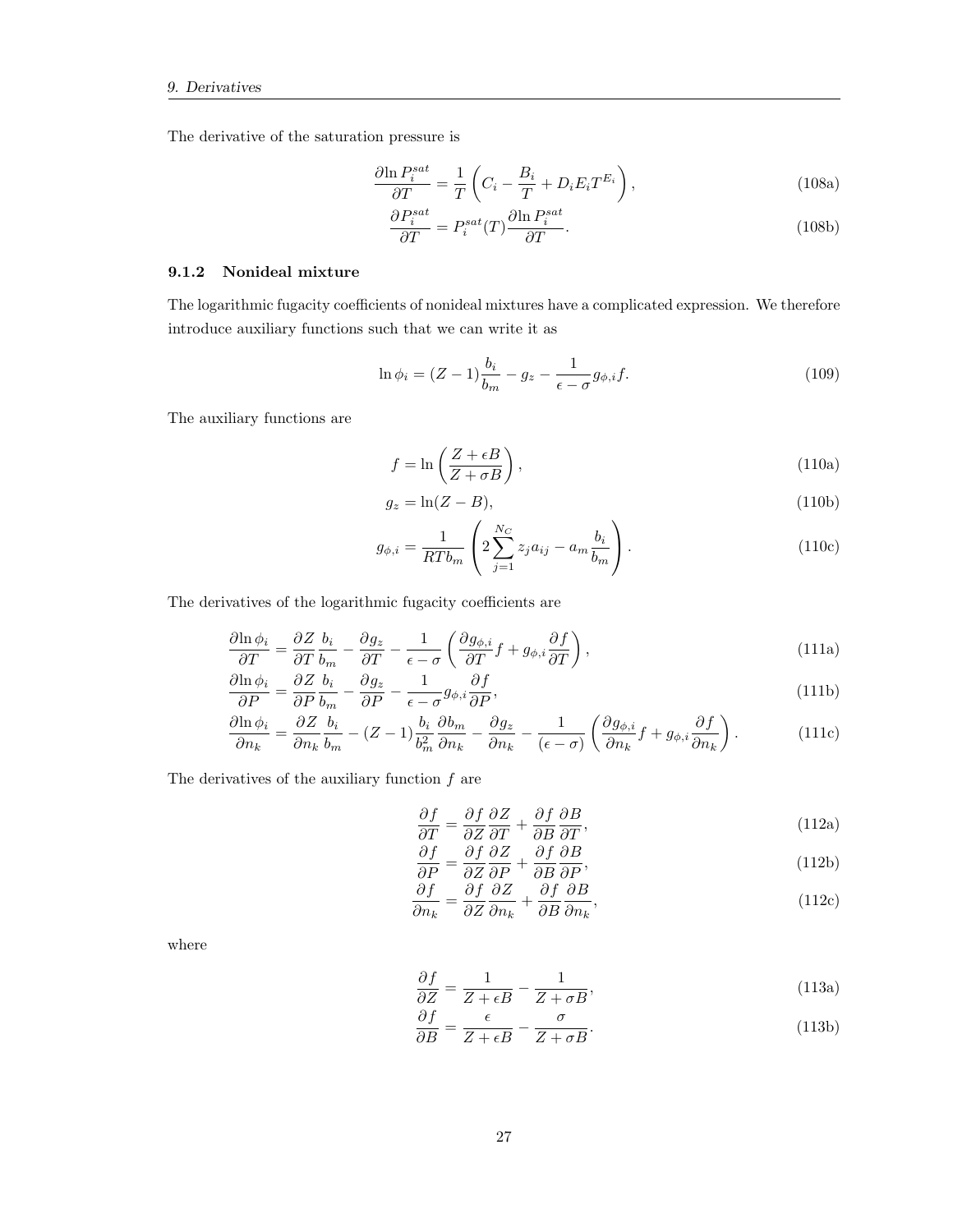The derivative of the saturation pressure is

$$\frac{\partial \ln P_i^{sat}}{\partial T} = \frac{1}{T}\left(C_i - \frac{B_i}{T} + D_i E_i T^{E_i}\right), \tag{108a}$$

$$\frac{\partial P_i^{sat}}{\partial T} = P_i^{sat}(T)\frac{\partial \ln P_i^{sat}}{\partial T}. \tag{108b}$$

### 9.1.2 Nonideal mixture

The logarithmic fugacity coefficients of nonideal mixtures have a complicated expression. We therefore introduce auxiliary functions such that we can write it as

$$\ln \phi_i = (Z-1)\frac{b_i}{b_m} - g_z - \frac{1}{\epsilon - \sigma} g_{\phi,i} f. \tag{109}$$

The auxiliary functions are

$$f = \ln\left(\frac{Z + \epsilon B}{Z + \sigma B}\right), \tag{110a}$$

$$g_z = \ln(Z - B), \tag{110b}$$

$$g_{\phi,i} = \frac{1}{RTb_m}\left(2\sum_{j=1}^{N_C} z_j a_{ij} - a_m \frac{b_i}{b_m}\right). \tag{110c}$$

The derivatives of the logarithmic fugacity coefficients are

$$\frac{\partial \ln \phi_i}{\partial T} = \frac{\partial Z}{\partial T}\frac{b_i}{b_m} - \frac{\partial g_z}{\partial T} - \frac{1}{\epsilon - \sigma}\left(\frac{\partial g_{\phi,i}}{\partial T} f + g_{\phi,i}\frac{\partial f}{\partial T}\right), \tag{111a}$$

$$\frac{\partial \ln \phi_i}{\partial P} = \frac{\partial Z}{\partial P}\frac{b_i}{b_m} - \frac{\partial g_z}{\partial P} - \frac{1}{\epsilon - \sigma} g_{\phi,i}\frac{\partial f}{\partial P}, \tag{111b}$$

$$\frac{\partial \ln \phi_i}{\partial n_k} = \frac{\partial Z}{\partial n_k}\frac{b_i}{b_m} - (Z-1)\frac{b_i}{b_m^2}\frac{\partial b_m}{\partial n_k} - \frac{\partial g_z}{\partial n_k} - \frac{1}{(\epsilon - \sigma)}\left(\frac{\partial g_{\phi,i}}{\partial n_k} f + g_{\phi,i}\frac{\partial f}{\partial n_k}\right). \tag{111c}$$

The derivatives of the auxiliary function $f$ are

$$\frac{\partial f}{\partial T} = \frac{\partial f}{\partial Z}\frac{\partial Z}{\partial T} + \frac{\partial f}{\partial B}\frac{\partial B}{\partial T}, \tag{112a}$$

$$\frac{\partial f}{\partial P} = \frac{\partial f}{\partial Z}\frac{\partial Z}{\partial P} + \frac{\partial f}{\partial B}\frac{\partial B}{\partial P}, \tag{112b}$$

$$\frac{\partial f}{\partial n_k} = \frac{\partial f}{\partial Z}\frac{\partial Z}{\partial n_k} + \frac{\partial f}{\partial B}\frac{\partial B}{\partial n_k}, \tag{112c}$$

where

$$\frac{\partial f}{\partial Z} = \frac{1}{Z + \epsilon B} - \frac{1}{Z + \sigma B}, \tag{113a}$$

$$\frac{\partial f}{\partial B} = \frac{\epsilon}{Z + \epsilon B} - \frac{\sigma}{Z + \sigma B}. \tag{113b}$$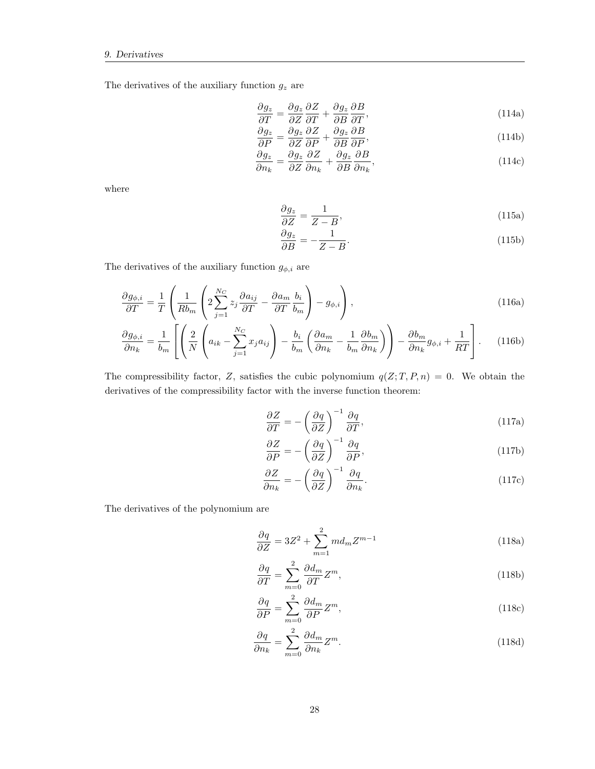The derivatives of the auxiliary function $g_z$ are

$$\frac{\partial g_z}{\partial T} = \frac{\partial g_z}{\partial Z}\frac{\partial Z}{\partial T} + \frac{\partial g_z}{\partial B}\frac{\partial B}{\partial T}, \tag{114a}$$

$$\frac{\partial g_z}{\partial P} = \frac{\partial g_z}{\partial Z}\frac{\partial Z}{\partial P} + \frac{\partial g_z}{\partial B}\frac{\partial B}{\partial P}, \tag{114b}$$

$$\frac{\partial g_z}{\partial n_k} = \frac{\partial g_z}{\partial Z}\frac{\partial Z}{\partial n_k} + \frac{\partial g_z}{\partial B}\frac{\partial B}{\partial n_k}, \tag{114c}$$

where

$$\frac{\partial g_z}{\partial Z} = \frac{1}{Z-B}, \tag{115a}$$

$$\frac{\partial g_z}{\partial B} = -\frac{1}{Z-B}. \tag{115b}$$

The derivatives of the auxiliary function $g_{\phi,i}$ are

$$\frac{\partial g_{\phi,i}}{\partial T} = \frac{1}{T}\left(\frac{1}{Rb_m}\left(2\sum_{j=1}^{N_C} z_j \frac{\partial a_{ij}}{\partial T} - \frac{\partial a_m}{\partial T}\frac{b_i}{b_m}\right) - g_{\phi,i}\right), \tag{116a}$$

$$\frac{\partial g_{\phi,i}}{\partial n_k} = \frac{1}{b_m}\left[\left(\frac{2}{N}\left(a_{ik} - \sum_{j=1}^{N_C} x_j a_{ij}\right) - \frac{b_i}{b_m}\left(\frac{\partial a_m}{\partial n_k} - \frac{1}{b_m}\frac{\partial b_m}{\partial n_k}\right)\right) - \frac{\partial b_m}{\partial n_k} g_{\phi,i} + \frac{1}{RT}\right]. \tag{116b}$$

The compressibility factor, $Z$, satisfies the cubic polynomium $q(Z; T, P, n) = 0$. We obtain the derivatives of the compressibility factor with the inverse function theorem:

$$\frac{\partial Z}{\partial T} = -\left(\frac{\partial q}{\partial Z}\right)^{-1}\frac{\partial q}{\partial T}, \tag{117a}$$

$$\frac{\partial Z}{\partial P} = -\left(\frac{\partial q}{\partial Z}\right)^{-1}\frac{\partial q}{\partial P}, \tag{117b}$$

$$\frac{\partial Z}{\partial n_k} = -\left(\frac{\partial q}{\partial Z}\right)^{-1}\frac{\partial q}{\partial n_k}. \tag{117c}$$

The derivatives of the polynomium are

$$\frac{\partial q}{\partial Z} = 3Z^2 + \sum_{m=1}^{2} m d_m Z^{m-1} \tag{118a}$$

$$\frac{\partial q}{\partial T} = \sum_{m=0}^{2} \frac{\partial d_m}{\partial T} Z^m, \tag{118b}$$

$$\frac{\partial q}{\partial P} = \sum_{m=0}^{2} \frac{\partial d_m}{\partial P} Z^m, \tag{118c}$$

$$\frac{\partial q}{\partial n_k} = \sum_{m=0}^{2} \frac{\partial d_m}{\partial n_k} Z^m. \tag{118d}$$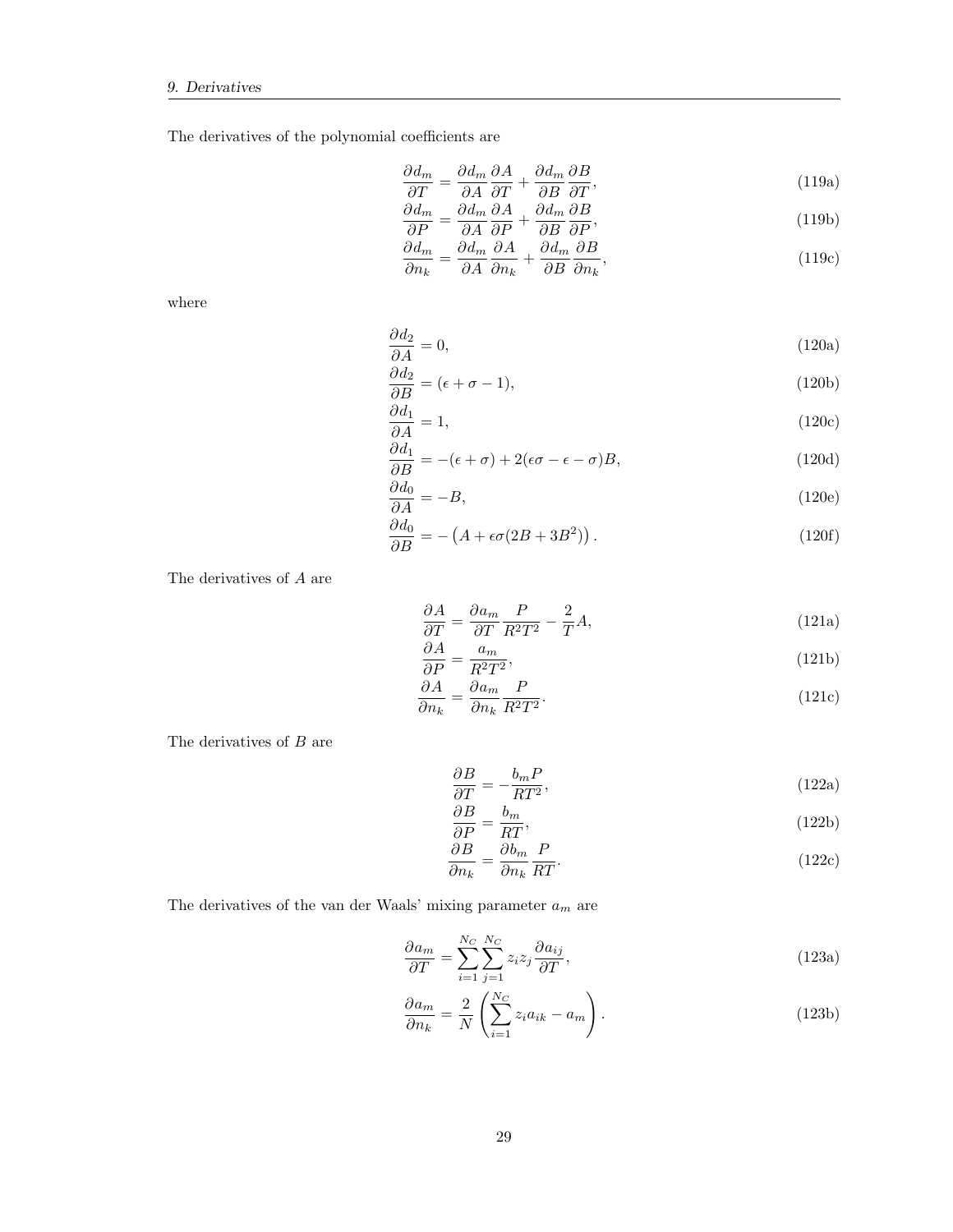The derivatives of the polynomial coefficients are

$$\frac{\partial d_m}{\partial T} = \frac{\partial d_m}{\partial A}\frac{\partial A}{\partial T} + \frac{\partial d_m}{\partial B}\frac{\partial B}{\partial T}, \tag{119a}$$

$$\frac{\partial d_m}{\partial P} = \frac{\partial d_m}{\partial A}\frac{\partial A}{\partial P} + \frac{\partial d_m}{\partial B}\frac{\partial B}{\partial P}, \tag{119b}$$

$$\frac{\partial d_m}{\partial n_k} = \frac{\partial d_m}{\partial A}\frac{\partial A}{\partial n_k} + \frac{\partial d_m}{\partial B}\frac{\partial B}{\partial n_k}, \tag{119c}$$

where

$$\frac{\partial d_2}{\partial A} = 0, \tag{120a}$$

$$\frac{\partial d_2}{\partial B} = (\epsilon + \sigma - 1), \tag{120b}$$

$$\frac{\partial d_1}{\partial A} = 1, \tag{120c}$$

$$\frac{\partial d_1}{\partial B} = -(\epsilon + \sigma) + 2(\epsilon\sigma - \epsilon - \sigma)B, \tag{120d}$$

$$\frac{\partial d_0}{\partial A} = -B, \tag{120e}$$

$$\frac{\partial d_0}{\partial B} = -\left(A + \epsilon\sigma(2B + 3B^2)\right). \tag{120f}$$

The derivatives of $A$ are

$$\frac{\partial A}{\partial T} = \frac{\partial a_m}{\partial T}\frac{P}{R^2T^2} - \frac{2}{T}A, \tag{121a}$$

$$\frac{\partial A}{\partial P} = \frac{a_m}{R^2T^2}, \tag{121b}$$

$$\frac{\partial A}{\partial n_k} = \frac{\partial a_m}{\partial n_k}\frac{P}{R^2T^2}. \tag{121c}$$

The derivatives of $B$ are

$$\frac{\partial B}{\partial T} = -\frac{b_m P}{RT^2}, \tag{122a}$$

$$\frac{\partial B}{\partial P} = \frac{b_m}{RT}, \tag{122b}$$

$$\frac{\partial B}{\partial n_k} = \frac{\partial b_m}{\partial n_k}\frac{P}{RT}. \tag{122c}$$

The derivatives of the van der Waals' mixing parameter $a_m$ are

$$\frac{\partial a_m}{\partial T} = \sum_{i=1}^{N_C}\sum_{j=1}^{N_C} z_i z_j \frac{\partial a_{ij}}{\partial T}, \tag{123a}$$

$$\frac{\partial a_m}{\partial n_k} = \frac{2}{N}\left(\sum_{i=1}^{N_C} z_i a_{ik} - a_m\right). \tag{123b}$$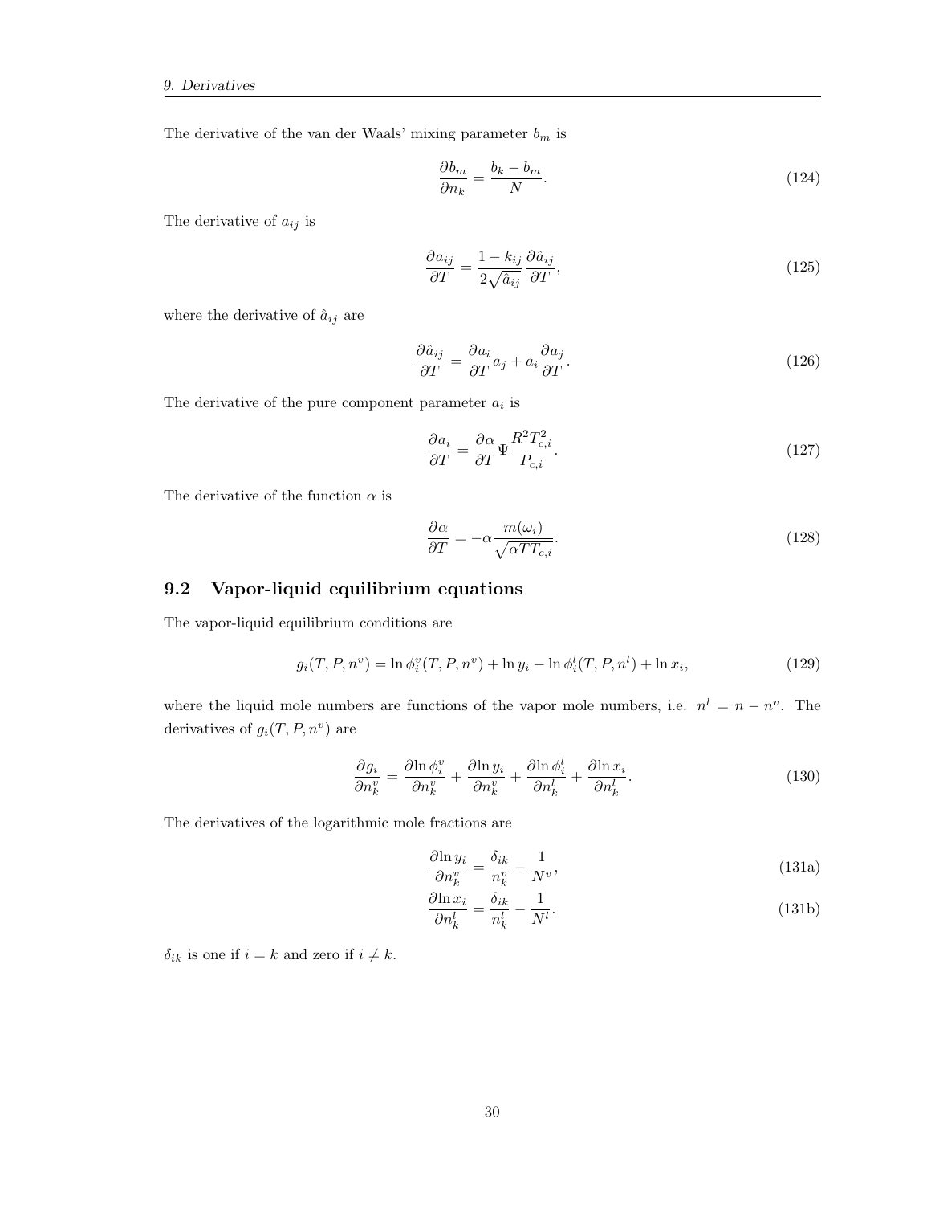The derivative of the van der Waals' mixing parameter $b_m$ is

$$\frac{\partial b_m}{\partial n_k} = \frac{b_k - b_m}{N}. \tag{124}$$

The derivative of $a_{ij}$ is

$$\frac{\partial a_{ij}}{\partial T} = \frac{1 - k_{ij}}{2\sqrt{\hat{a}_{ij}}} \frac{\partial \hat{a}_{ij}}{\partial T}, \tag{125}$$

where the derivative of $\hat{a}_{ij}$ are

$$\frac{\partial \hat{a}_{ij}}{\partial T} = \frac{\partial a_i}{\partial T} a_j + a_i \frac{\partial a_j}{\partial T}. \tag{126}$$

The derivative of the pure component parameter $a_i$ is

$$\frac{\partial a_i}{\partial T} = \frac{\partial \alpha}{\partial T} \Psi \frac{R^2 T_{c,i}^2}{P_{c,i}}. \tag{127}$$

The derivative of the function $\alpha$ is

$$\frac{\partial \alpha}{\partial T} = -\alpha \frac{m(\omega_i)}{\sqrt{\alpha T T_{c,i}}}. \tag{128}$$

## 9.2 Vapor-liquid equilibrium equations

The vapor-liquid equilibrium conditions are

$$g_i(T, P, n^v) = \ln \phi_i^v(T, P, n^v) + \ln y_i - \ln \phi_i^l(T, P, n^l) + \ln x_i, \tag{129}$$

where the liquid mole numbers are functions of the vapor mole numbers, i.e. $n^l = n - n^v$. The derivatives of $g_i(T, P, n^v)$ are

$$\frac{\partial g_i}{\partial n_k^v} = \frac{\partial \ln \phi_i^v}{\partial n_k^v} + \frac{\partial \ln y_i}{\partial n_k^v} + \frac{\partial \ln \phi_i^l}{\partial n_k^l} + \frac{\partial \ln x_i}{\partial n_k^l}. \tag{130}$$

The derivatives of the logarithmic mole fractions are

$$\frac{\partial \ln y_i}{\partial n_k^v} = \frac{\delta_{ik}}{n_k^v} - \frac{1}{N^v}, \tag{131a}$$

$$\frac{\partial \ln x_i}{\partial n_k^l} = \frac{\delta_{ik}}{n_k^l} - \frac{1}{N^l}. \tag{131b}$$

$\delta_{ik}$ is one if $i = k$ and zero if $i \neq k$.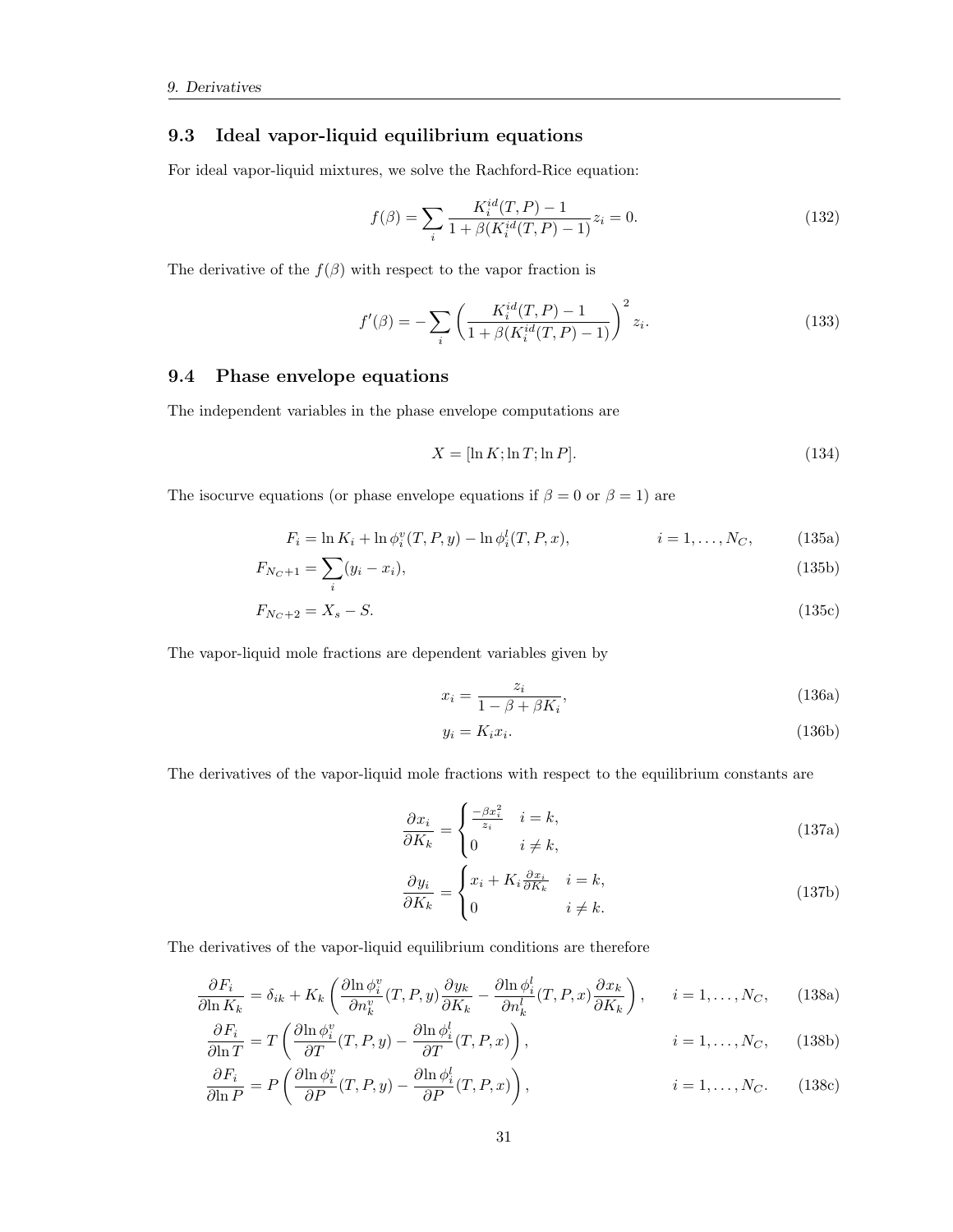## 9.3 Ideal vapor-liquid equilibrium equations

For ideal vapor-liquid mixtures, we solve the Rachford-Rice equation:

$$f(\beta) = \sum_i \frac{K_i^{id}(T, P) - 1}{1 + \beta(K_i^{id}(T, P) - 1)} z_i = 0. \tag{132}$$

The derivative of the $f(\beta)$ with respect to the vapor fraction is

$$f'(\beta) = -\sum_i \left( \frac{K_i^{id}(T, P) - 1}{1 + \beta(K_i^{id}(T, P) - 1)} \right)^2 z_i. \tag{133}$$

## 9.4 Phase envelope equations

The independent variables in the phase envelope computations are

$$X = [\ln K; \ln T; \ln P]. \tag{134}$$

The isocurve equations (or phase envelope equations if $\beta = 0$ or $\beta = 1$) are

$$F_i = \ln K_i + \ln \phi_i^v(T, P, y) - \ln \phi_i^l(T, P, x), \qquad i = 1, \ldots, N_C, \tag{135a}$$

$$F_{N_C+1} = \sum_i (y_i - x_i), \tag{135b}$$

$$F_{N_C+2} = X_s - S. \tag{135c}$$

The vapor-liquid mole fractions are dependent variables given by

$$x_i = \frac{z_i}{1 - \beta + \beta K_i}, \tag{136a}$$

$$y_i = K_i x_i. \tag{136b}$$

The derivatives of the vapor-liquid mole fractions with respect to the equilibrium constants are

$$\frac{\partial x_i}{\partial K_k} = \begin{cases} \frac{-\beta x_i^2}{z_i} & i = k, \\ 0 & i \neq k, \end{cases} \tag{137a}$$

$$\frac{\partial y_i}{\partial K_k} = \begin{cases} x_i + K_i \frac{\partial x_i}{\partial K_k} & i = k, \\ 0 & i \neq k. \end{cases} \tag{137b}$$

The derivatives of the vapor-liquid equilibrium conditions are therefore

$$\frac{\partial F_i}{\partial \ln K_k} = \delta_{ik} + K_k \left( \frac{\partial \ln \phi_i^v}{\partial n_k^v}(T, P, y) \frac{\partial y_k}{\partial K_k} - \frac{\partial \ln \phi_i^l}{\partial n_k^l}(T, P, x) \frac{\partial x_k}{\partial K_k} \right), \qquad i = 1, \ldots, N_C, \tag{138a}$$

$$\frac{\partial F_i}{\partial \ln T} = T \left( \frac{\partial \ln \phi_i^v}{\partial T}(T, P, y) - \frac{\partial \ln \phi_i^l}{\partial T}(T, P, x) \right), \qquad i = 1, \ldots, N_C, \tag{138b}$$

$$\frac{\partial F_i}{\partial \ln P} = P \left( \frac{\partial \ln \phi_i^v}{\partial P}(T, P, y) - \frac{\partial \ln \phi_i^l}{\partial P}(T, P, x) \right), \qquad i = 1, \ldots, N_C. \tag{138c}$$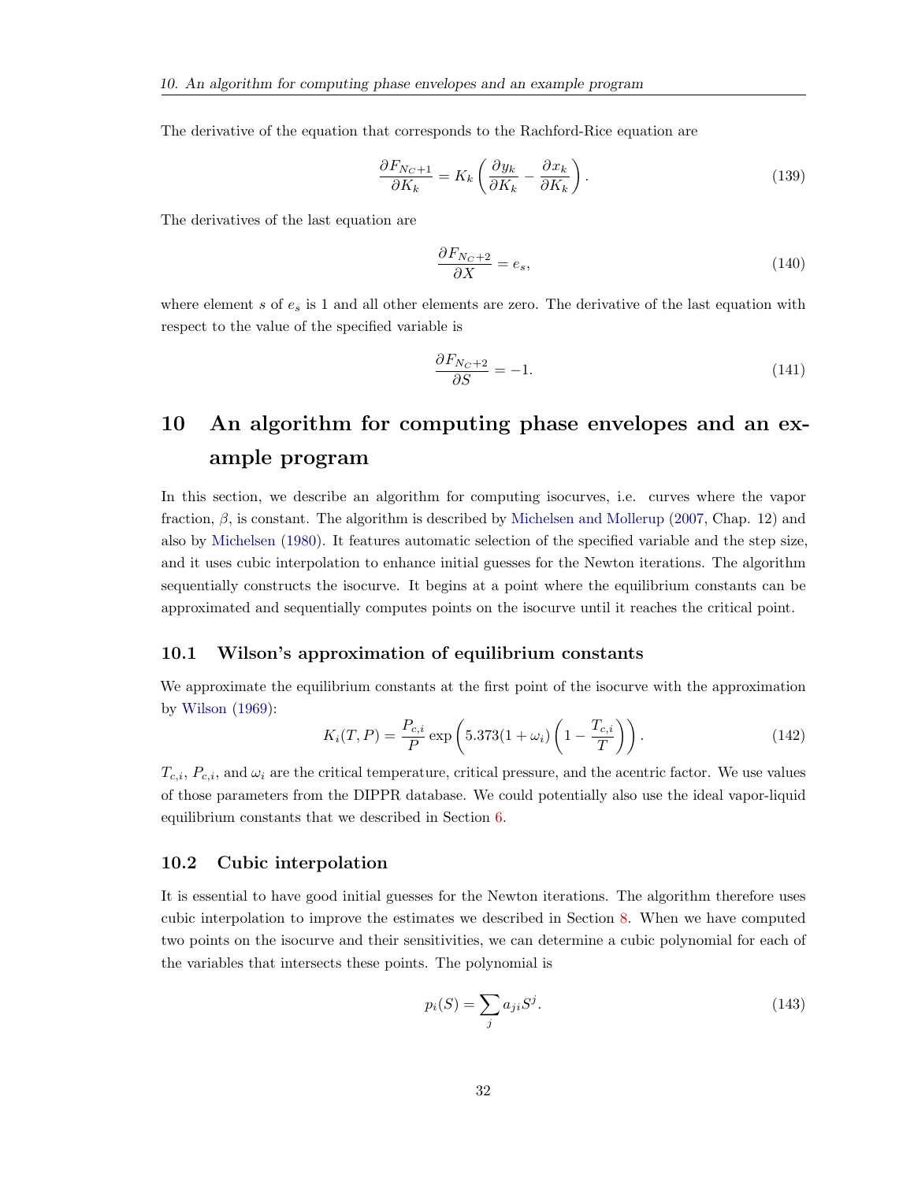The derivative of the equation that corresponds to the Rachford-Rice equation are

$$\frac{\partial F_{N_C+1}}{\partial K_k} = K_k \left( \frac{\partial y_k}{\partial K_k} - \frac{\partial x_k}{\partial K_k} \right). \tag{139}$$

The derivatives of the last equation are

$$\frac{\partial F_{N_C+2}}{\partial X} = e_s, \tag{140}$$

where element $s$ of $e_s$ is 1 and all other elements are zero. The derivative of the last equation with respect to the value of the specified variable is

$$\frac{\partial F_{N_C+2}}{\partial S} = -1. \tag{141}$$

# 10 An algorithm for computing phase envelopes and an example program

In this section, we describe an algorithm for computing isocurves, i.e. curves where the vapor fraction, $\beta$, is constant. The algorithm is described by Michelsen and Mollerup (2007, Chap. 12) and also by Michelsen (1980). It features automatic selection of the specified variable and the step size, and it uses cubic interpolation to enhance initial guesses for the Newton iterations. The algorithm sequentially constructs the isocurve. It begins at a point where the equilibrium constants can be approximated and sequentially computes points on the isocurve until it reaches the critical point.

## 10.1 Wilson's approximation of equilibrium constants

We approximate the equilibrium constants at the first point of the isocurve with the approximation by Wilson (1969):

$$K_i(T, P) = \frac{P_{c,i}}{P} \exp\left(5.373(1 + \omega_i)\left(1 - \frac{T_{c,i}}{T}\right)\right). \tag{142}$$

$T_{c,i}$, $P_{c,i}$, and $\omega_i$ are the critical temperature, critical pressure, and the acentric factor. We use values of those parameters from the DIPPR database. We could potentially also use the ideal vapor-liquid equilibrium constants that we described in Section 6.

## 10.2 Cubic interpolation

It is essential to have good initial guesses for the Newton iterations. The algorithm therefore uses cubic interpolation to improve the estimates we described in Section 8. When we have computed two points on the isocurve and their sensitivities, we can determine a cubic polynomial for each of the variables that intersects these points. The polynomial is

$$p_i(S) = \sum_j a_{ji} S^j. \tag{143}$$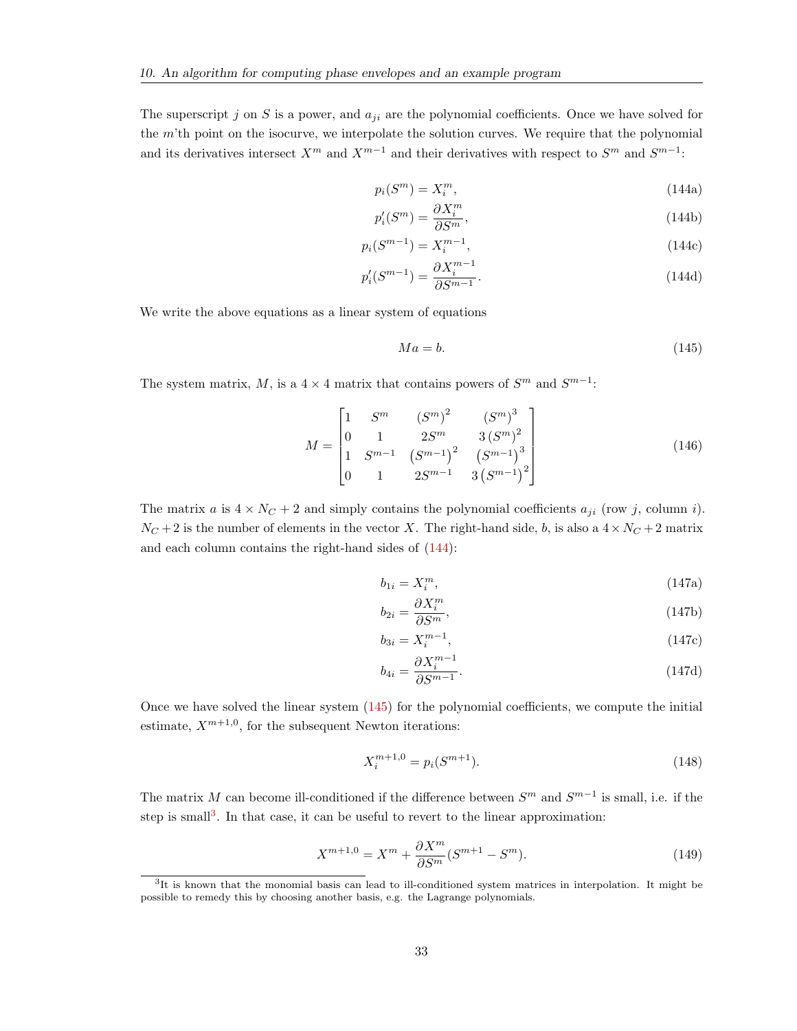The superscript $j$ on $S$ is a power, and $a_{ji}$ are the polynomial coefficients. Once we have solved for the $m$'th point on the isocurve, we interpolate the solution curves. We require that the polynomial and its derivatives intersect $X^m$ and $X^{m-1}$ and their derivatives with respect to $S^m$ and $S^{m-1}$:

$$p_i(S^m) = X_i^m, \tag{144a}$$

$$p_i'(S^m) = \frac{\partial X_i^m}{\partial S^m}, \tag{144b}$$

$$p_i(S^{m-1}) = X_i^{m-1}, \tag{144c}$$

$$p_i'(S^{m-1}) = \frac{\partial X_i^{m-1}}{\partial S^{m-1}}. \tag{144d}$$

We write the above equations as a linear system of equations

$$Ma = b. \tag{145}$$

The system matrix, $M$, is a $4 \times 4$ matrix that contains powers of $S^m$ and $S^{m-1}$:

$$M = \begin{bmatrix} 1 & S^m & \left(S^m\right)^2 & \left(S^m\right)^3 \\ 0 & 1 & 2S^m & 3\left(S^m\right)^2 \\ 1 & S^{m-1} & \left(S^{m-1}\right)^2 & \left(S^{m-1}\right)^3 \\ 0 & 1 & 2S^{m-1} & 3\left(S^{m-1}\right)^2 \end{bmatrix} \tag{146}$$

The matrix $a$ is $4 \times N_C + 2$ and simply contains the polynomial coefficients $a_{ji}$ (row $j$, column $i$). $N_C + 2$ is the number of elements in the vector $X$. The right-hand side, $b$, is also a $4 \times N_C + 2$ matrix and each column contains the right-hand sides of (144):

$$b_{1i} = X_i^m, \tag{147a}$$

$$b_{2i} = \frac{\partial X_i^m}{\partial S^m}, \tag{147b}$$

$$b_{3i} = X_i^{m-1}, \tag{147c}$$

$$b_{4i} = \frac{\partial X_i^{m-1}}{\partial S^{m-1}}. \tag{147d}$$

Once we have solved the linear system (145) for the polynomial coefficients, we compute the initial estimate, $X^{m+1,0}$, for the subsequent Newton iterations:

$$X_i^{m+1,0} = p_i(S^{m+1}). \tag{148}$$

The matrix $M$ can become ill-conditioned if the difference between $S^m$ and $S^{m-1}$ is small, i.e. if the step is small[3]. In that case, it can be useful to revert to the linear approximation:

$$X^{m+1,0} = X^m + \frac{\partial X^m}{\partial S^m}(S^{m+1} - S^m). \tag{149}$$

[3] It is known that the monomial basis can lead to ill-conditioned system matrices in interpolation. It might be possible to remedy this by choosing another basis, e.g. the Lagrange polynomials.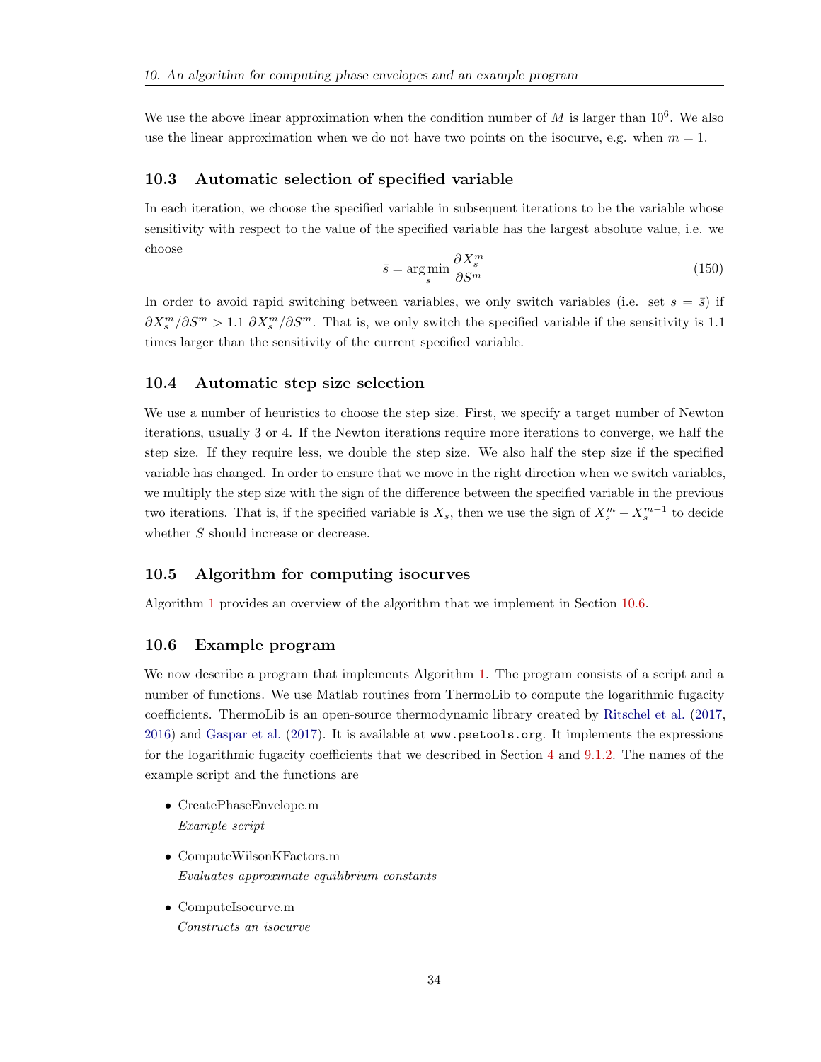We use the above linear approximation when the condition number of $M$ is larger than $10^6$. We also use the linear approximation when we do not have two points on the isocurve, e.g. when $m = 1$.

## 10.3 Automatic selection of specified variable

In each iteration, we choose the specified variable in subsequent iterations to be the variable whose sensitivity with respect to the value of the specified variable has the largest absolute value, i.e. we choose

$$\bar{s} = \arg\min_{s} \frac{\partial X_s^m}{\partial S^m} \tag{150}$$

In order to avoid rapid switching between variables, we only switch variables (i.e. set $s = \bar{s}$) if $\partial X_{\bar{s}}^m / \partial S^m > 1.1\ \partial X_s^m / \partial S^m$. That is, we only switch the specified variable if the sensitivity is 1.1 times larger than the sensitivity of the current specified variable.

## 10.4 Automatic step size selection

We use a number of heuristics to choose the step size. First, we specify a target number of Newton iterations, usually 3 or 4. If the Newton iterations require more iterations to converge, we half the step size. If they require less, we double the step size. We also half the step size if the specified variable has changed. In order to ensure that we move in the right direction when we switch variables, we multiply the step size with the sign of the difference between the specified variable in the previous two iterations. That is, if the specified variable is $X_s$, then we use the sign of $X_s^m - X_s^{m-1}$ to decide whether $S$ should increase or decrease.

## 10.5 Algorithm for computing isocurves

Algorithm 1 provides an overview of the algorithm that we implement in Section 10.6.

## 10.6 Example program

We now describe a program that implements Algorithm 1. The program consists of a script and a number of functions. We use Matlab routines from ThermoLib to compute the logarithmic fugacity coefficients. ThermoLib is an open-source thermodynamic library created by Ritschel et al. (2017, 2016) and Gaspar et al. (2017). It is available at `www.psetools.org`. It implements the expressions for the logarithmic fugacity coefficients that we described in Section 4 and 9.1.2. The names of the example script and the functions are

- CreatePhaseEnvelope.m
  *Example script*
- ComputeWilsonKFactors.m
  *Evaluates approximate equilibrium constants*
- ComputeIsocurve.m
  *Constructs an isocurve*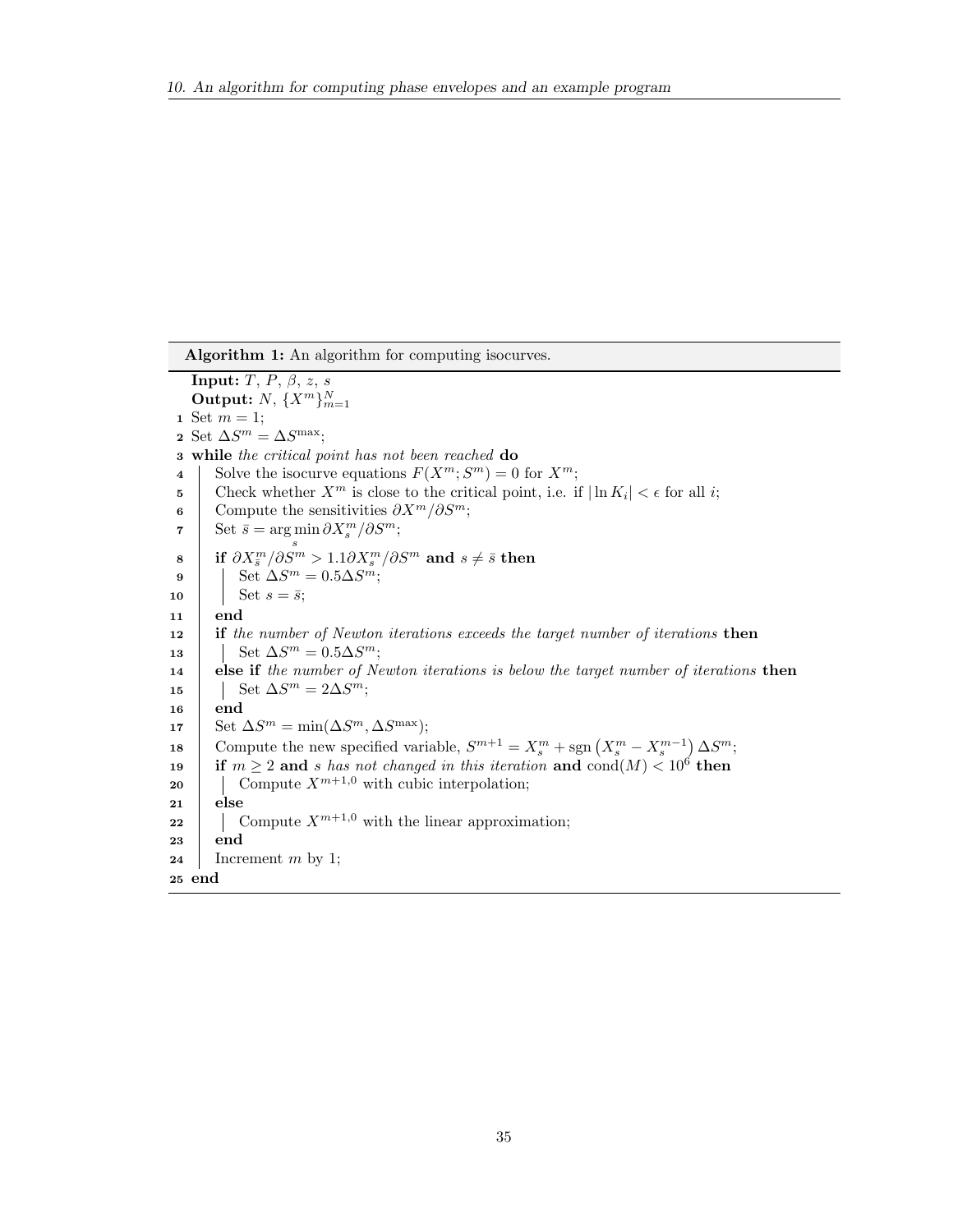**Algorithm 1:** An algorithm for computing isocurves.

```
   Input: T, P, β, z, s
   Output: N, {X^m}_{m=1}^N
 1 Set m = 1;
 2 Set ΔS^m = ΔS^max;
 3 while the critical point has not been reached do
 4     Solve the isocurve equations F(X^m; S^m) = 0 for X^m;
 5     Check whether X^m is close to the critical point, i.e. if |ln K_i| < ϵ for all i;
 6     Compute the sensitivities ∂X^m/∂S^m;
 7     Set s̄ = arg min_s ∂X_s^m/∂S^m;
 8     if ∂X_s̄^m/∂S^m > 1.1∂X_s^m/∂S^m and s ≠ s̄ then
 9         Set ΔS^m = 0.5ΔS^m;
10         Set s = s̄;
11     end
12     if the number of Newton iterations exceeds the target number of iterations then
13         Set ΔS^m = 0.5ΔS^m;
14     else if the number of Newton iterations is below the target number of iterations then
15         Set ΔS^m = 2ΔS^m;
16     end
17     Set ΔS^m = min(ΔS^m, ΔS^max);
18     Compute the new specified variable, S^{m+1} = X_s^m + sgn(X_s^m − X_s^{m−1}) ΔS^m;
19     if m ≥ 2 and s has not changed in this iteration and cond(M) < 10^6 then
20         Compute X^{m+1,0} with cubic interpolation;
21     else
22         Compute X^{m+1,0} with the linear approximation;
23     end
24     Increment m by 1;
25 end
```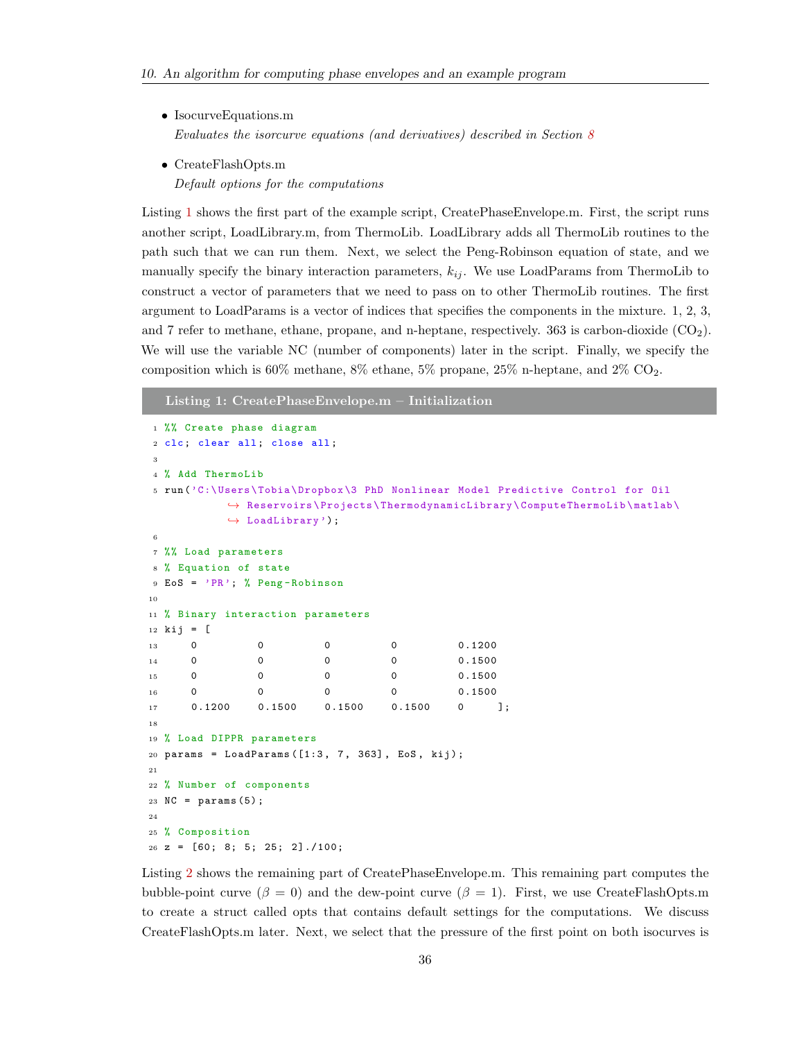- IsocurveEquations.m
  *Evaluates the isorcurve equations (and derivatives) described in Section 8*

- CreateFlashOpts.m
  *Default options for the computations*

Listing 1 shows the first part of the example script, CreatePhaseEnvelope.m. First, the script runs another script, LoadLibrary.m, from ThermoLib. LoadLibrary adds all ThermoLib routines to the path such that we can run them. Next, we select the Peng-Robinson equation of state, and we manually specify the binary interaction parameters, $k_{ij}$. We use LoadParams from ThermoLib to construct a vector of parameters that we need to pass on to other ThermoLib routines. The first argument to LoadParams is a vector of indices that specifies the components in the mixture. 1, 2, 3, and 7 refer to methane, ethane, propane, and n-heptane, respectively. 363 is carbon-dioxide ($CO_2$). We will use the variable NC (number of components) later in the script. Finally, we specify the composition which is 60% methane, 8% ethane, 5% propane, 25% n-heptane, and 2% $CO_2$.

**Listing 1: CreatePhaseEnvelope.m – Initialization**

```
%% Create phase diagram
clc; clear all; close all;

% Add ThermoLib
run('C:\Users\Tobia\Dropbox\3 PhD Nonlinear Model Predictive Control for Oil
    Reservoirs\Projects\ThermodynamicLibrary\ComputeThermoLib\matlab\
    LoadLibrary');

%% Load parameters
% Equation of state
EoS = 'PR'; % Peng-Robinson

% Binary interaction parameters
kij = [
    0         0         0         0         0.1200
    0         0         0         0         0.1500
    0         0         0         0         0.1500
    0         0         0         0         0.1500
    0.1200    0.1500    0.1500    0.1500    0     ];

% Load DIPPR parameters
params = LoadParams([1:3, 7, 363], EoS, kij);

% Number of components
NC = params(5);

% Composition
z = [60; 8; 5; 25; 2]./100;
```

Listing 2 shows the remaining part of CreatePhaseEnvelope.m. This remaining part computes the bubble-point curve ($\beta = 0$) and the dew-point curve ($\beta = 1$). First, we use CreateFlashOpts.m to create a struct called opts that contains default settings for the computations. We discuss CreateFlashOpts.m later. Next, we select that the pressure of the first point on both isocurves is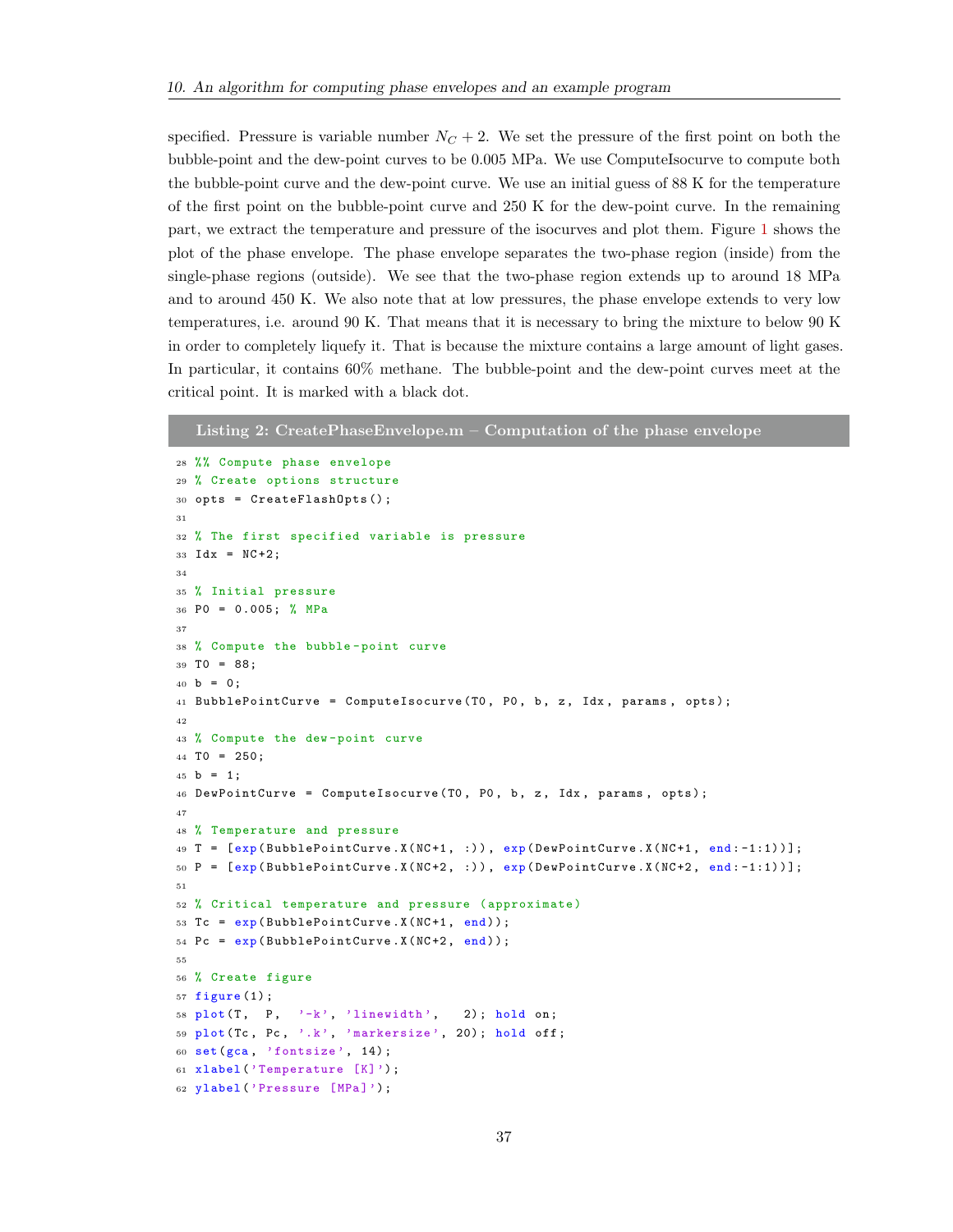specified. Pressure is variable number $N_C + 2$. We set the pressure of the first point on both the bubble-point and the dew-point curves to be 0.005 MPa. We use ComputeIsocurve to compute both the bubble-point curve and the dew-point curve. We use an initial guess of 88 K for the temperature of the first point on the bubble-point curve and 250 K for the dew-point curve. In the remaining part, we extract the temperature and pressure of the isocurves and plot them. Figure 1 shows the plot of the phase envelope. The phase envelope separates the two-phase region (inside) from the single-phase regions (outside). We see that the two-phase region extends up to around 18 MPa and to around 450 K. We also note that at low pressures, the phase envelope extends to very low temperatures, i.e. around 90 K. That means that it is necessary to bring the mixture to below 90 K in order to completely liquefy it. That is because the mixture contains a large amount of light gases. In particular, it contains 60% methane. The bubble-point and the dew-point curves meet at the critical point. It is marked with a black dot.

**Listing 2: CreatePhaseEnvelope.m – Computation of the phase envelope**

```
28 %% Compute phase envelope
29 % Create options structure
30 opts = CreateFlashOpts();
31
32 % The first specified variable is pressure
33 Idx = NC+2;
34
35 % Initial pressure
36 P0 = 0.005; % MPa
37
38 % Compute the bubble-point curve
39 T0 = 88;
40 b = 0;
41 BubblePointCurve = ComputeIsocurve(T0, P0, b, z, Idx, params, opts);
42
43 % Compute the dew-point curve
44 T0 = 250;
45 b = 1;
46 DewPointCurve = ComputeIsocurve(T0, P0, b, z, Idx, params, opts);
47
48 % Temperature and pressure
49 T = [exp(BubblePointCurve.X(NC+1, :)), exp(DewPointCurve.X(NC+1, end:-1:1))];
50 P = [exp(BubblePointCurve.X(NC+2, :)), exp(DewPointCurve.X(NC+2, end:-1:1))];
51
52 % Critical temperature and pressure (approximate)
53 Tc = exp(BubblePointCurve.X(NC+1, end));
54 Pc = exp(BubblePointCurve.X(NC+2, end));
55
56 % Create figure
57 figure(1);
58 plot(T,  P,  '-k', 'linewidth',   2); hold on;
59 plot(Tc, Pc, '.k', 'markersize', 20); hold off;
60 set(gca, 'fontsize', 14);
61 xlabel('Temperature [K]');
62 ylabel('Pressure [MPa]');
```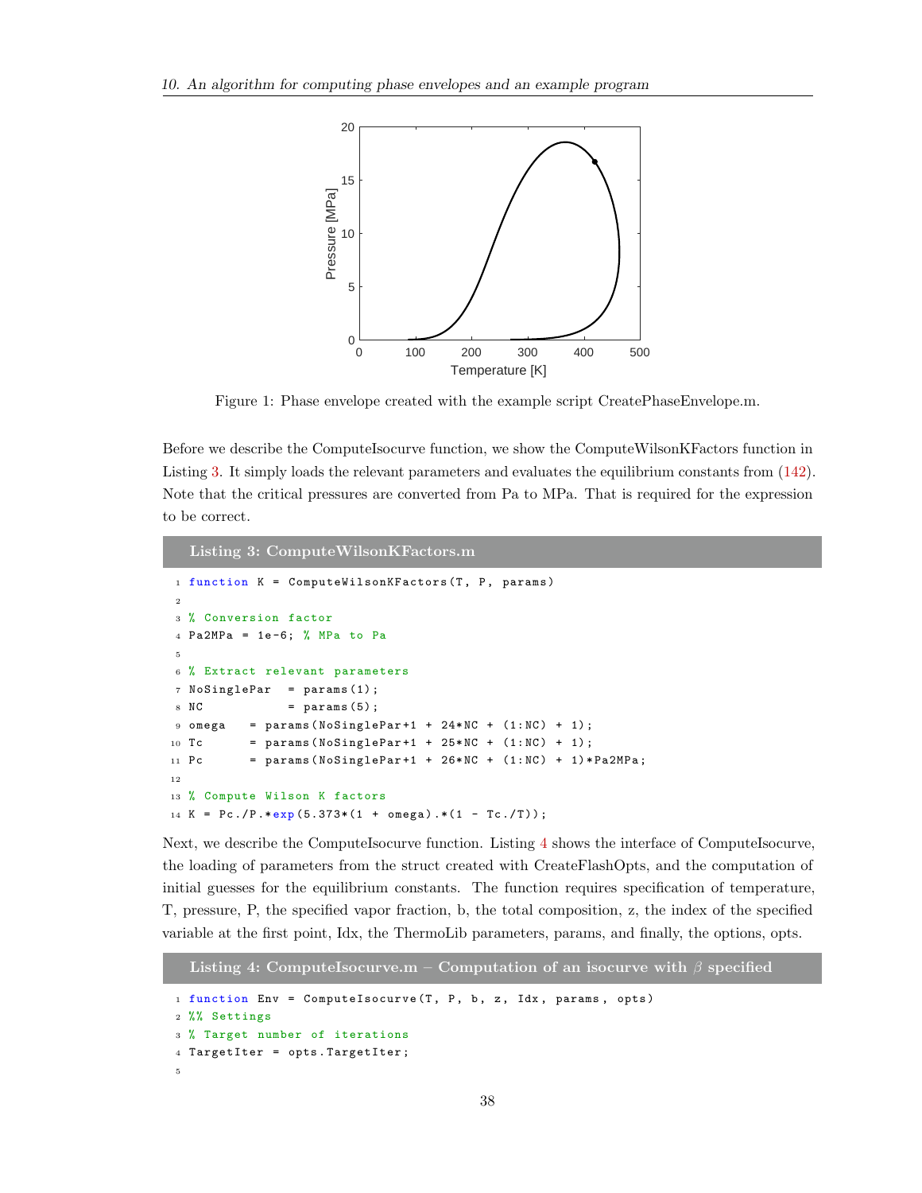Figure 1: Phase envelope created with the example script CreatePhaseEnvelope.m.

Before we describe the ComputeIsocurve function, we show the ComputeWilsonKFactors function in Listing 3. It simply loads the relevant parameters and evaluates the equilibrium constants from (142). Note that the critical pressures are converted from Pa to MPa. That is required for the expression to be correct.

**Listing 3: ComputeWilsonKFactors.m**

```
function K = ComputeWilsonKFactors(T, P, params)

% Conversion factor
Pa2MPa = 1e-6; % MPa to Pa

% Extract relevant parameters
NoSinglePar  = params(1);
NC           = params(5);
omega   = params(NoSinglePar+1 + 24*NC + (1:NC) + 1);
Tc      = params(NoSinglePar+1 + 25*NC + (1:NC) + 1);
Pc      = params(NoSinglePar+1 + 26*NC + (1:NC) + 1)*Pa2MPa;

% Compute Wilson K factors
K = Pc./P.*exp(5.373*(1 + omega).*(1 - Tc./T));
```

Next, we describe the ComputeIsocurve function. Listing 4 shows the interface of ComputeIsocurve, the loading of parameters from the struct created with CreateFlashOpts, and the computation of initial guesses for the equilibrium constants. The function requires specification of temperature, T, pressure, P, the specified vapor fraction, b, the total composition, z, the index of the specified variable at the first point, Idx, the ThermoLib parameters, params, and finally, the options, opts.

**Listing 4: ComputeIsocurve.m – Computation of an isocurve with $\beta$ specified**

```
function Env = ComputeIsocurve(T, P, b, z, Idx, params, opts)
%% Settings
% Target number of iterations
TargetIter = opts.TargetIter;

```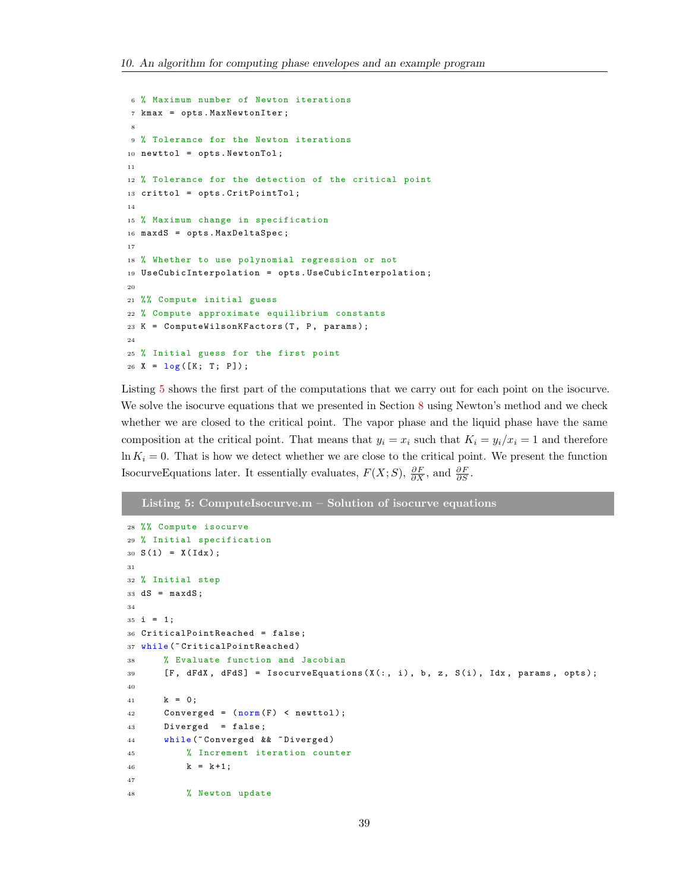```
% Maximum number of Newton iterations
kmax = opts.MaxNewtonIter;

% Tolerance for the Newton iterations
newttol = opts.NewtonTol;

% Tolerance for the detection of the critical point
crittol = opts.CritPointTol;

% Maximum change in specification
maxdS = opts.MaxDeltaSpec;

% Whether to use polynomial regression or not
UseCubicInterpolation = opts.UseCubicInterpolation;

%% Compute initial guess
% Compute approximate equilibrium constants
K = ComputeWilsonKFactors(T, P, params);

% Initial guess for the first point
X = log([K; T; P]);
```

Listing 5 shows the first part of the computations that we carry out for each point on the isocurve. We solve the isocurve equations that we presented in Section 8 using Newton's method and we check whether we are closed to the critical point. The vapor phase and the liquid phase have the same composition at the critical point. That means that $y_i = x_i$ such that $K_i = y_i/x_i = 1$ and therefore $\ln K_i = 0$. That is how we detect whether we are close to the critical point. We present the function IsocurveEquations later. It essentially evaluates, $F(X; S)$, $\frac{\partial F}{\partial X}$, and $\frac{\partial F}{\partial S}$.

**Listing 5: ComputeIsocurve.m – Solution of isocurve equations**

```
%% Compute isocurve
% Initial specification
S(1) = X(Idx);

% Initial step
dS = maxdS;

i = 1;
CriticalPointReached = false;
while(~CriticalPointReached)
    % Evaluate function and Jacobian
    [F, dFdX, dFdS] = IsocurveEquations(X(:, i), b, z, S(i), Idx, params, opts);

    k = 0;
    Converged = (norm(F) < newttol);
    Diverged  = false;
    while(~Converged && ~Diverged)
        % Increment iteration counter
        k = k+1;

        % Newton update
```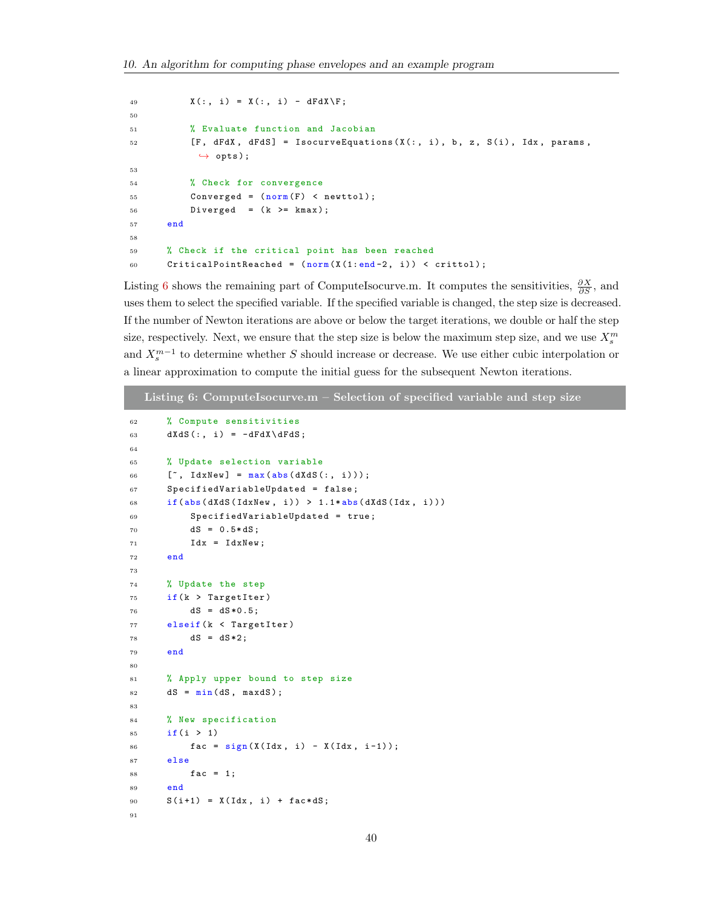```
49          X(:, i) = X(:, i) - dFdX\F;
50
51          % Evaluate function and Jacobian
52          [F, dFdX, dFdS] = IsocurveEquations(X(:, i), b, z, S(i), Idx, params,
              ↪ opts);
53
54          % Check for convergence
55          Converged = (norm(F) < newttol);
56          Diverged  = (k >= kmax);
57      end
58
59      % Check if the critical point has been reached
60      CriticalPointReached = (norm(X(1:end-2, i)) < crittol);
```

Listing 6 shows the remaining part of ComputeIsocurve.m. It computes the sensitivities, $\frac{\partial X}{\partial S}$, and uses them to select the specified variable. If the specified variable is changed, the step size is decreased. If the number of Newton iterations are above or below the target iterations, we double or half the step size, respectively. Next, we ensure that the step size is below the maximum step size, and we use $X_s^m$ and $X_s^{m-1}$ to determine whether $S$ should increase or decrease. We use either cubic interpolation or a linear approximation to compute the initial guess for the subsequent Newton iterations.

**Listing 6: ComputeIsocurve.m – Selection of specified variable and step size**

```
62      % Compute sensitivities
63      dXdS(:, i) = -dFdX\dFdS;
64
65      % Update selection variable
66      [~, IdxNew] = max(abs(dXdS(:, i)));
67      SpecifiedVariableUpdated = false;
68      if(abs(dXdS(IdxNew, i)) > 1.1*abs(dXdS(Idx, i)))
69          SpecifiedVariableUpdated = true;
70          dS = 0.5*dS;
71          Idx = IdxNew;
72      end
73
74      % Update the step
75      if(k > TargetIter)
76          dS = dS*0.5;
77      elseif(k < TargetIter)
78          dS = dS*2;
79      end
80
81      % Apply upper bound to step size
82      dS = min(dS, maxdS);
83
84      % New specification
85      if(i > 1)
86          fac = sign(X(Idx, i) - X(Idx, i-1));
87      else
88          fac = 1;
89      end
90      S(i+1) = X(Idx, i) + fac*dS;
91
```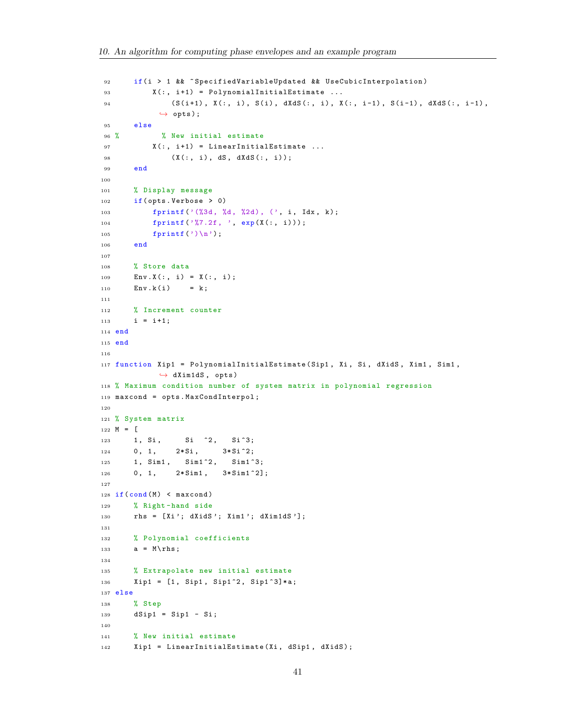```
    if(i > 1 && ~SpecifiedVariableUpdated && UseCubicInterpolation)
        X(:, i+1) = PolynomialInitialEstimate ...
            (S(i+1), X(:, i), S(i), dXdS(:, i), X(:, i-1), S(i-1), dXdS(:, i-1),
             opts);
    else
%         % New initial estimate
        X(:, i+1) = LinearInitialEstimate ...
            (X(:, i), dS, dXdS(:, i));
    end

    % Display message
    if(opts.Verbose > 0)
        fprintf('(%3d, %d, %2d), (', i, Idx, k);
        fprintf('%7.2f, ', exp(X(:, i)));
        fprintf(')\n');
    end

    % Store data
    Env.X(:, i) = X(:, i);
    Env.k(i)    = k;

    % Increment counter
    i = i+1;
end
end

function Xip1 = PolynomialInitialEstimate(Sip1, Xi, Si, dXidS, Xim1, Sim1,
          dXim1dS, opts)
% Maximum condition number of system matrix in polynomial regression
maxcond = opts.MaxCondInterpol;

% System matrix
M = [
    1, Si,     Si  ^2,   Si^3;
    0, 1,    2*Si,     3*Si^2;
    1, Sim1,   Sim1^2,   Sim1^3;
    0, 1,    2*Sim1,   3*Sim1^2];

if(cond(M) < maxcond)
    % Right-hand side
    rhs = [Xi'; dXidS'; Xim1'; dXim1dS'];

    % Polynomial coefficients
    a = M\rhs;

    % Extrapolate new initial estimate
    Xip1 = [1, Sip1, Sip1^2, Sip1^3]*a;
else
    % Step
    dSip1 = Sip1 - Si;

    % New initial estimate
    Xip1 = LinearInitialEstimate(Xi, dSip1, dXidS);
```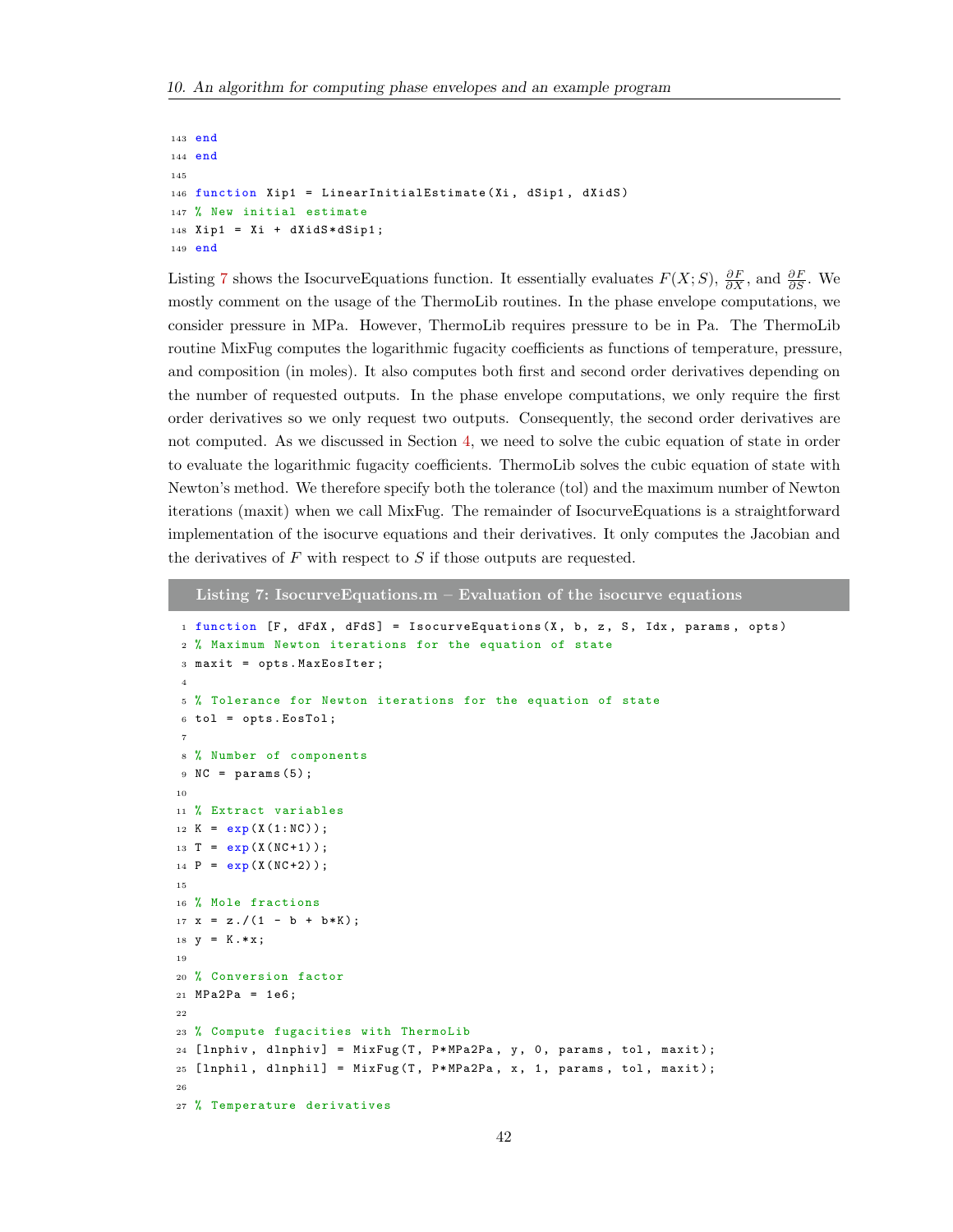```
143 end
144 end
145
146 function Xip1 = LinearInitialEstimate(Xi, dSip1, dXidS)
147 % New initial estimate
148 Xip1 = Xi + dXidS*dSip1;
149 end
```

Listing 7 shows the IsocurveEquations function. It essentially evaluates $F(X;S)$, $\frac{\partial F}{\partial X}$, and $\frac{\partial F}{\partial S}$. We mostly comment on the usage of the ThermoLib routines. In the phase envelope computations, we consider pressure in MPa. However, ThermoLib requires pressure to be in Pa. The ThermoLib routine MixFug computes the logarithmic fugacity coefficients as functions of temperature, pressure, and composition (in moles). It also computes both first and second order derivatives depending on the number of requested outputs. In the phase envelope computations, we only require the first order derivatives so we only request two outputs. Consequently, the second order derivatives are not computed. As we discussed in Section 4, we need to solve the cubic equation of state in order to evaluate the logarithmic fugacity coefficients. ThermoLib solves the cubic equation of state with Newton's method. We therefore specify both the tolerance (tol) and the maximum number of Newton iterations (maxit) when we call MixFug. The remainder of IsocurveEquations is a straightforward implementation of the isocurve equations and their derivatives. It only computes the Jacobian and the derivatives of $F$ with respect to $S$ if those outputs are requested.

**Listing 7: IsocurveEquations.m – Evaluation of the isocurve equations**

```
1 function [F, dFdX, dFdS] = IsocurveEquations(X, b, z, S, Idx, params, opts)
2 % Maximum Newton iterations for the equation of state
3 maxit = opts.MaxEosIter;
4
5 % Tolerance for Newton iterations for the equation of state
6 tol = opts.EosTol;
7
8 % Number of components
9 NC = params(5);
10
11 % Extract variables
12 K = exp(X(1:NC));
13 T = exp(X(NC+1));
14 P = exp(X(NC+2));
15
16 % Mole fractions
17 x = z./(1 - b + b*K);
18 y = K.*x;
19
20 % Conversion factor
21 MPa2Pa = 1e6;
22
23 % Compute fugacities with ThermoLib
24 [lnphiv, dlnphiv] = MixFug(T, P*MPa2Pa, y, 0, params, tol, maxit);
25 [lnphil, dlnphil] = MixFug(T, P*MPa2Pa, x, 1, params, tol, maxit);
26
27 % Temperature derivatives
```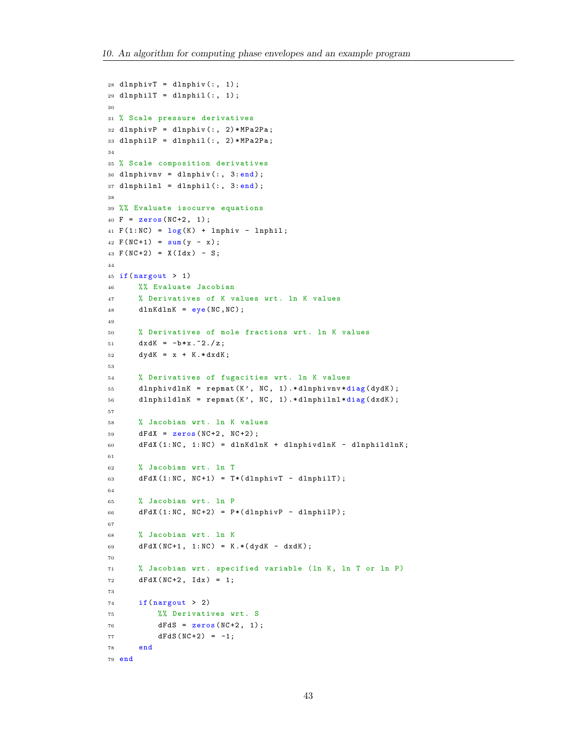```
28 dlnphivT = dlnphiv(:, 1);
29 dlnphilT = dlnphil(:, 1);
30 
31 % Scale pressure derivatives
32 dlnphivP = dlnphiv(:, 2)*MPa2Pa;
33 dlnphilP = dlnphil(:, 2)*MPa2Pa;
34 
35 % Scale composition derivatives
36 dlnphivnv = dlnphiv(:, 3:end);
37 dlnphilnl = dlnphil(:, 3:end);
38 
39 %% Evaluate isocurve equations
40 F = zeros(NC+2, 1);
41 F(1:NC) = log(K) + lnphiv - lnphil;
42 F(NC+1) = sum(y - x);
43 F(NC+2) = X(Idx) - S;
44 
45 if(nargout > 1)
46     %% Evaluate Jacobian
47     % Derivatives of K values wrt. ln K values
48     dlnKdlnK = eye(NC,NC);
49 
50     % Derivatives of mole fractions wrt. ln K values
51     dxdK = -b*x.^2./z;
52     dydK = x + K.*dxdK;
53 
54     % Derivatives of fugacities wrt. ln K values
55     dlnphivdlnK = repmat(K', NC, 1).*dlnphivnv*diag(dydK);
56     dlnphildlnK = repmat(K', NC, 1).*dlnphilnl*diag(dxdK);
57 
58     % Jacobian wrt. ln K values
59     dFdX = zeros(NC+2, NC+2);
60     dFdX(1:NC, 1:NC) = dlnKdlnK + dlnphivdlnK - dlnphildlnK;
61 
62     % Jacobian wrt. ln T
63     dFdX(1:NC, NC+1) = T*(dlnphivT - dlnphilT);
64 
65     % Jacobian wrt. ln P
66     dFdX(1:NC, NC+2) = P*(dlnphivP - dlnphilP);
67 
68     % Jacobian wrt. ln K
69     dFdX(NC+1, 1:NC) = K.*(dydK - dxdK);
70 
71     % Jacobian wrt. specified variable (ln K, ln T or ln P)
72     dFdX(NC+2, Idx) = 1;
73 
74     if(nargout > 2)
75         %% Derivatives wrt. S
76         dFdS = zeros(NC+2, 1);
77         dFdS(NC+2) = -1;
78     end
79 end
```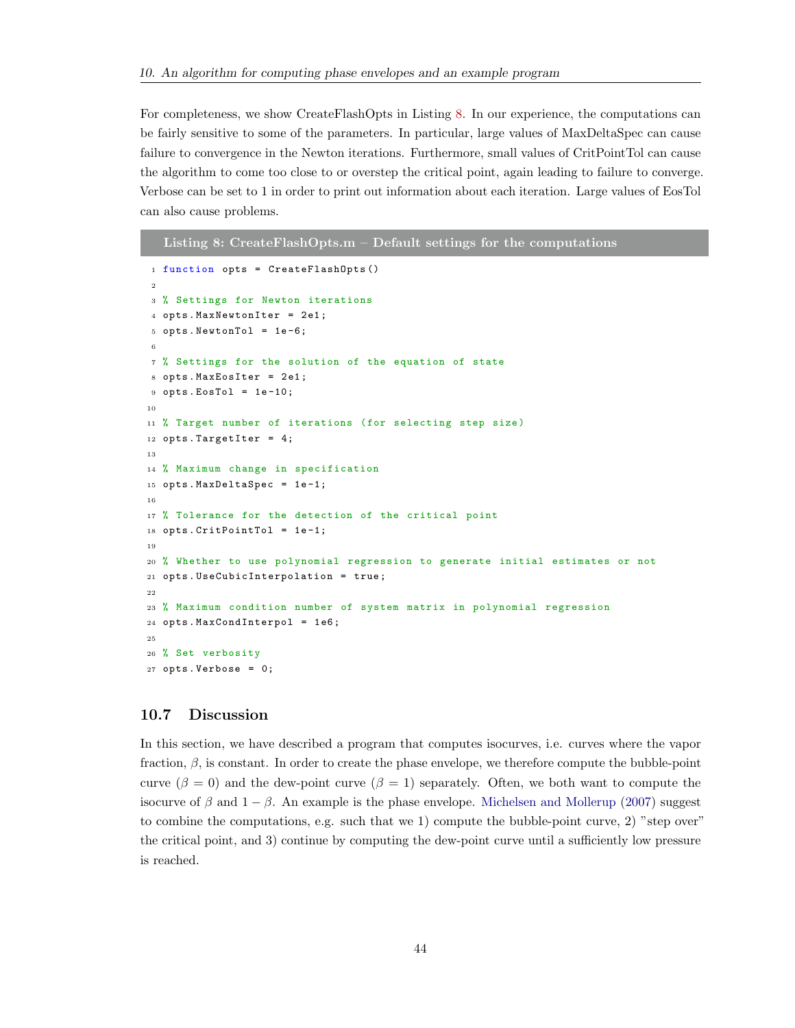For completeness, we show CreateFlashOpts in Listing 8. In our experience, the computations can be fairly sensitive to some of the parameters. In particular, large values of MaxDeltaSpec can cause failure to convergence in the Newton iterations. Furthermore, small values of CritPointTol can cause the algorithm to come too close to or overstep the critical point, again leading to failure to converge. Verbose can be set to 1 in order to print out information about each iteration. Large values of EosTol can also cause problems.

**Listing 8: CreateFlashOpts.m – Default settings for the computations**

```
function opts = CreateFlashOpts()

% Settings for Newton iterations
opts.MaxNewtonIter = 2e1;
opts.NewtonTol = 1e-6;

% Settings for the solution of the equation of state
opts.MaxEosIter = 2e1;
opts.EosTol = 1e-10;

% Target number of iterations (for selecting step size)
opts.TargetIter = 4;

% Maximum change in specification
opts.MaxDeltaSpec = 1e-1;

% Tolerance for the detection of the critical point
opts.CritPointTol = 1e-1;

% Whether to use polynomial regression to generate initial estimates or not
opts.UseCubicInterpolation = true;

% Maximum condition number of system matrix in polynomial regression
opts.MaxCondInterpol = 1e6;

% Set verbosity
opts.Verbose = 0;
```

## 10.7 Discussion

In this section, we have described a program that computes isocurves, i.e. curves where the vapor fraction, $\beta$, is constant. In order to create the phase envelope, we therefore compute the bubble-point curve ($\beta = 0$) and the dew-point curve ($\beta = 1$) separately. Often, we both want to compute the isocurve of $\beta$ and $1 - \beta$. An example is the phase envelope. Michelsen and Mollerup (2007) suggest to combine the computations, e.g. such that we 1) compute the bubble-point curve, 2) "step over" the critical point, and 3) continue by computing the dew-point curve until a sufficiently low pressure is reached.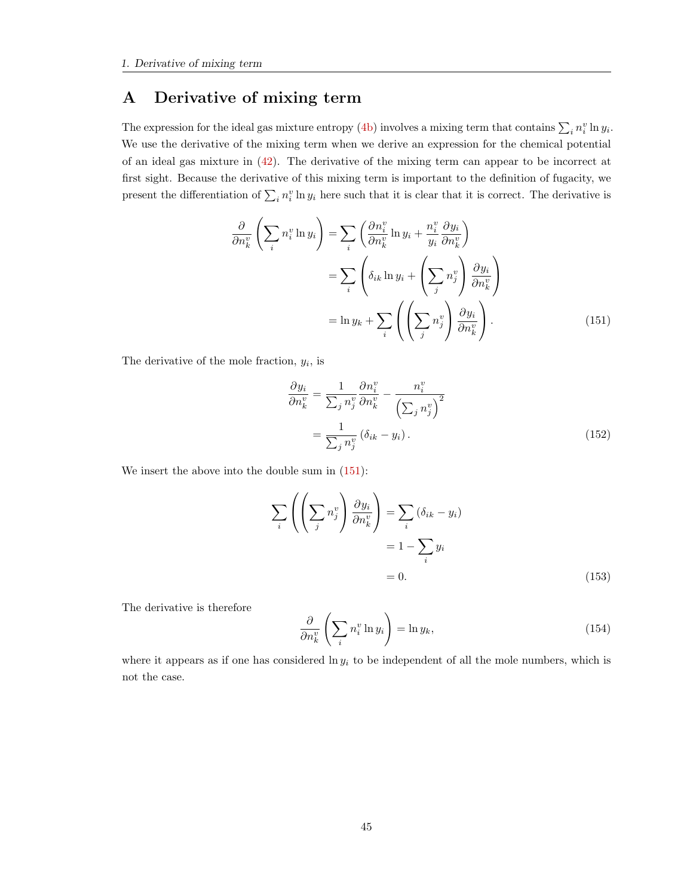# A Derivative of mixing term

The expression for the ideal gas mixture entropy (4b) involves a mixing term that contains $\sum_i n_i^v \ln y_i$. We use the derivative of the mixing term when we derive an expression for the chemical potential of an ideal gas mixture in (42). The derivative of the mixing term can appear to be incorrect at first sight. Because the derivative of this mixing term is important to the definition of fugacity, we present the differentiation of $\sum_i n_i^v \ln y_i$ here such that it is clear that it is correct. The derivative is

$$
\begin{aligned}
\frac{\partial}{\partial n_k^v}\left(\sum_i n_i^v \ln y_i\right) &= \sum_i \left(\frac{\partial n_i^v}{\partial n_k^v}\ln y_i + \frac{n_i^v}{y_i}\frac{\partial y_i}{\partial n_k^v}\right) \\
&= \sum_i \left(\delta_{ik}\ln y_i + \left(\sum_j n_j^v\right)\frac{\partial y_i}{\partial n_k^v}\right) \\
&= \ln y_k + \sum_i \left(\left(\sum_j n_j^v\right)\frac{\partial y_i}{\partial n_k^v}\right). \qquad (151)
\end{aligned}
$$

The derivative of the mole fraction, $y_i$, is

$$
\begin{aligned}
\frac{\partial y_i}{\partial n_k^v} &= \frac{1}{\sum_j n_j^v}\frac{\partial n_i^v}{\partial n_k^v} - \frac{n_i^v}{\left(\sum_j n_j^v\right)^2} \\
&= \frac{1}{\sum_j n_j^v}\left(\delta_{ik} - y_i\right). \qquad (152)
\end{aligned}
$$

We insert the above into the double sum in (151):

$$
\begin{aligned}
\sum_i \left(\left(\sum_j n_j^v\right)\frac{\partial y_i}{\partial n_k^v}\right) &= \sum_i \left(\delta_{ik} - y_i\right) \\
&= 1 - \sum_i y_i \\
&= 0. \qquad (153)
\end{aligned}
$$

The derivative is therefore

$$
\frac{\partial}{\partial n_k^v}\left(\sum_i n_i^v \ln y_i\right) = \ln y_k, \qquad (154)
$$

where it appears as if one has considered $\ln y_i$ to be independent of all the mole numbers, which is not the case.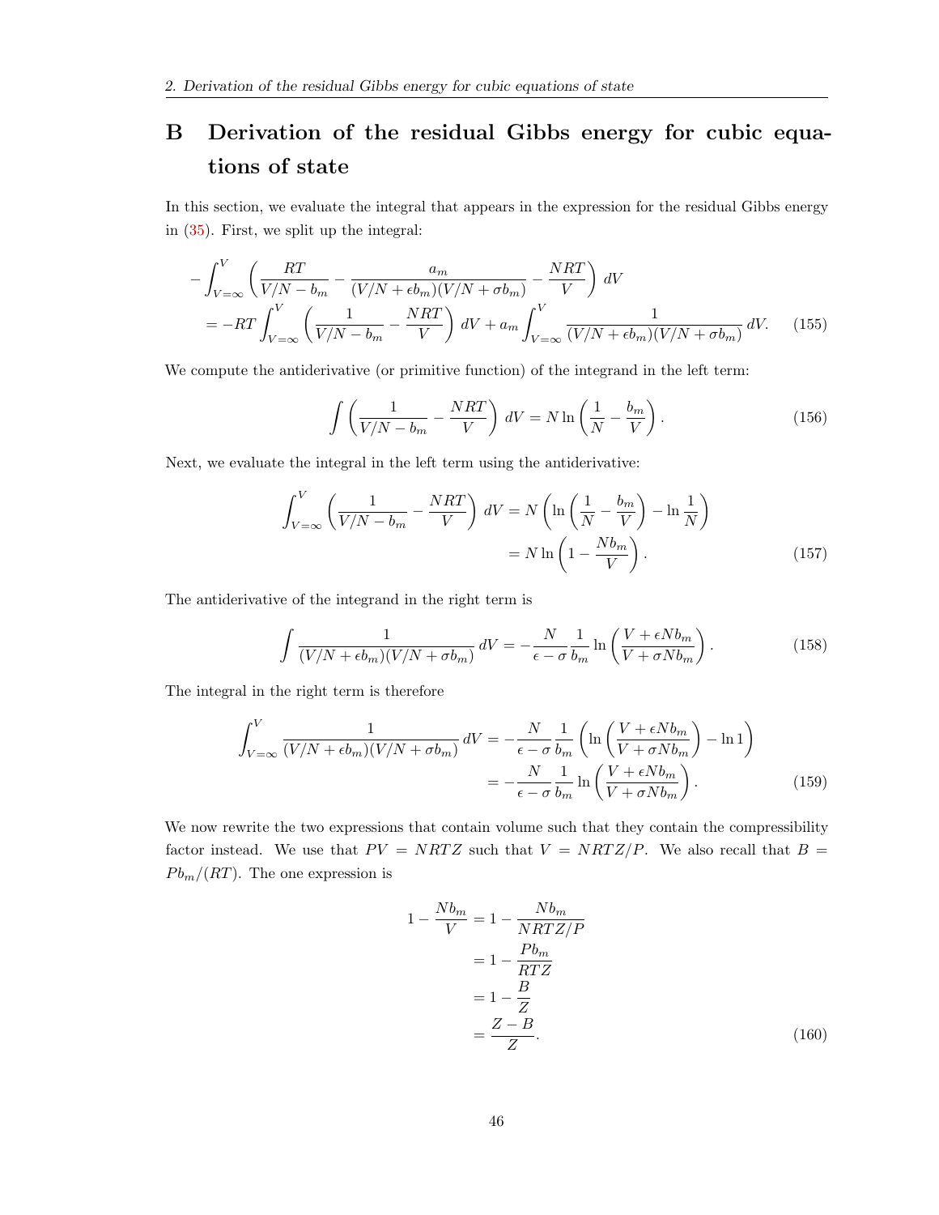# B Derivation of the residual Gibbs energy for cubic equations of state

In this section, we evaluate the integral that appears in the expression for the residual Gibbs energy in (35). First, we split up the integral:

$$
\begin{aligned}
&-\int_{V=\infty}^{V} \left( \frac{RT}{V/N - b_m} - \frac{a_m}{(V/N + \epsilon b_m)(V/N + \sigma b_m)} - \frac{NRT}{V} \right) dV \\
&= -RT \int_{V=\infty}^{V} \left( \frac{1}{V/N - b_m} - \frac{NRT}{V} \right) dV + a_m \int_{V=\infty}^{V} \frac{1}{(V/N + \epsilon b_m)(V/N + \sigma b_m)} \, dV. \qquad (155)
\end{aligned}
$$

We compute the antiderivative (or primitive function) of the integrand in the left term:

$$
\int \left( \frac{1}{V/N - b_m} - \frac{NRT}{V} \right) dV = N \ln \left( \frac{1}{N} - \frac{b_m}{V} \right). \qquad (156)
$$

Next, we evaluate the integral in the left term using the antiderivative:

$$
\begin{aligned}
\int_{V=\infty}^{V} \left( \frac{1}{V/N - b_m} - \frac{NRT}{V} \right) dV &= N \left( \ln \left( \frac{1}{N} - \frac{b_m}{V} \right) - \ln \frac{1}{N} \right) \\
&= N \ln \left( 1 - \frac{N b_m}{V} \right). \qquad (157)
\end{aligned}
$$

The antiderivative of the integrand in the right term is

$$
\int \frac{1}{(V/N + \epsilon b_m)(V/N + \sigma b_m)} \, dV = -\frac{N}{\epsilon - \sigma} \frac{1}{b_m} \ln \left( \frac{V + \epsilon N b_m}{V + \sigma N b_m} \right). \qquad (158)
$$

The integral in the right term is therefore

$$
\begin{aligned}
\int_{V=\infty}^{V} \frac{1}{(V/N + \epsilon b_m)(V/N + \sigma b_m)} \, dV &= -\frac{N}{\epsilon - \sigma} \frac{1}{b_m} \left( \ln \left( \frac{V + \epsilon N b_m}{V + \sigma N b_m} \right) - \ln 1 \right) \\
&= -\frac{N}{\epsilon - \sigma} \frac{1}{b_m} \ln \left( \frac{V + \epsilon N b_m}{V + \sigma N b_m} \right). \qquad (159)
\end{aligned}
$$

We now rewrite the two expressions that contain volume such that they contain the compressibility factor instead. We use that $PV = NRTZ$ such that $V = NRTZ/P$. We also recall that $B = Pb_m/(RT)$. The one expression is

$$
\begin{aligned}
1 - \frac{N b_m}{V} &= 1 - \frac{N b_m}{NRTZ/P} \\
&= 1 - \frac{P b_m}{RTZ} \\
&= 1 - \frac{B}{Z} \\
&= \frac{Z - B}{Z}. \qquad (160)
\end{aligned}
$$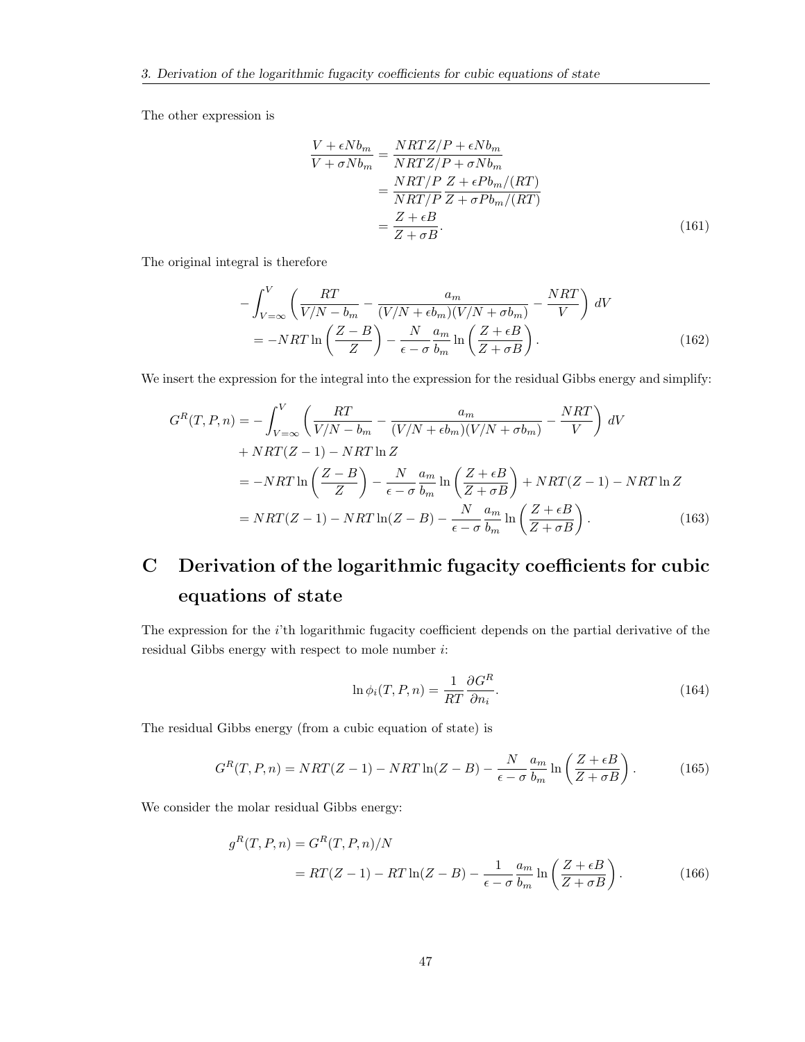The other expression is

$$
\begin{aligned}
\frac{V + \epsilon N b_m}{V + \sigma N b_m} &= \frac{NRTZ/P + \epsilon N b_m}{NRTZ/P + \sigma N b_m} \\
&= \frac{NRT/P}{NRT/P} \frac{Z + \epsilon P b_m/(RT)}{Z + \sigma P b_m/(RT)} \\
&= \frac{Z + \epsilon B}{Z + \sigma B}.
\end{aligned} \tag{161}
$$

The original integral is therefore

$$
\begin{aligned}
&-\int_{V=\infty}^{V} \left( \frac{RT}{V/N - b_m} - \frac{a_m}{(V/N + \epsilon b_m)(V/N + \sigma b_m)} - \frac{NRT}{V} \right) dV \\
&= -NRT \ln \left( \frac{Z - B}{Z} \right) - \frac{N}{\epsilon - \sigma} \frac{a_m}{b_m} \ln \left( \frac{Z + \epsilon B}{Z + \sigma B} \right).
\end{aligned} \tag{162}
$$

We insert the expression for the integral into the expression for the residual Gibbs energy and simplify:

$$
\begin{aligned}
G^R(T, P, n) &= -\int_{V=\infty}^{V} \left( \frac{RT}{V/N - b_m} - \frac{a_m}{(V/N + \epsilon b_m)(V/N + \sigma b_m)} - \frac{NRT}{V} \right) dV \\
&\quad + NRT(Z - 1) - NRT \ln Z \\
&= -NRT \ln \left( \frac{Z - B}{Z} \right) - \frac{N}{\epsilon - \sigma} \frac{a_m}{b_m} \ln \left( \frac{Z + \epsilon B}{Z + \sigma B} \right) + NRT(Z - 1) - NRT \ln Z \\
&= NRT(Z - 1) - NRT \ln(Z - B) - \frac{N}{\epsilon - \sigma} \frac{a_m}{b_m} \ln \left( \frac{Z + \epsilon B}{Z + \sigma B} \right).
\end{aligned} \tag{163}
$$

# C Derivation of the logarithmic fugacity coefficients for cubic equations of state

The expression for the $i$'th logarithmic fugacity coefficient depends on the partial derivative of the residual Gibbs energy with respect to mole number $i$:

$$
\ln \phi_i(T, P, n) = \frac{1}{RT} \frac{\partial G^R}{\partial n_i}. \tag{164}
$$

The residual Gibbs energy (from a cubic equation of state) is

$$
G^R(T, P, n) = NRT(Z - 1) - NRT \ln(Z - B) - \frac{N}{\epsilon - \sigma} \frac{a_m}{b_m} \ln \left( \frac{Z + \epsilon B}{Z + \sigma B} \right). \tag{165}
$$

We consider the molar residual Gibbs energy:

$$
\begin{aligned}
g^R(T, P, n) &= G^R(T, P, n)/N \\
&= RT(Z - 1) - RT \ln(Z - B) - \frac{1}{\epsilon - \sigma} \frac{a_m}{b_m} \ln \left( \frac{Z + \epsilon B}{Z + \sigma B} \right).
\end{aligned} \tag{166}
$$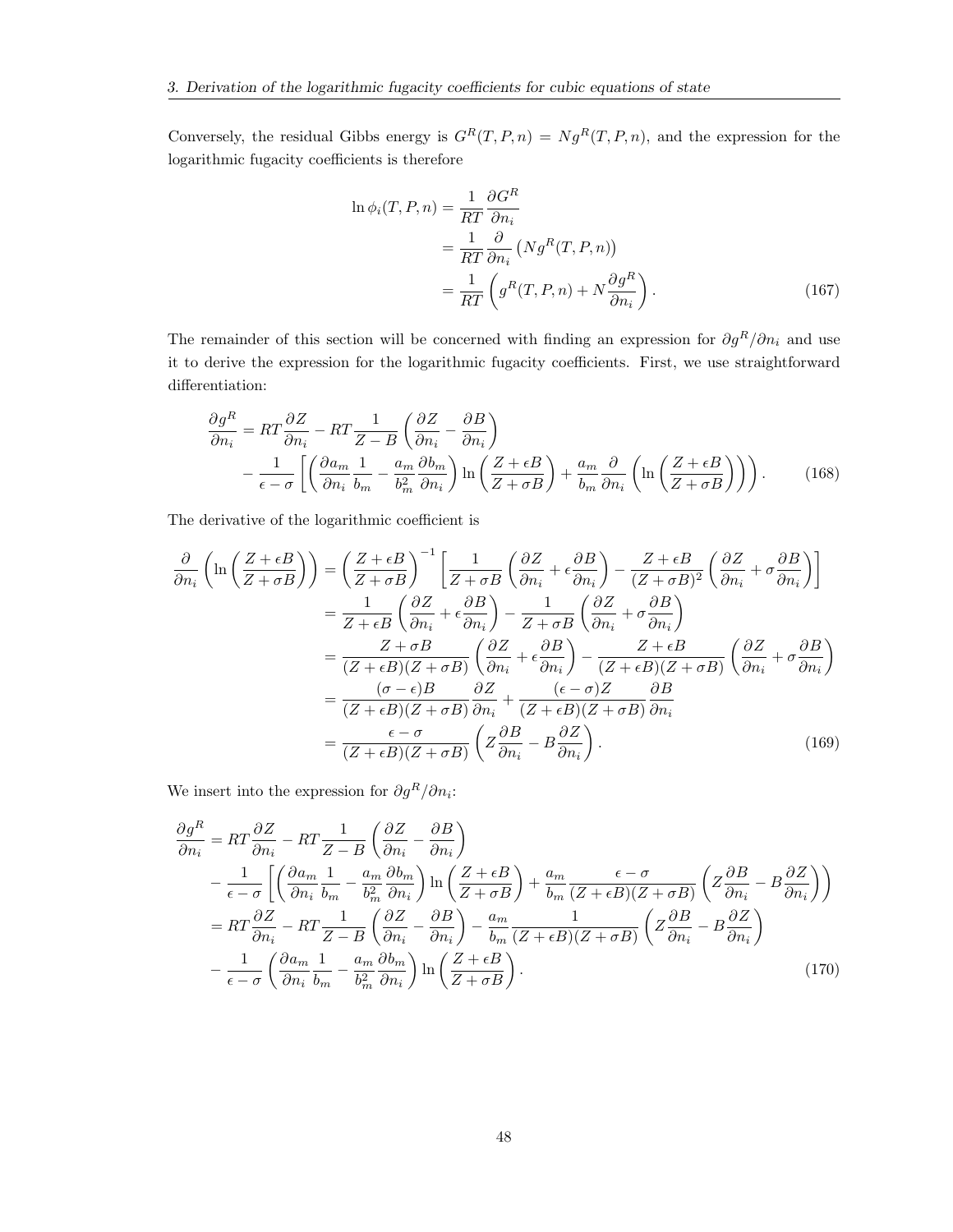Conversely, the residual Gibbs energy is $G^R(T,P,n) = Ng^R(T,P,n)$, and the expression for the logarithmic fugacity coefficients is therefore

$$
\begin{aligned}
\ln \phi_i(T,P,n) &= \frac{1}{RT}\frac{\partial G^R}{\partial n_i} \\
&= \frac{1}{RT}\frac{\partial}{\partial n_i}\left(Ng^R(T,P,n)\right) \\
&= \frac{1}{RT}\left(g^R(T,P,n) + N\frac{\partial g^R}{\partial n_i}\right).
\end{aligned} \tag{167}
$$

The remainder of this section will be concerned with finding an expression for $\partial g^R/\partial n_i$ and use it to derive the expression for the logarithmic fugacity coefficients. First, we use straightforward differentiation:

$$
\begin{aligned}
\frac{\partial g^R}{\partial n_i} &= RT\frac{\partial Z}{\partial n_i} - RT\frac{1}{Z-B}\left(\frac{\partial Z}{\partial n_i} - \frac{\partial B}{\partial n_i}\right) \\
&\quad - \frac{1}{\epsilon-\sigma}\left[\left(\frac{\partial a_m}{\partial n_i}\frac{1}{b_m} - \frac{a_m}{b_m^2}\frac{\partial b_m}{\partial n_i}\right)\ln\left(\frac{Z+\epsilon B}{Z+\sigma B}\right) + \frac{a_m}{b_m}\frac{\partial}{\partial n_i}\left(\ln\left(\frac{Z+\epsilon B}{Z+\sigma B}\right)\right)\right).
\end{aligned} \tag{168}
$$

The derivative of the logarithmic coefficient is

$$
\begin{aligned}
\frac{\partial}{\partial n_i}\left(\ln\left(\frac{Z+\epsilon B}{Z+\sigma B}\right)\right) &= \left(\frac{Z+\epsilon B}{Z+\sigma B}\right)^{-1}\left[\frac{1}{Z+\sigma B}\left(\frac{\partial Z}{\partial n_i} + \epsilon\frac{\partial B}{\partial n_i}\right) - \frac{Z+\epsilon B}{(Z+\sigma B)^2}\left(\frac{\partial Z}{\partial n_i} + \sigma\frac{\partial B}{\partial n_i}\right)\right] \\
&= \frac{1}{Z+\epsilon B}\left(\frac{\partial Z}{\partial n_i} + \epsilon\frac{\partial B}{\partial n_i}\right) - \frac{1}{Z+\sigma B}\left(\frac{\partial Z}{\partial n_i} + \sigma\frac{\partial B}{\partial n_i}\right) \\
&= \frac{Z+\sigma B}{(Z+\epsilon B)(Z+\sigma B)}\left(\frac{\partial Z}{\partial n_i} + \epsilon\frac{\partial B}{\partial n_i}\right) - \frac{Z+\epsilon B}{(Z+\epsilon B)(Z+\sigma B)}\left(\frac{\partial Z}{\partial n_i} + \sigma\frac{\partial B}{\partial n_i}\right) \\
&= \frac{(\sigma-\epsilon)B}{(Z+\epsilon B)(Z+\sigma B)}\frac{\partial Z}{\partial n_i} + \frac{(\epsilon-\sigma)Z}{(Z+\epsilon B)(Z+\sigma B)}\frac{\partial B}{\partial n_i} \\
&= \frac{\epsilon-\sigma}{(Z+\epsilon B)(Z+\sigma B)}\left(Z\frac{\partial B}{\partial n_i} - B\frac{\partial Z}{\partial n_i}\right).
\end{aligned} \tag{169}
$$

We insert into the expression for $\partial g^R/\partial n_i$:

$$
\begin{aligned}
\frac{\partial g^R}{\partial n_i} &= RT\frac{\partial Z}{\partial n_i} - RT\frac{1}{Z-B}\left(\frac{\partial Z}{\partial n_i} - \frac{\partial B}{\partial n_i}\right) \\
&\quad - \frac{1}{\epsilon-\sigma}\left[\left(\frac{\partial a_m}{\partial n_i}\frac{1}{b_m} - \frac{a_m}{b_m^2}\frac{\partial b_m}{\partial n_i}\right)\ln\left(\frac{Z+\epsilon B}{Z+\sigma B}\right) + \frac{a_m}{b_m}\frac{\epsilon-\sigma}{(Z+\epsilon B)(Z+\sigma B)}\left(Z\frac{\partial B}{\partial n_i} - B\frac{\partial Z}{\partial n_i}\right)\right) \\
&= RT\frac{\partial Z}{\partial n_i} - RT\frac{1}{Z-B}\left(\frac{\partial Z}{\partial n_i} - \frac{\partial B}{\partial n_i}\right) - \frac{a_m}{b_m}\frac{1}{(Z+\epsilon B)(Z+\sigma B)}\left(Z\frac{\partial B}{\partial n_i} - B\frac{\partial Z}{\partial n_i}\right) \\
&\quad - \frac{1}{\epsilon-\sigma}\left(\frac{\partial a_m}{\partial n_i}\frac{1}{b_m} - \frac{a_m}{b_m^2}\frac{\partial b_m}{\partial n_i}\right)\ln\left(\frac{Z+\epsilon B}{Z+\sigma B}\right).
\end{aligned} \tag{170}
$$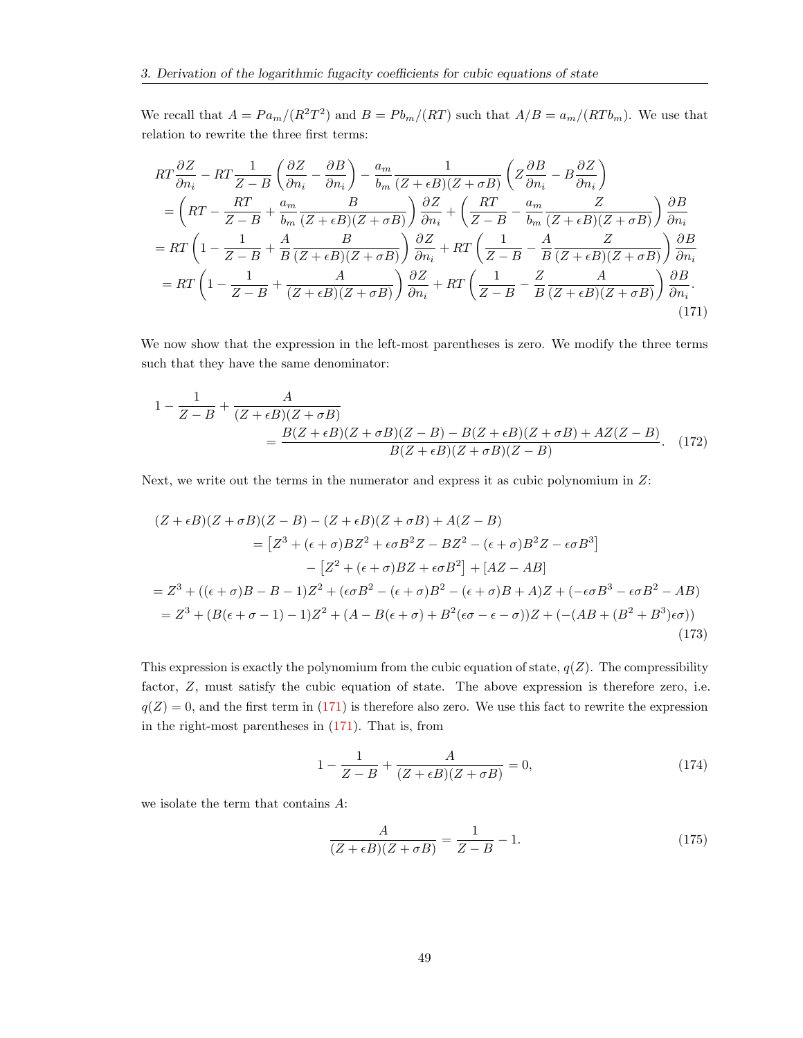We recall that $A = Pa_m/(R^2T^2)$ and $B = Pb_m/(RT)$ such that $A/B = a_m/(RTb_m)$. We use that relation to rewrite the three first terms:

$$
\begin{aligned}
RT\frac{\partial Z}{\partial n_i} &- RT\frac{1}{Z-B}\left(\frac{\partial Z}{\partial n_i} - \frac{\partial B}{\partial n_i}\right) - \frac{a_m}{b_m}\frac{1}{(Z+\epsilon B)(Z+\sigma B)}\left(Z\frac{\partial B}{\partial n_i} - B\frac{\partial Z}{\partial n_i}\right) \\
&= \left(RT - \frac{RT}{Z-B} + \frac{a_m}{b_m}\frac{B}{(Z+\epsilon B)(Z+\sigma B)}\right)\frac{\partial Z}{\partial n_i} + \left(\frac{RT}{Z-B} - \frac{a_m}{b_m}\frac{Z}{(Z+\epsilon B)(Z+\sigma B)}\right)\frac{\partial B}{\partial n_i} \\
&= RT\left(1 - \frac{1}{Z-B} + \frac{A}{B}\frac{B}{(Z+\epsilon B)(Z+\sigma B)}\right)\frac{\partial Z}{\partial n_i} + RT\left(\frac{1}{Z-B} - \frac{A}{B}\frac{Z}{(Z+\epsilon B)(Z+\sigma B)}\right)\frac{\partial B}{\partial n_i} \\
&= RT\left(1 - \frac{1}{Z-B} + \frac{A}{(Z+\epsilon B)(Z+\sigma B)}\right)\frac{\partial Z}{\partial n_i} + RT\left(\frac{1}{Z-B} - \frac{Z}{B}\frac{A}{(Z+\epsilon B)(Z+\sigma B)}\right)\frac{\partial B}{\partial n_i}.
\end{aligned}
\tag{171}
$$

We now show that the expression in the left-most parentheses is zero. We modify the three terms such that they have the same denominator:

$$
1 - \frac{1}{Z-B} + \frac{A}{(Z+\epsilon B)(Z+\sigma B)} = \frac{B(Z+\epsilon B)(Z+\sigma B)(Z-B) - B(Z+\epsilon B)(Z+\sigma B) + AZ(Z-B)}{B(Z+\epsilon B)(Z+\sigma B)(Z-B)}. \tag{172}
$$

Next, we write out the terms in the numerator and express it as cubic polynomium in $Z$:

$$
\begin{aligned}
(Z+\epsilon B)(Z+\sigma B)(Z-B) &- (Z+\epsilon B)(Z+\sigma B) + A(Z-B) \\
&= \left[Z^3 + (\epsilon+\sigma)BZ^2 + \epsilon\sigma B^2 Z - BZ^2 - (\epsilon+\sigma)B^2 Z - \epsilon\sigma B^3\right] \\
&\quad - \left[Z^2 + (\epsilon+\sigma)BZ + \epsilon\sigma B^2\right] + [AZ - AB] \\
&= Z^3 + ((\epsilon+\sigma)B - B - 1)Z^2 + (\epsilon\sigma B^2 - (\epsilon+\sigma)B^2 - (\epsilon+\sigma)B + A)Z + (-\epsilon\sigma B^3 - \epsilon\sigma B^2 - AB) \\
&= Z^3 + (B(\epsilon+\sigma-1) - 1)Z^2 + (A - B(\epsilon+\sigma) + B^2(\epsilon\sigma - \epsilon - \sigma))Z + (-(AB + (B^2 + B^3)\epsilon\sigma))
\end{aligned}
\tag{173}
$$

This expression is exactly the polynomium from the cubic equation of state, $q(Z)$. The compressibility factor, $Z$, must satisfy the cubic equation of state. The above expression is therefore zero, i.e. $q(Z) = 0$, and the first term in (171) is therefore also zero. We use this fact to rewrite the expression in the right-most parentheses in (171). That is, from

$$
1 - \frac{1}{Z-B} + \frac{A}{(Z+\epsilon B)(Z+\sigma B)} = 0, \tag{174}
$$

we isolate the term that contains $A$:

$$
\frac{A}{(Z+\epsilon B)(Z+\sigma B)} = \frac{1}{Z-B} - 1. \tag{175}
$$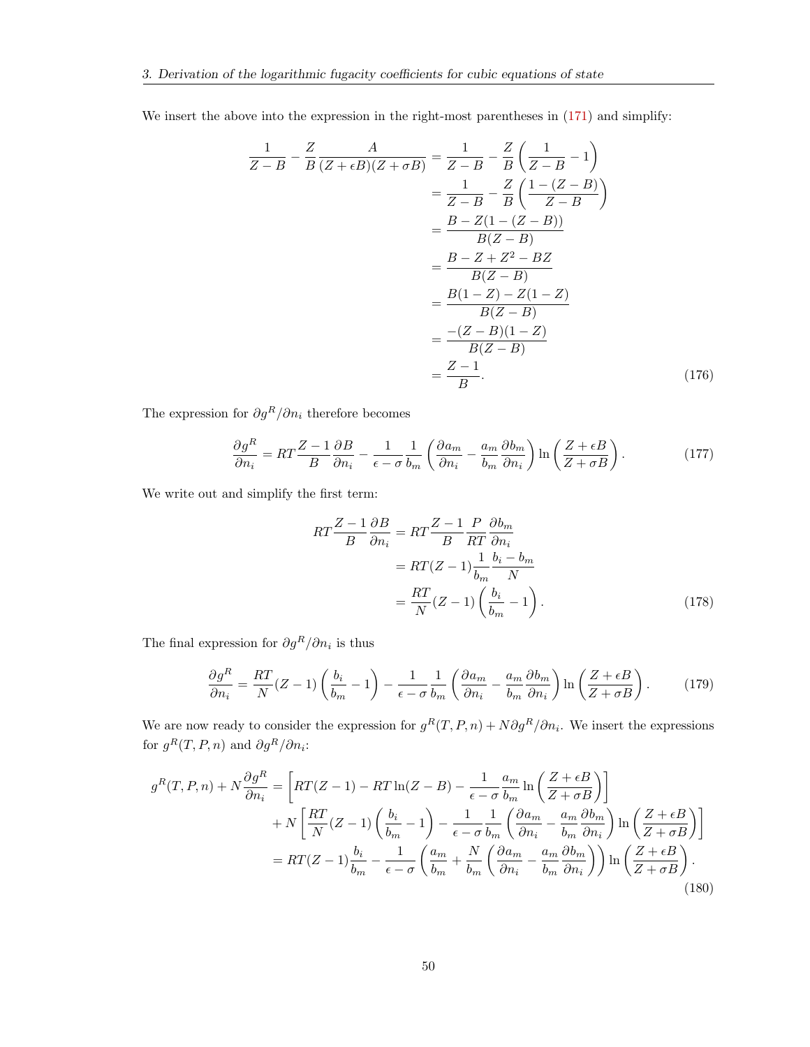We insert the above into the expression in the right-most parentheses in (171) and simplify:

$$
\begin{aligned}
\frac{1}{Z-B} - \frac{Z}{B}\frac{A}{(Z+\epsilon B)(Z+\sigma B)} &= \frac{1}{Z-B} - \frac{Z}{B}\left(\frac{1}{Z-B} - 1\right) \\
&= \frac{1}{Z-B} - \frac{Z}{B}\left(\frac{1-(Z-B)}{Z-B}\right) \\
&= \frac{B - Z(1-(Z-B))}{B(Z-B)} \\
&= \frac{B - Z + Z^2 - BZ}{B(Z-B)} \\
&= \frac{B(1-Z) - Z(1-Z)}{B(Z-B)} \\
&= \frac{-(Z-B)(1-Z)}{B(Z-B)} \\
&= \frac{Z-1}{B}.
\end{aligned} \tag{176}
$$

The expression for $\partial g^R/\partial n_i$ therefore becomes

$$
\frac{\partial g^R}{\partial n_i} = RT\frac{Z-1}{B}\frac{\partial B}{\partial n_i} - \frac{1}{\epsilon-\sigma}\frac{1}{b_m}\left(\frac{\partial a_m}{\partial n_i} - \frac{a_m}{b_m}\frac{\partial b_m}{\partial n_i}\right)\ln\left(\frac{Z+\epsilon B}{Z+\sigma B}\right). \tag{177}
$$

We write out and simplify the first term:

$$
\begin{aligned}
RT\frac{Z-1}{B}\frac{\partial B}{\partial n_i} &= RT\frac{Z-1}{B}\frac{P}{RT}\frac{\partial b_m}{\partial n_i} \\
&= RT(Z-1)\frac{1}{b_m}\frac{b_i - b_m}{N} \\
&= \frac{RT}{N}(Z-1)\left(\frac{b_i}{b_m} - 1\right).
\end{aligned} \tag{178}
$$

The final expression for $\partial g^R/\partial n_i$ is thus

$$
\frac{\partial g^R}{\partial n_i} = \frac{RT}{N}(Z-1)\left(\frac{b_i}{b_m} - 1\right) - \frac{1}{\epsilon-\sigma}\frac{1}{b_m}\left(\frac{\partial a_m}{\partial n_i} - \frac{a_m}{b_m}\frac{\partial b_m}{\partial n_i}\right)\ln\left(\frac{Z+\epsilon B}{Z+\sigma B}\right). \tag{179}
$$

We are now ready to consider the expression for $g^R(T,P,n) + N\partial g^R/\partial n_i$. We insert the expressions for $g^R(T,P,n)$ and $\partial g^R/\partial n_i$:

$$
\begin{aligned}
g^R(T,P,n) + N\frac{\partial g^R}{\partial n_i} &= \left[RT(Z-1) - RT\ln(Z-B) - \frac{1}{\epsilon-\sigma}\frac{a_m}{b_m}\ln\left(\frac{Z+\epsilon B}{Z+\sigma B}\right)\right] \\
&\quad + N\left[\frac{RT}{N}(Z-1)\left(\frac{b_i}{b_m} - 1\right) - \frac{1}{\epsilon-\sigma}\frac{1}{b_m}\left(\frac{\partial a_m}{\partial n_i} - \frac{a_m}{b_m}\frac{\partial b_m}{\partial n_i}\right)\ln\left(\frac{Z+\epsilon B}{Z+\sigma B}\right)\right] \\
&= RT(Z-1)\frac{b_i}{b_m} - \frac{1}{\epsilon-\sigma}\left(\frac{a_m}{b_m} + \frac{N}{b_m}\left(\frac{\partial a_m}{\partial n_i} - \frac{a_m}{b_m}\frac{\partial b_m}{\partial n_i}\right)\right)\ln\left(\frac{Z+\epsilon B}{Z+\sigma B}\right).
\end{aligned} \tag{180}
$$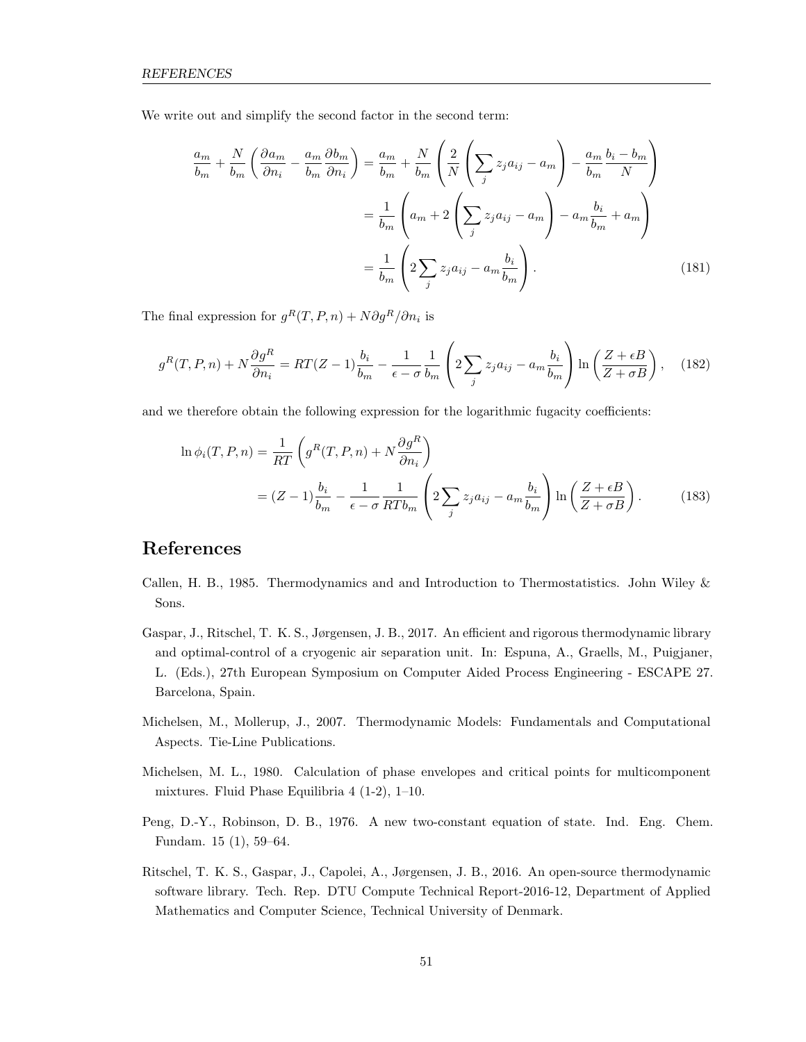We write out and simplify the second factor in the second term:

$$
\begin{aligned}
\frac{a_m}{b_m} + \frac{N}{b_m}\left(\frac{\partial a_m}{\partial n_i} - \frac{a_m}{b_m}\frac{\partial b_m}{\partial n_i}\right) &= \frac{a_m}{b_m} + \frac{N}{b_m}\left(\frac{2}{N}\left(\sum_j z_j a_{ij} - a_m\right) - \frac{a_m}{b_m}\frac{b_i - b_m}{N}\right) \\
&= \frac{1}{b_m}\left(a_m + 2\left(\sum_j z_j a_{ij} - a_m\right) - a_m \frac{b_i}{b_m} + a_m\right) \\
&= \frac{1}{b_m}\left(2\sum_j z_j a_{ij} - a_m \frac{b_i}{b_m}\right).
\end{aligned} \tag{181}
$$

The final expression for $g^R(T, P, n) + N\partial g^R/\partial n_i$ is

$$
g^R(T, P, n) + N\frac{\partial g^R}{\partial n_i} = RT(Z-1)\frac{b_i}{b_m} - \frac{1}{\epsilon - \sigma}\frac{1}{b_m}\left(2\sum_j z_j a_{ij} - a_m \frac{b_i}{b_m}\right)\ln\left(\frac{Z + \epsilon B}{Z + \sigma B}\right), \tag{182}
$$

and we therefore obtain the following expression for the logarithmic fugacity coefficients:

$$
\begin{aligned}
\ln \phi_i(T, P, n) &= \frac{1}{RT}\left(g^R(T, P, n) + N\frac{\partial g^R}{\partial n_i}\right) \\
&= (Z-1)\frac{b_i}{b_m} - \frac{1}{\epsilon - \sigma}\frac{1}{RTb_m}\left(2\sum_j z_j a_{ij} - a_m \frac{b_i}{b_m}\right)\ln\left(\frac{Z + \epsilon B}{Z + \sigma B}\right).
\end{aligned} \tag{183}
$$

# References

Callen, H. B., 1985. Thermodynamics and and Introduction to Thermostatistics. John Wiley & Sons.

Gaspar, J., Ritschel, T. K. S., Jørgensen, J. B., 2017. An efficient and rigorous thermodynamic library and optimal-control of a cryogenic air separation unit. In: Espuna, A., Graells, M., Puigjaner, L. (Eds.), 27th European Symposium on Computer Aided Process Engineering - ESCAPE 27. Barcelona, Spain.

Michelsen, M., Mollerup, J., 2007. Thermodynamic Models: Fundamentals and Computational Aspects. Tie-Line Publications.

Michelsen, M. L., 1980. Calculation of phase envelopes and critical points for multicomponent mixtures. Fluid Phase Equilibria 4 (1-2), 1–10.

Peng, D.-Y., Robinson, D. B., 1976. A new two-constant equation of state. Ind. Eng. Chem. Fundam. 15 (1), 59–64.

Ritschel, T. K. S., Gaspar, J., Capolei, A., Jørgensen, J. B., 2016. An open-source thermodynamic software library. Tech. Rep. DTU Compute Technical Report-2016-12, Department of Applied Mathematics and Computer Science, Technical University of Denmark.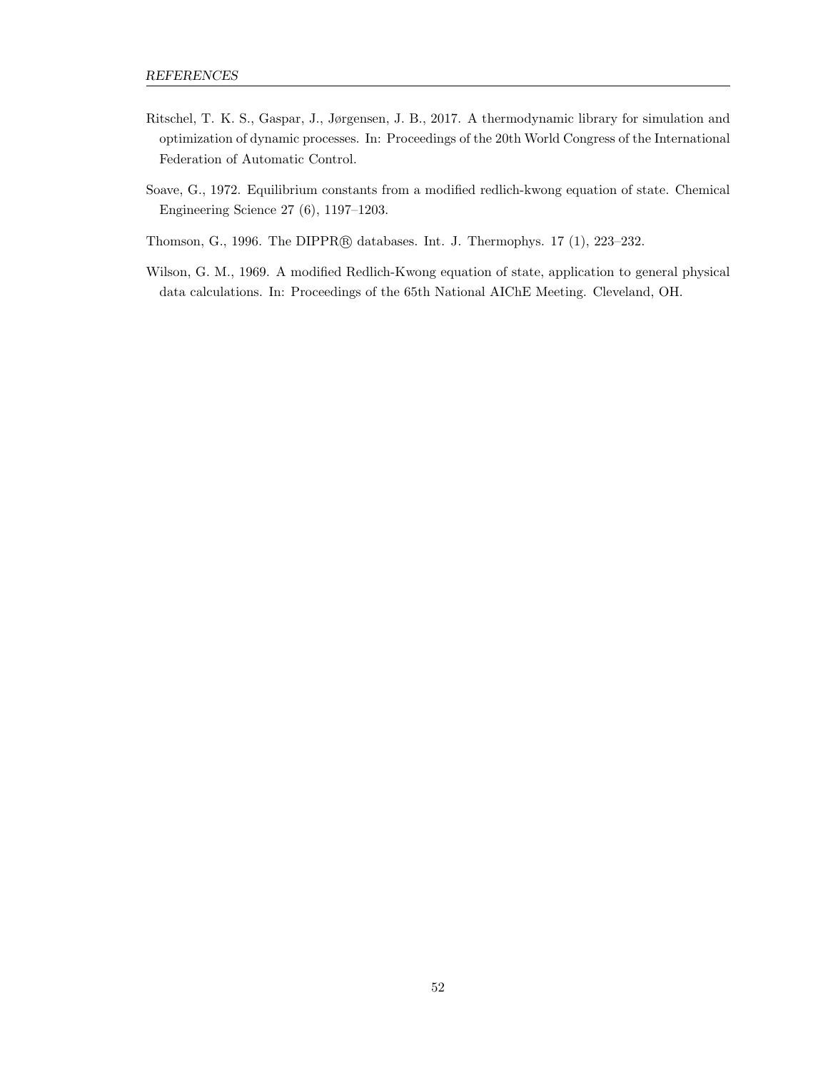Ritschel, T. K. S., Gaspar, J., Jørgensen, J. B., 2017. A thermodynamic library for simulation and optimization of dynamic processes. In: Proceedings of the 20th World Congress of the International Federation of Automatic Control.

Soave, G., 1972. Equilibrium constants from a modified redlich-kwong equation of state. Chemical Engineering Science 27 (6), 1197–1203.

Thomson, G., 1996. The DIPPR® databases. Int. J. Thermophys. 17 (1), 223–232.

Wilson, G. M., 1969. A modified Redlich-Kwong equation of state, application to general physical data calculations. In: Proceedings of the 65th National AIChE Meeting. Cleveland, OH.